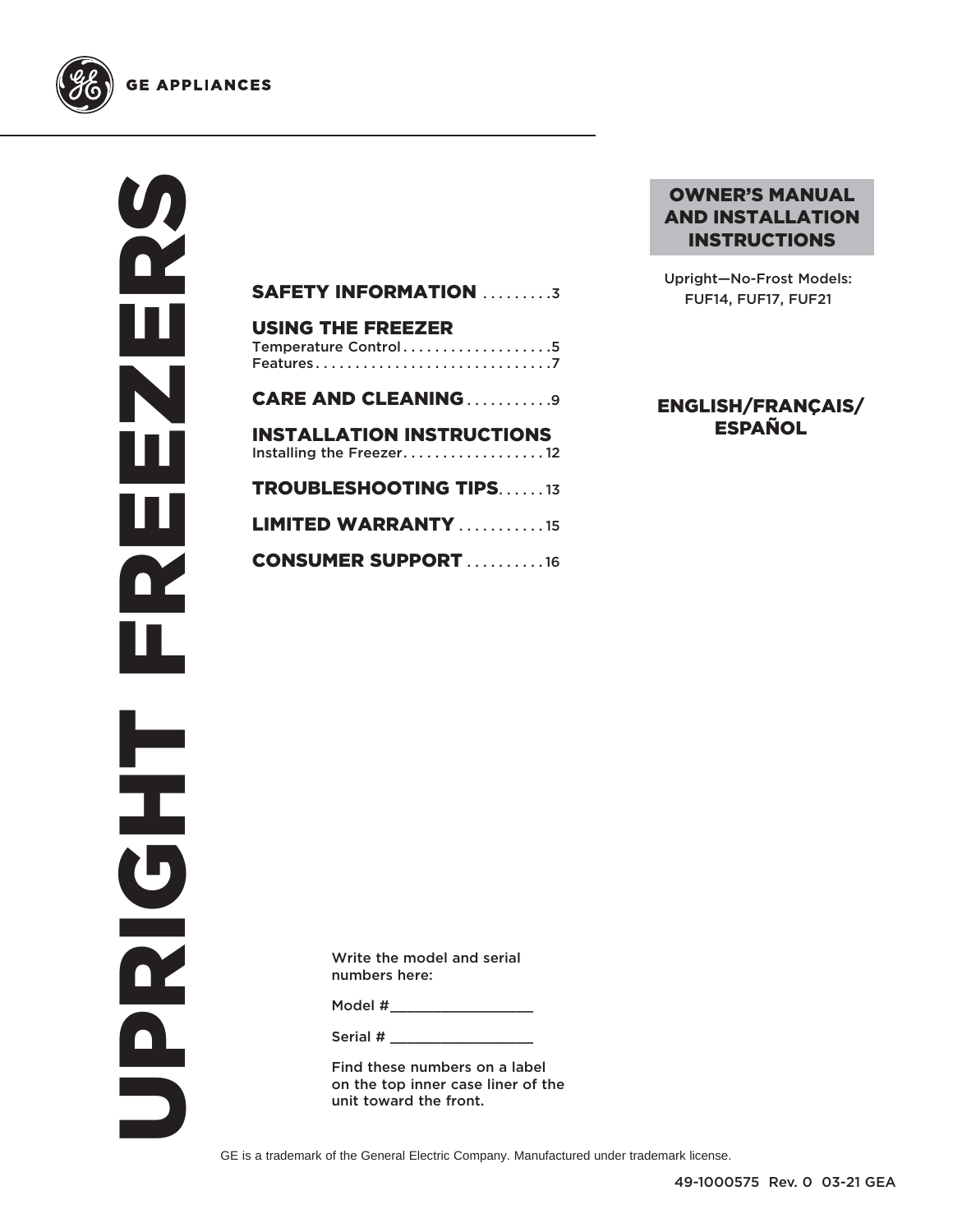GE APPLIANCES

# UPRIGHT FREEZERS

**OWNER'S MANUAL AND INSTALLATION INSTRUCTIONS**

Upright—No-Frost Models: FUF14, FUF17, FUF21

**ENGLISH/FRANÇAIS/ ESPAÑOL**

**SAFETY INFORMATION** .........3

**USING THE FREEZER**
Temperature Control...................5
Features..............................7

**CARE AND CLEANING**...........9

**INSTALLATION INSTRUCTIONS**
Installing the Freezer..................12

**TROUBLESHOOTING TIPS**......13

**LIMITED WARRANTY**...........15

**CONSUMER SUPPORT**..........16

Write the model and serial numbers here:

Model #_________________

Serial # _________________

Find these numbers on a label on the top inner case liner of the unit toward the front.

GE is a trademark of the General Electric Company. Manufactured under trademark license.

49-1000575 Rev. 0 03-21 GEA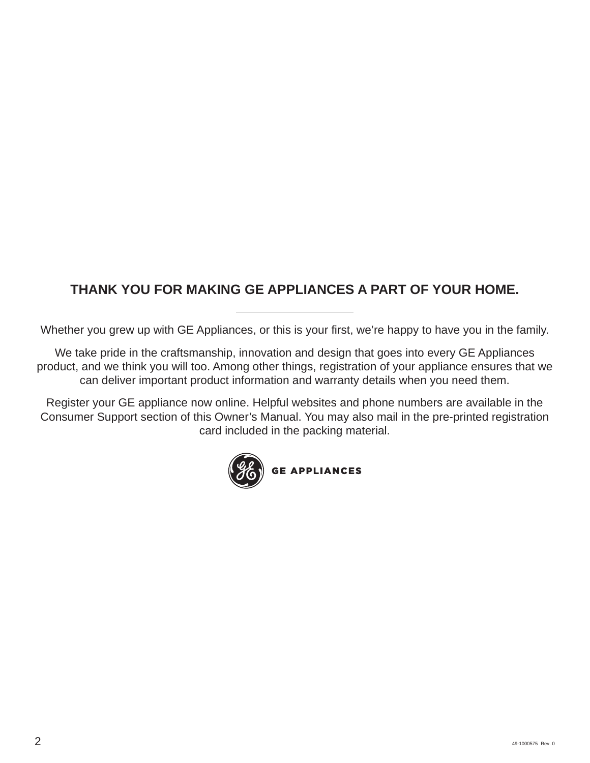## THANK YOU FOR MAKING GE APPLIANCES A PART OF YOUR HOME.

---

Whether you grew up with GE Appliances, or this is your first, we're happy to have you in the family.

We take pride in the craftsmanship, innovation and design that goes into every GE Appliances product, and we think you will too. Among other things, registration of your appliance ensures that we can deliver important product information and warranty details when you need them.

Register your GE appliance now online. Helpful websites and phone numbers are available in the Consumer Support section of this Owner's Manual. You may also mail in the pre-printed registration card included in the packing material.

GE APPLIANCES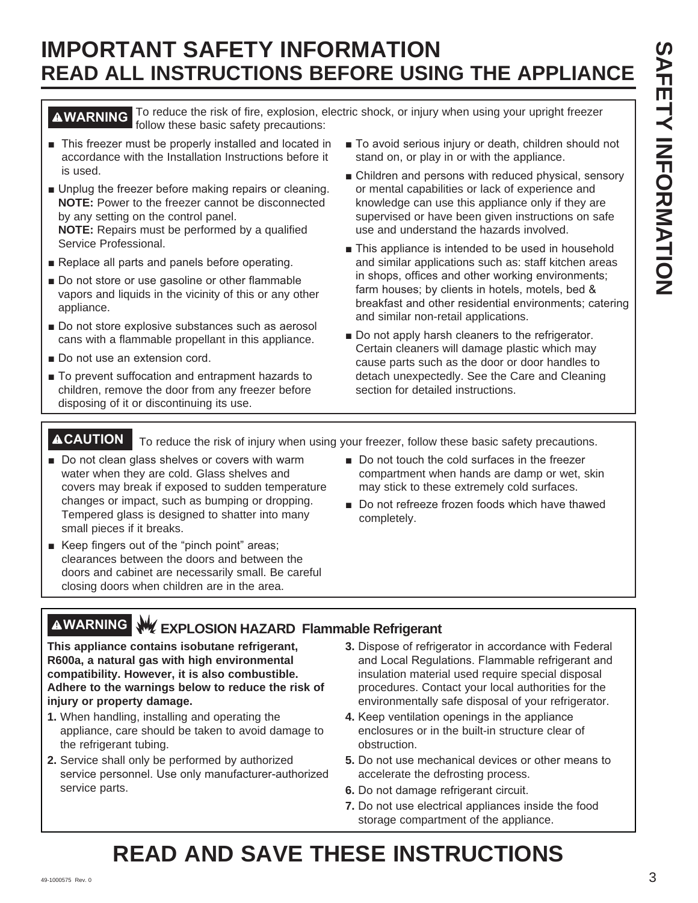# IMPORTANT SAFETY INFORMATION
## READ ALL INSTRUCTIONS BEFORE USING THE APPLIANCE

**⚠WARNING** To reduce the risk of fire, explosion, electric shock, or injury when using your upright freezer follow these basic safety precautions:

- This freezer must be properly installed and located in accordance with the Installation Instructions before it is used.
- Unplug the freezer before making repairs or cleaning. **NOTE:** Power to the freezer cannot be disconnected by any setting on the control panel. **NOTE:** Repairs must be performed by a qualified Service Professional.
- Replace all parts and panels before operating.
- Do not store or use gasoline or other flammable vapors and liquids in the vicinity of this or any other appliance.
- Do not store explosive substances such as aerosol cans with a flammable propellant in this appliance.
- Do not use an extension cord.
- To prevent suffocation and entrapment hazards to children, remove the door from any freezer before disposing of it or discontinuing its use.
- To avoid serious injury or death, children should not stand on, or play in or with the appliance.
- Children and persons with reduced physical, sensory or mental capabilities or lack of experience and knowledge can use this appliance only if they are supervised or have been given instructions on safe use and understand the hazards involved.
- This appliance is intended to be used in household and similar applications such as: staff kitchen areas in shops, offices and other working environments; farm houses; by clients in hotels, motels, bed & breakfast and other residential environments; catering and similar non-retail applications.
- Do not apply harsh cleaners to the refrigerator. Certain cleaners will damage plastic which may cause parts such as the door or door handles to detach unexpectedly. See the Care and Cleaning section for detailed instructions.

**⚠CAUTION** To reduce the risk of injury when using your freezer, follow these basic safety precautions.

- Do not clean glass shelves or covers with warm water when they are cold. Glass shelves and covers may break if exposed to sudden temperature changes or impact, such as bumping or dropping. Tempered glass is designed to shatter into many small pieces if it breaks.
- Keep fingers out of the "pinch point" areas; clearances between the doors and between the doors and cabinet are necessarily small. Be careful closing doors when children are in the area.
- Do not touch the cold surfaces in the freezer compartment when hands are damp or wet, skin may stick to these extremely cold surfaces.
- Do not refreeze frozen foods which have thawed completely.

**⚠WARNING** **EXPLOSION HAZARD Flammable Refrigerant**

**This appliance contains isobutane refrigerant, R600a, a natural gas with high environmental compatibility. However, it is also combustible. Adhere to the warnings below to reduce the risk of injury or property damage.**

1. When handling, installing and operating the appliance, care should be taken to avoid damage to the refrigerant tubing.
2. Service shall only be performed by authorized service personnel. Use only manufacturer-authorized service parts.
3. Dispose of refrigerator in accordance with Federal and Local Regulations. Flammable refrigerant and insulation material used require special disposal procedures. Contact your local authorities for the environmentally safe disposal of your refrigerator.
4. Keep ventilation openings in the appliance enclosures or in the built-in structure clear of obstruction.
5. Do not use mechanical devices or other means to accelerate the defrosting process.
6. Do not damage refrigerant circuit.
7. Do not use electrical appliances inside the food storage compartment of the appliance.

# READ AND SAVE THESE INSTRUCTIONS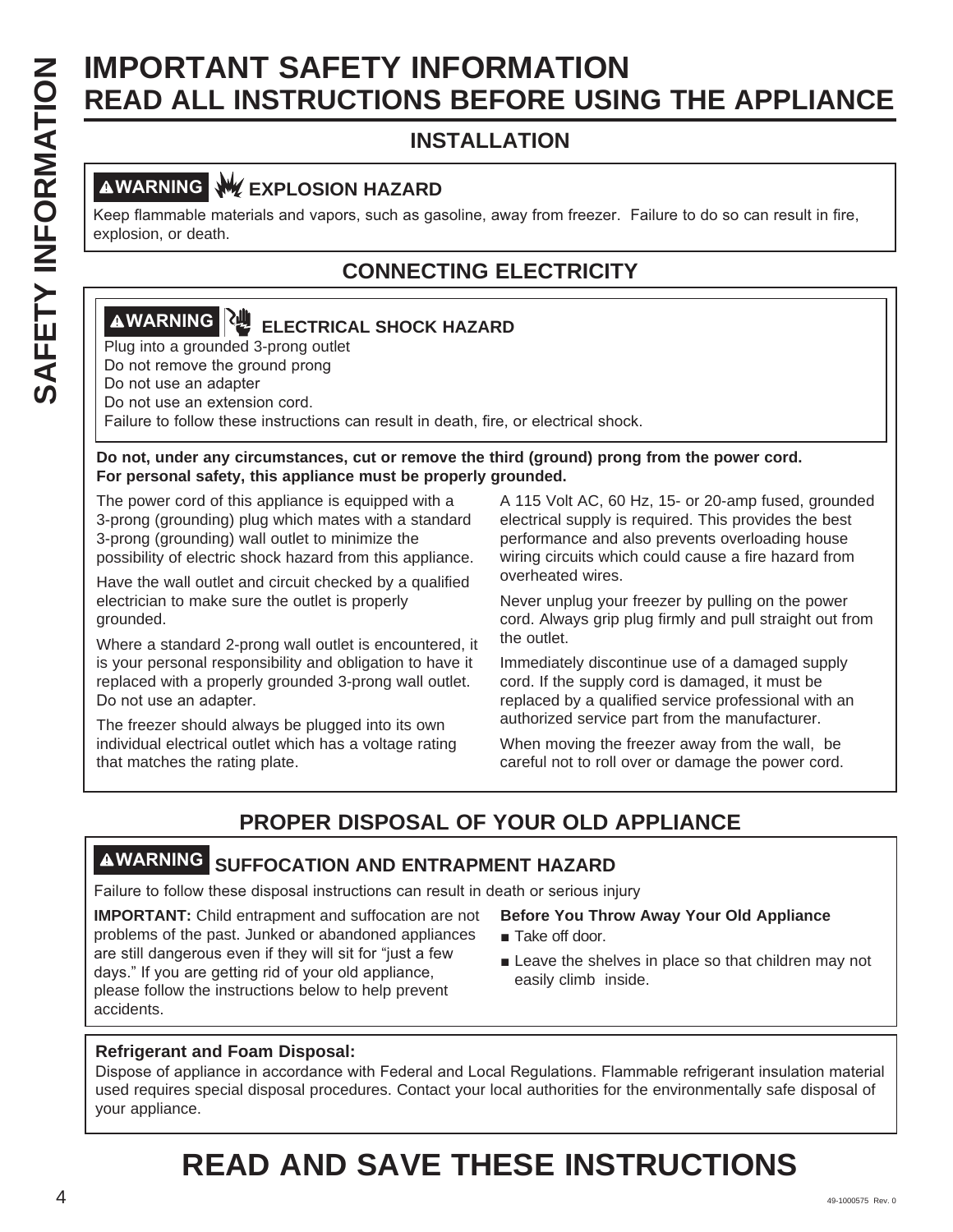# IMPORTANT SAFETY INFORMATION
# READ ALL INSTRUCTIONS BEFORE USING THE APPLIANCE

## INSTALLATION

**⚠WARNING** **EXPLOSION HAZARD**

Keep flammable materials and vapors, such as gasoline, away from freezer. Failure to do so can result in fire, explosion, or death.

## CONNECTING ELECTRICITY

**⚠WARNING** **ELECTRICAL SHOCK HAZARD**

Plug into a grounded 3-prong outlet
Do not remove the ground prong
Do not use an adapter
Do not use an extension cord.
Failure to follow these instructions can result in death, fire, or electrical shock.

**Do not, under any circumstances, cut or remove the third (ground) prong from the power cord. For personal safety, this appliance must be properly grounded.**

The power cord of this appliance is equipped with a 3-prong (grounding) plug which mates with a standard 3-prong (grounding) wall outlet to minimize the possibility of electric shock hazard from this appliance.

Have the wall outlet and circuit checked by a qualified electrician to make sure the outlet is properly grounded.

Where a standard 2-prong wall outlet is encountered, it is your personal responsibility and obligation to have it replaced with a properly grounded 3-prong wall outlet. Do not use an adapter.

The freezer should always be plugged into its own individual electrical outlet which has a voltage rating that matches the rating plate.

A 115 Volt AC, 60 Hz, 15- or 20-amp fused, grounded electrical supply is required. This provides the best performance and also prevents overloading house wiring circuits which could cause a fire hazard from overheated wires.

Never unplug your freezer by pulling on the power cord. Always grip plug firmly and pull straight out from the outlet.

Immediately discontinue use of a damaged supply cord. If the supply cord is damaged, it must be replaced by a qualified service professional with an authorized service part from the manufacturer.

When moving the freezer away from the wall, be careful not to roll over or damage the power cord.

## PROPER DISPOSAL OF YOUR OLD APPLIANCE

**⚠WARNING** **SUFFOCATION AND ENTRAPMENT HAZARD**

Failure to follow these disposal instructions can result in death or serious injury

**IMPORTANT:** Child entrapment and suffocation are not problems of the past. Junked or abandoned appliances are still dangerous even if they will sit for "just a few days." If you are getting rid of your old appliance, please follow the instructions below to help prevent accidents.

**Before You Throw Away Your Old Appliance**

- Take off door.
- Leave the shelves in place so that children may not easily climb inside.

**Refrigerant and Foam Disposal:**

Dispose of appliance in accordance with Federal and Local Regulations. Flammable refrigerant insulation material used requires special disposal procedures. Contact your local authorities for the environmentally safe disposal of your appliance.

# READ AND SAVE THESE INSTRUCTIONS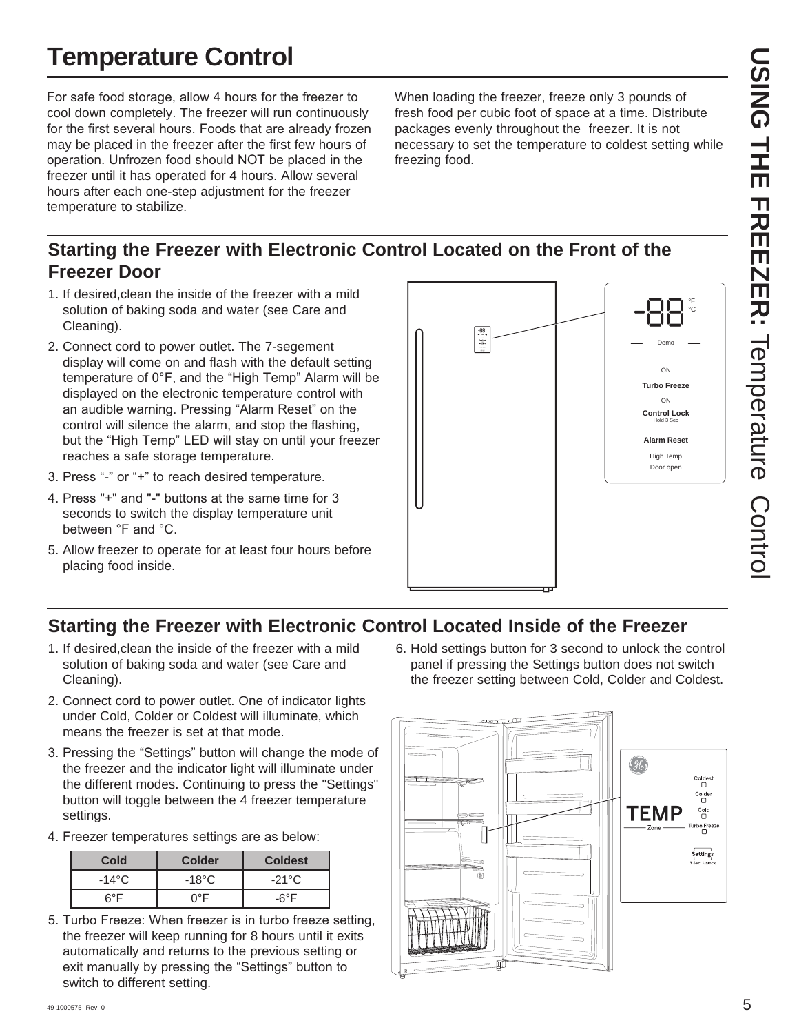# Temperature Control

For safe food storage, allow 4 hours for the freezer to cool down completely. The freezer will run continuously for the first several hours. Foods that are already frozen may be placed in the freezer after the first few hours of operation. Unfrozen food should NOT be placed in the freezer until it has operated for 4 hours. Allow several hours after each one-step adjustment for the freezer temperature to stabilize.

When loading the freezer, freeze only 3 pounds of fresh food per cubic foot of space at a time. Distribute packages evenly throughout the freezer. It is not necessary to set the temperature to coldest setting while freezing food.

## Starting the Freezer with Electronic Control Located on the Front of the Freezer Door

1. If desired,clean the inside of the freezer with a mild solution of baking soda and water (see Care and Cleaning).
2. Connect cord to power outlet. The 7-segement display will come on and flash with the default setting temperature of 0°F, and the "High Temp" Alarm will be displayed on the electronic temperature control with an audible warning. Pressing "Alarm Reset" on the control will silence the alarm, and stop the flashing, but the "High Temp" LED will stay on until your freezer reaches a safe storage temperature.
3. Press "-" or "+" to reach desired temperature.
4. Press "+" and "-" buttons at the same time for 3 seconds to switch the display temperature unit between °F and °C.
5. Allow freezer to operate for at least four hours before placing food inside.

## Starting the Freezer with Electronic Control Located Inside of the Freezer

1. If desired,clean the inside of the freezer with a mild solution of baking soda and water (see Care and Cleaning).
2. Connect cord to power outlet. One of indicator lights under Cold, Colder or Coldest will illuminate, which means the freezer is set at that mode.
3. Pressing the "Settings" button will change the mode of the freezer and the indicator light will illuminate under the different modes. Continuing to press the "Settings" button will toggle between the 4 freezer temperature settings.
4. Freezer temperatures settings are as below:

| Cold | Colder | Coldest |
|---|---|---|
| -14°C | -18°C | -21°C |
| 6°F | 0°F | -6°F |

5. Turbo Freeze: When freezer is in turbo freeze setting, the freezer will keep running for 8 hours until it exits automatically and returns to the previous setting or exit manually by pressing the "Settings" button to switch to different setting.
6. Hold settings button for 3 second to unlock the control panel if pressing the Settings button does not switch the freezer setting between Cold, Colder and Coldest.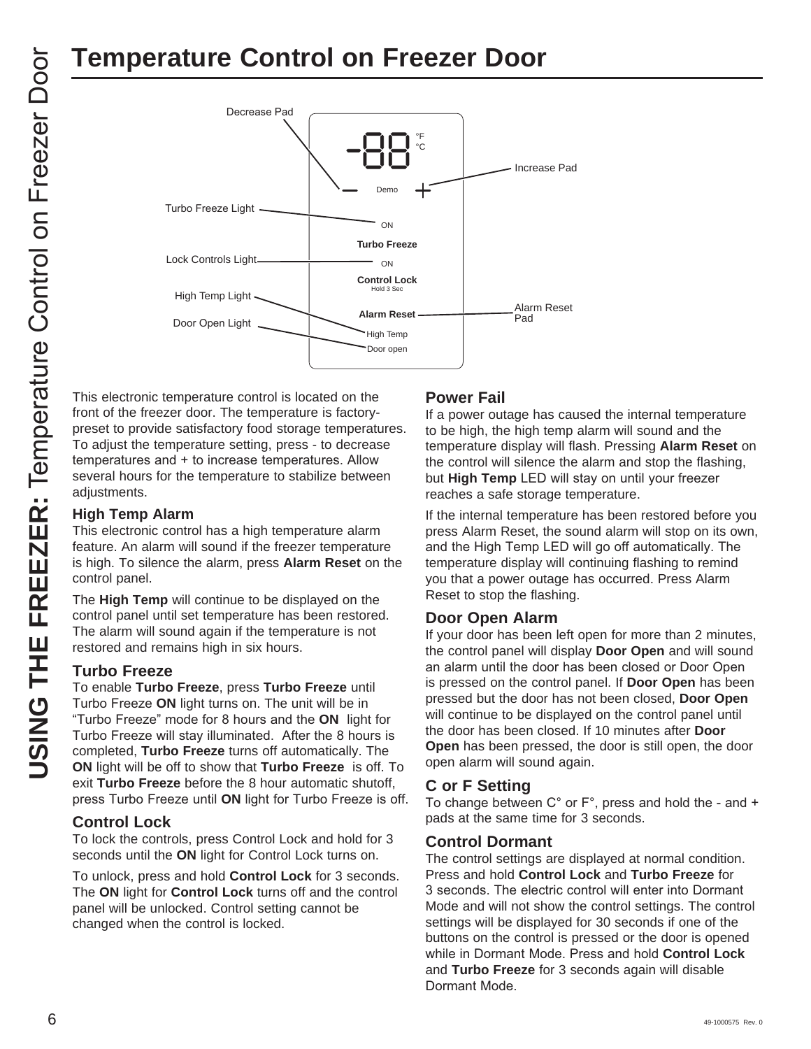# Temperature Control on Freezer Door

Decrease Pad

Increase Pad

Turbo Freeze Light

Lock Controls Light

High Temp Light

Door Open Light

Alarm Reset Pad

-88 °F °C

Demo

ON

Turbo Freeze

ON

Control Lock
Hold 3 Sec

Alarm Reset

High Temp

Door open

This electronic temperature control is located on the front of the freezer door. The temperature is factory-preset to provide satisfactory food storage temperatures. To adjust the temperature setting, press - to decrease temperatures and + to increase temperatures. Allow several hours for the temperature to stabilize between adjustments.

### High Temp Alarm

This electronic control has a high temperature alarm feature. An alarm will sound if the freezer temperature is high. To silence the alarm, press **Alarm Reset** on the control panel.

The **High Temp** will continue to be displayed on the control panel until set temperature has been restored. The alarm will sound again if the temperature is not restored and remains high in six hours.

### Turbo Freeze

To enable **Turbo Freeze**, press **Turbo Freeze** until Turbo Freeze **ON** light turns on. The unit will be in "Turbo Freeze" mode for 8 hours and the **ON** light for Turbo Freeze will stay illuminated. After the 8 hours is completed, **Turbo Freeze** turns off automatically. The **ON** light will be off to show that **Turbo Freeze** is off. To exit **Turbo Freeze** before the 8 hour automatic shutoff, press Turbo Freeze until **ON** light for Turbo Freeze is off.

### Control Lock

To lock the controls, press Control Lock and hold for 3 seconds until the **ON** light for Control Lock turns on.

To unlock, press and hold **Control Lock** for 3 seconds. The **ON** light for **Control Lock** turns off and the control panel will be unlocked. Control setting cannot be changed when the control is locked.

### Power Fail

If a power outage has caused the internal temperature to be high, the high temp alarm will sound and the temperature display will flash. Pressing **Alarm Reset** on the control will silence the alarm and stop the flashing, but **High Temp** LED will stay on until your freezer reaches a safe storage temperature.

If the internal temperature has been restored before you press Alarm Reset, the sound alarm will stop on its own, and the High Temp LED will go off automatically. The temperature display will continuing flashing to remind you that a power outage has occurred. Press Alarm Reset to stop the flashing.

### Door Open Alarm

If your door has been left open for more than 2 minutes, the control panel will display **Door Open** and will sound an alarm until the door has been closed or Door Open is pressed on the control panel. If **Door Open** has been pressed but the door has not been closed, **Door Open** will continue to be displayed on the control panel until the door has been closed. If 10 minutes after **Door Open** has been pressed, the door is still open, the door open alarm will sound again.

### C or F Setting

To change between C° or F°, press and hold the - and + pads at the same time for 3 seconds.

### Control Dormant

The control settings are displayed at normal condition. Press and hold **Control Lock** and **Turbo Freeze** for 3 seconds. The electric control will enter into Dormant Mode and will not show the control settings. The control settings will be displayed for 30 seconds if one of the buttons on the control is pressed or the door is opened while in Dormant Mode. Press and hold **Control Lock** and **Turbo Freeze** for 3 seconds again will disable Dormant Mode.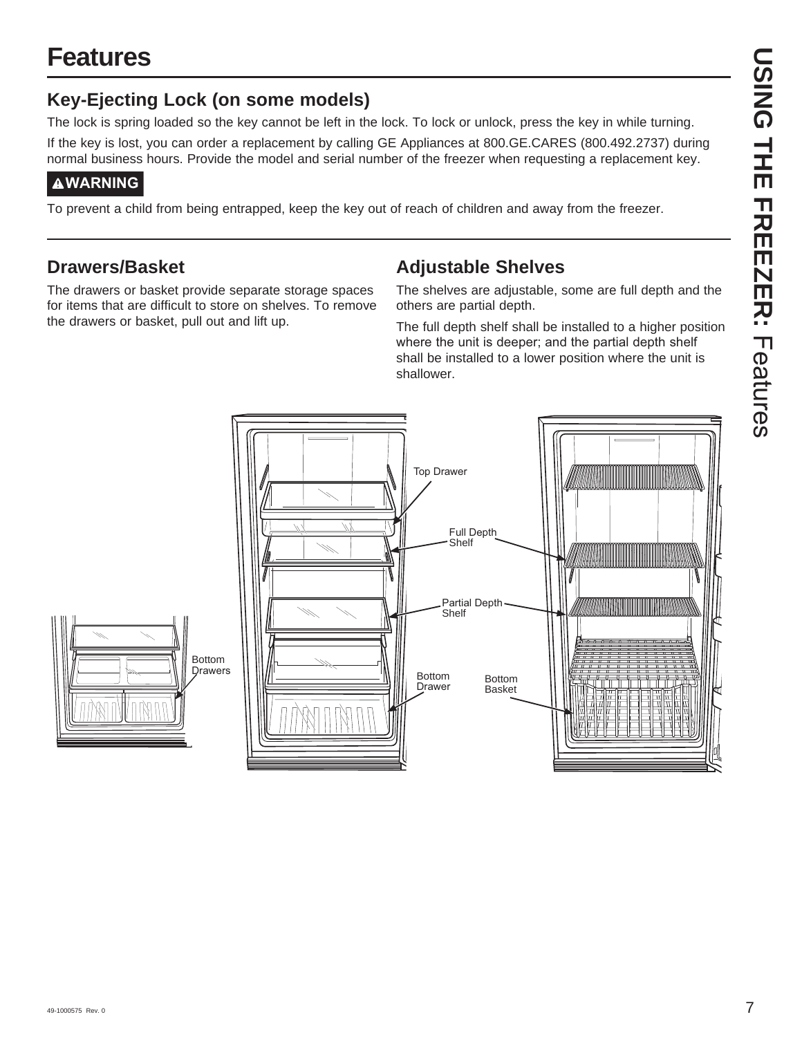# Features

## Key-Ejecting Lock (on some models)

The lock is spring loaded so the key cannot be left in the lock. To lock or unlock, press the key in while turning.

If the key is lost, you can order a replacement by calling GE Appliances at 800.GE.CARES (800.492.2737) during normal business hours. Provide the model and serial number of the freezer when requesting a replacement key.

**⚠WARNING**

To prevent a child from being entrapped, keep the key out of reach of children and away from the freezer.

## Drawers/Basket

The drawers or basket provide separate storage spaces for items that are difficult to store on shelves. To remove the drawers or basket, pull out and lift up.

## Adjustable Shelves

The shelves are adjustable, some are full depth and the others are partial depth.

The full depth shelf shall be installed to a higher position where the unit is deeper; and the partial depth shelf shall be installed to a lower position where the unit is shallower.

Top Drawer

Full Depth Shelf

Partial Depth Shelf

Bottom Drawers

Bottom Drawer

Bottom Basket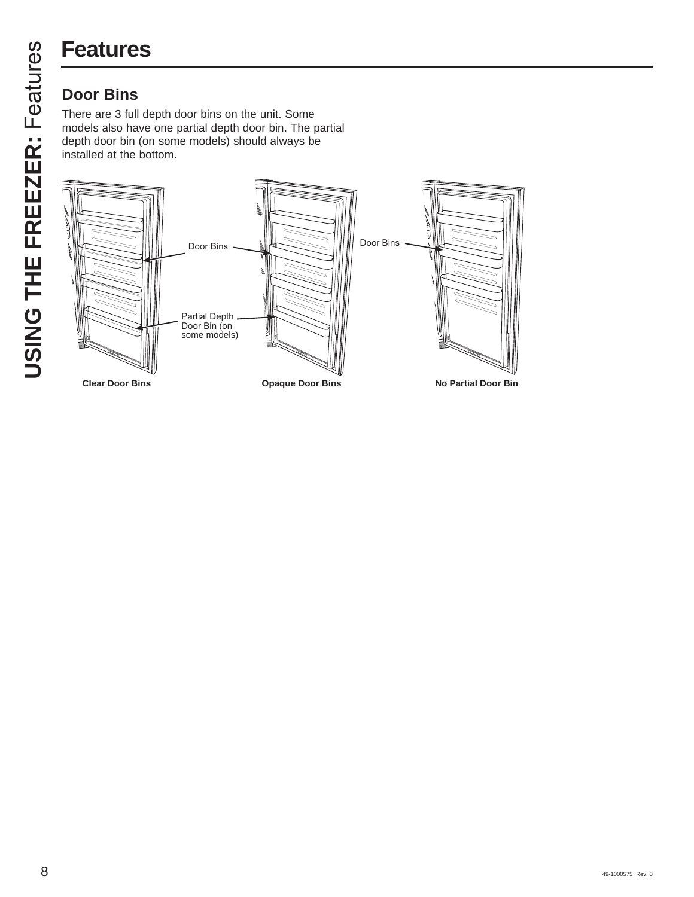# Features

## Door Bins

There are 3 full depth door bins on the unit. Some models also have one partial depth door bin. The partial depth door bin (on some models) should always be installed at the bottom.

Door Bins

Partial Depth Door Bin (on some models)

Door Bins

**Clear Door Bins** **Opaque Door Bins** **No Partial Door Bin**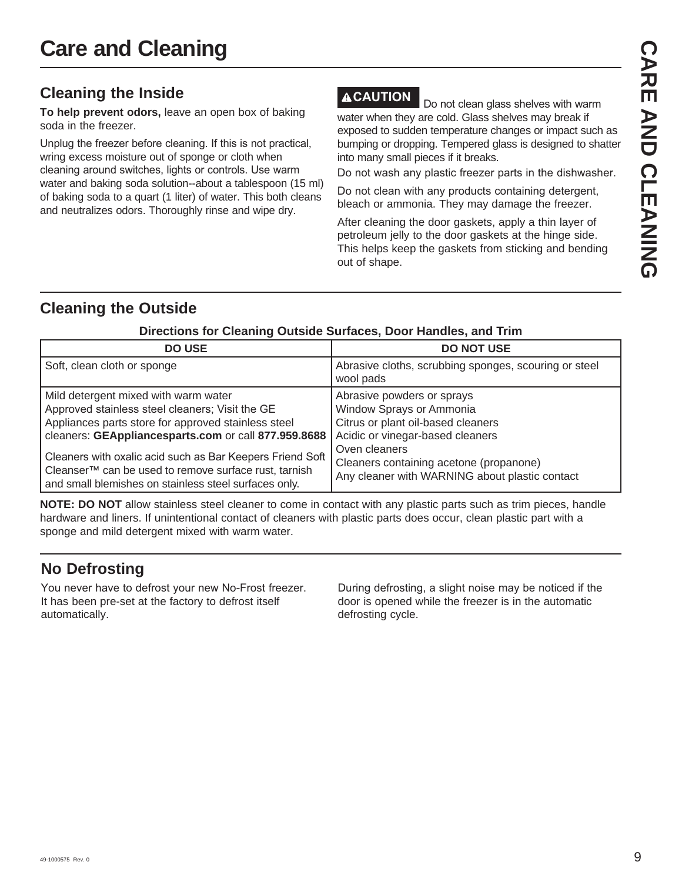# Care and Cleaning

## Cleaning the Inside

**To help prevent odors,** leave an open box of baking soda in the freezer.

Unplug the freezer before cleaning. If this is not practical, wring excess moisture out of sponge or cloth when cleaning around switches, lights or controls. Use warm water and baking soda solution--about a tablespoon (15 ml) of baking soda to a quart (1 liter) of water. This both cleans and neutralizes odors. Thoroughly rinse and wipe dry.

**⚠CAUTION** Do not clean glass shelves with warm water when they are cold. Glass shelves may break if exposed to sudden temperature changes or impact such as bumping or dropping. Tempered glass is designed to shatter into many small pieces if it breaks.

Do not wash any plastic freezer parts in the dishwasher.

Do not clean with any products containing detergent, bleach or ammonia. They may damage the freezer.

After cleaning the door gaskets, apply a thin layer of petroleum jelly to the door gaskets at the hinge side. This helps keep the gaskets from sticking and bending out of shape.

## Cleaning the Outside

**Directions for Cleaning Outside Surfaces, Door Handles, and Trim**

| DO USE | DO NOT USE |
|---|---|
| Soft, clean cloth or sponge | Abrasive cloths, scrubbing sponges, scouring or steel wool pads |
| Mild detergent mixed with warm water<br>Approved stainless steel cleaners; Visit the GE Appliances parts store for approved stainless steel cleaners: **GEAppliancesparts.com** or call **877.959.8688**<br><br>Cleaners with oxalic acid such as Bar Keepers Friend Soft Cleanser™ can be used to remove surface rust, tarnish and small blemishes on stainless steel surfaces only. | Abrasive powders or sprays<br>Window Sprays or Ammonia<br>Citrus or plant oil-based cleaners<br>Acidic or vinegar-based cleaners<br>Oven cleaners<br>Cleaners containing acetone (propanone)<br>Any cleaner with WARNING about plastic contact |

**NOTE: DO NOT** allow stainless steel cleaner to come in contact with any plastic parts such as trim pieces, handle hardware and liners. If unintentional contact of cleaners with plastic parts does occur, clean plastic part with a sponge and mild detergent mixed with warm water.

## No Defrosting

You never have to defrost your new No-Frost freezer. It has been pre-set at the factory to defrost itself automatically.

During defrosting, a slight noise may be noticed if the door is opened while the freezer is in the automatic defrosting cycle.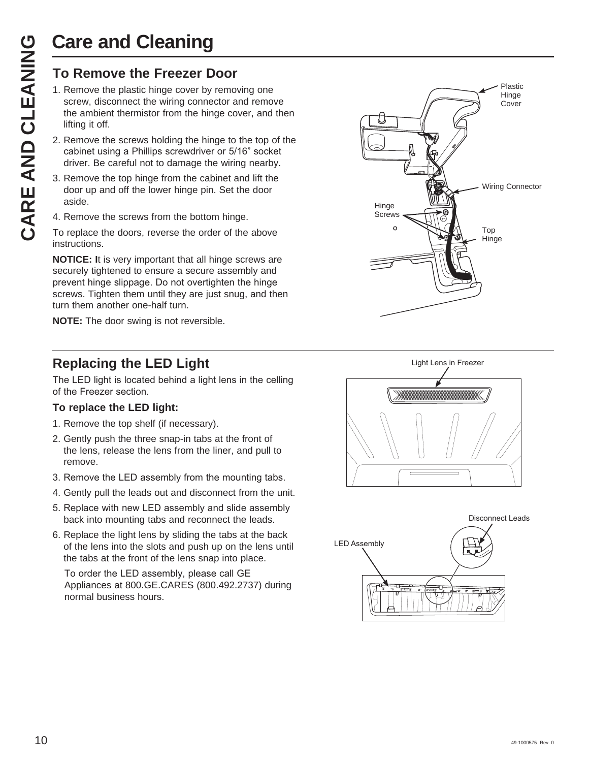# Care and Cleaning

## To Remove the Freezer Door

1. Remove the plastic hinge cover by removing one screw, disconnect the wiring connector and remove the ambient thermistor from the hinge cover, and then lifting it off.
2. Remove the screws holding the hinge to the top of the cabinet using a Phillips screwdriver or 5/16" socket driver. Be careful not to damage the wiring nearby.
3. Remove the top hinge from the cabinet and lift the door up and off the lower hinge pin. Set the door aside.
4. Remove the screws from the bottom hinge.

To replace the doors, reverse the order of the above instructions.

**NOTICE: I**t is very important that all hinge screws are securely tightened to ensure a secure assembly and prevent hinge slippage. Do not overtighten the hinge screws. Tighten them until they are just snug, and then turn them another one-half turn.

**NOTE:** The door swing is not reversible.

Plastic Hinge Cover

Wiring Connector

Hinge Screws

Top Hinge

## Replacing the LED Light

The LED light is located behind a light lens in the celling of the Freezer section.

### To replace the LED light:

1. Remove the top shelf (if necessary).
2. Gently push the three snap-in tabs at the front of the lens, release the lens from the liner, and pull to remove.
3. Remove the LED assembly from the mounting tabs.
4. Gently pull the leads out and disconnect from the unit.
5. Replace with new LED assembly and slide assembly back into mounting tabs and reconnect the leads.
6. Replace the light lens by sliding the tabs at the back of the lens into the slots and push up on the lens until the tabs at the front of the lens snap into place.

   To order the LED assembly, please call GE Appliances at 800.GE.CARES (800.492.2737) during normal business hours.

Light Lens in Freezer

Disconnect Leads

LED Assembly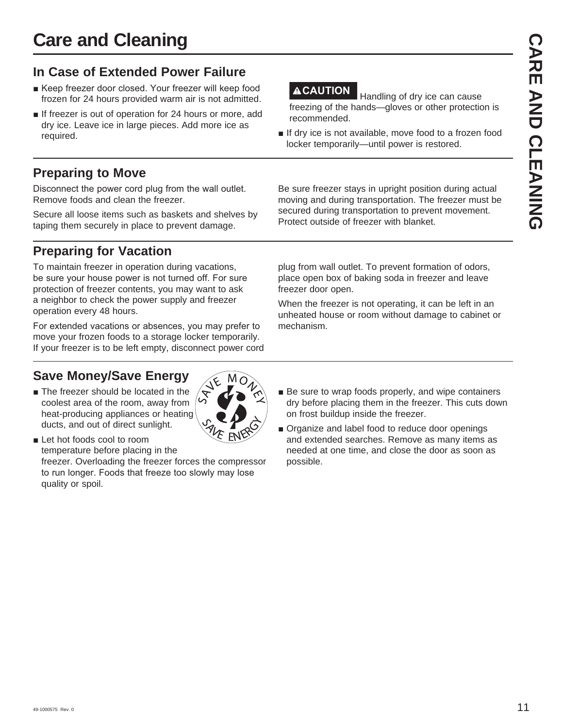# Care and Cleaning

## In Case of Extended Power Failure

- Keep freezer door closed. Your freezer will keep food frozen for 24 hours provided warm air is not admitted.
- If freezer is out of operation for 24 hours or more, add dry ice. Leave ice in large pieces. Add more ice as required.

**⚠CAUTION** Handling of dry ice can cause freezing of the hands—gloves or other protection is recommended.

- If dry ice is not available, move food to a frozen food locker temporarily—until power is restored.

## Preparing to Move

Disconnect the power cord plug from the wall outlet. Remove foods and clean the freezer.

Secure all loose items such as baskets and shelves by taping them securely in place to prevent damage.

Be sure freezer stays in upright position during actual moving and during transportation. The freezer must be secured during transportation to prevent movement. Protect outside of freezer with blanket.

## Preparing for Vacation

To maintain freezer in operation during vacations, be sure your house power is not turned off. For sure protection of freezer contents, you may want to ask a neighbor to check the power supply and freezer operation every 48 hours.

For extended vacations or absences, you may prefer to move your frozen foods to a storage locker temporarily. If your freezer is to be left empty, disconnect power cord plug from wall outlet. To prevent formation of odors, place open box of baking soda in freezer and leave freezer door open.

When the freezer is not operating, it can be left in an unheated house or room without damage to cabinet or mechanism.

## Save Money/Save Energy

- The freezer should be located in the coolest area of the room, away from heat-producing appliances or heating ducts, and out of direct sunlight.
- Let hot foods cool to room temperature before placing in the freezer. Overloading the freezer forces the compressor to run longer. Foods that freeze too slowly may lose quality or spoil.
- Be sure to wrap foods properly, and wipe containers dry before placing them in the freezer. This cuts down on frost buildup inside the freezer.
- Organize and label food to reduce door openings and extended searches. Remove as many items as needed at one time, and close the door as soon as possible.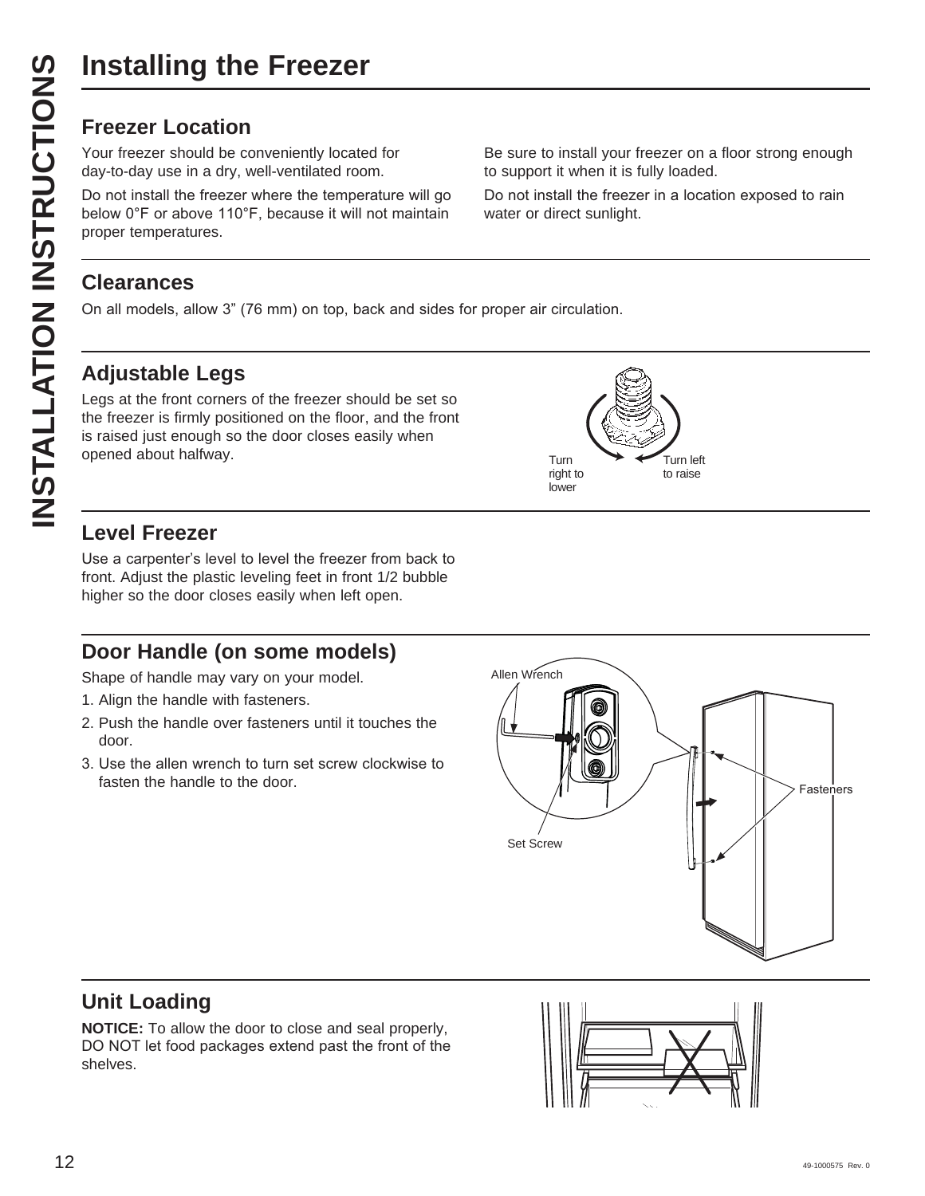# Installing the Freezer

## Freezer Location

Your freezer should be conveniently located for day-to-day use in a dry, well-ventilated room.

Do not install the freezer where the temperature will go below 0°F or above 110°F, because it will not maintain proper temperatures.

Be sure to install your freezer on a floor strong enough to support it when it is fully loaded.

Do not install the freezer in a location exposed to rain water or direct sunlight.

## Clearances

On all models, allow 3" (76 mm) on top, back and sides for proper air circulation.

## Adjustable Legs

Legs at the front corners of the freezer should be set so the freezer is firmly positioned on the floor, and the front is raised just enough so the door closes easily when opened about halfway.

Turn right to lower

Turn left to raise

## Level Freezer

Use a carpenter's level to level the freezer from back to front. Adjust the plastic leveling feet in front 1/2 bubble higher so the door closes easily when left open.

## Door Handle (on some models)

Shape of handle may vary on your model.

1. Align the handle with fasteners.
2. Push the handle over fasteners until it touches the door.
3. Use the allen wrench to turn set screw clockwise to fasten the handle to the door.

Allen Wrench

Set Screw

Fasteners

## Unit Loading

**NOTICE:** To allow the door to close and seal properly, DO NOT let food packages extend past the front of the shelves.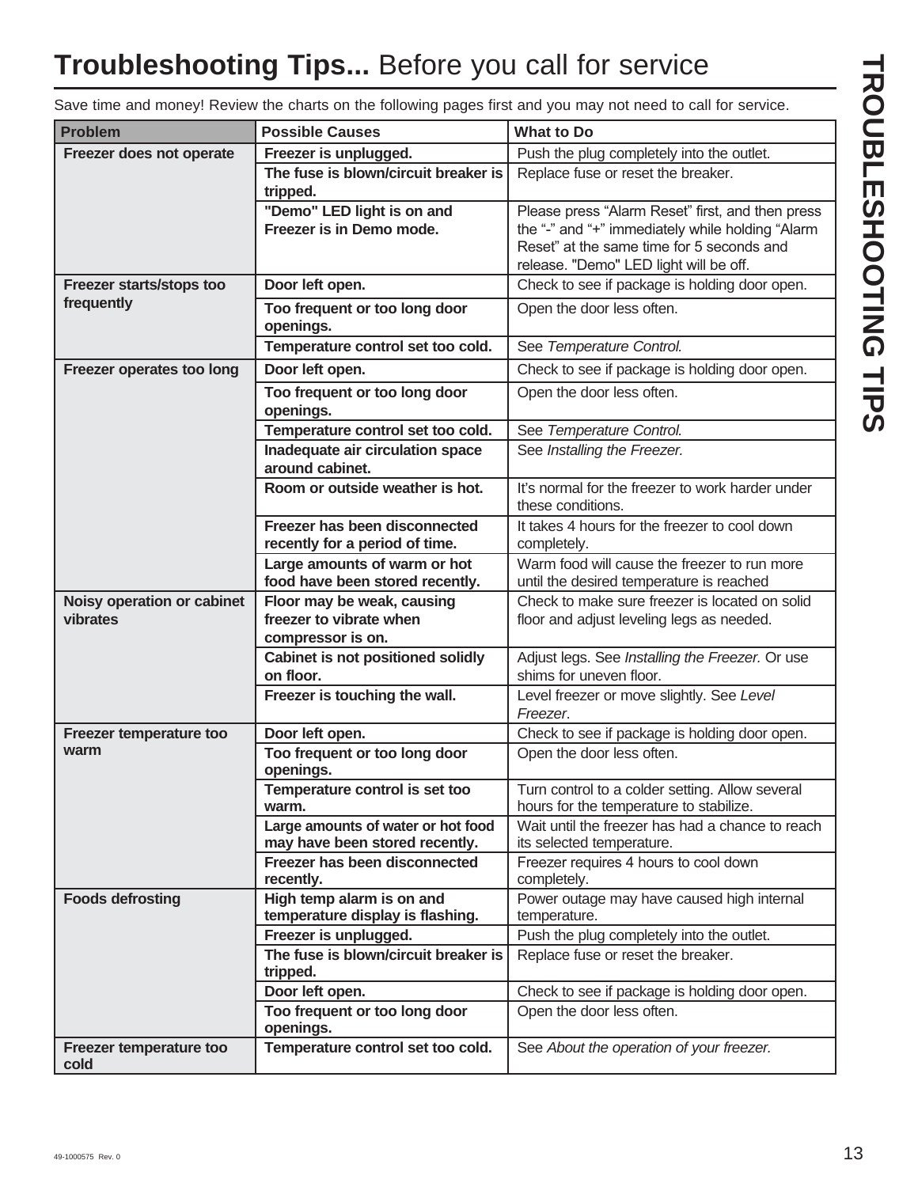# **Troubleshooting Tips...** Before you call for service

Save time and money! Review the charts on the following pages first and you may not need to call for service.

| Problem | Possible Causes | What to Do |
|---|---|---|
| **Freezer does not operate** | **Freezer is unplugged.** | Push the plug completely into the outlet. |
| | **The fuse is blown/circuit breaker is tripped.** | Replace fuse or reset the breaker. |
| | **"Demo" LED light is on and Freezer is in Demo mode.** | Please press "Alarm Reset" first, and then press the "-" and "+" immediately while holding "Alarm Reset" at the same time for 5 seconds and release. "Demo" LED light will be off. |
| **Freezer starts/stops too frequently** | **Door left open.** | Check to see if package is holding door open. |
| | **Too frequent or too long door openings.** | Open the door less often. |
| | **Temperature control set too cold.** | See *Temperature Control.* |
| **Freezer operates too long** | **Door left open.** | Check to see if package is holding door open. |
| | **Too frequent or too long door openings.** | Open the door less often. |
| | **Temperature control set too cold.** | See *Temperature Control.* |
| | **Inadequate air circulation space around cabinet.** | See *Installing the Freezer.* |
| | **Room or outside weather is hot.** | It's normal for the freezer to work harder under these conditions. |
| | **Freezer has been disconnected recently for a period of time.** | It takes 4 hours for the freezer to cool down completely. |
| | **Large amounts of warm or hot food have been stored recently.** | Warm food will cause the freezer to run more until the desired temperature is reached |
| **Noisy operation or cabinet vibrates** | **Floor may be weak, causing freezer to vibrate when compressor is on.** | Check to make sure freezer is located on solid floor and adjust leveling legs as needed. |
| | **Cabinet is not positioned solidly on floor.** | Adjust legs. See *Installing the Freezer.* Or use shims for uneven floor. |
| | **Freezer is touching the wall.** | Level freezer or move slightly. See *Level Freezer*. |
| **Freezer temperature too warm** | **Door left open.** | Check to see if package is holding door open. |
| | **Too frequent or too long door openings.** | Open the door less often. |
| | **Temperature control is set too warm.** | Turn control to a colder setting. Allow several hours for the temperature to stabilize. |
| | **Large amounts of water or hot food may have been stored recently.** | Wait until the freezer has had a chance to reach its selected temperature. |
| | **Freezer has been disconnected recently.** | Freezer requires 4 hours to cool down completely. |
| **Foods defrosting** | **High temp alarm is on and temperature display is flashing.** | Power outage may have caused high internal temperature. |
| | **Freezer is unplugged.** | Push the plug completely into the outlet. |
| | **The fuse is blown/circuit breaker is tripped.** | Replace fuse or reset the breaker. |
| | **Door left open.** | Check to see if package is holding door open. |
| | **Too frequent or too long door openings.** | Open the door less often. |
| **Freezer temperature too cold** | **Temperature control set too cold.** | See *About the operation of your freezer.* |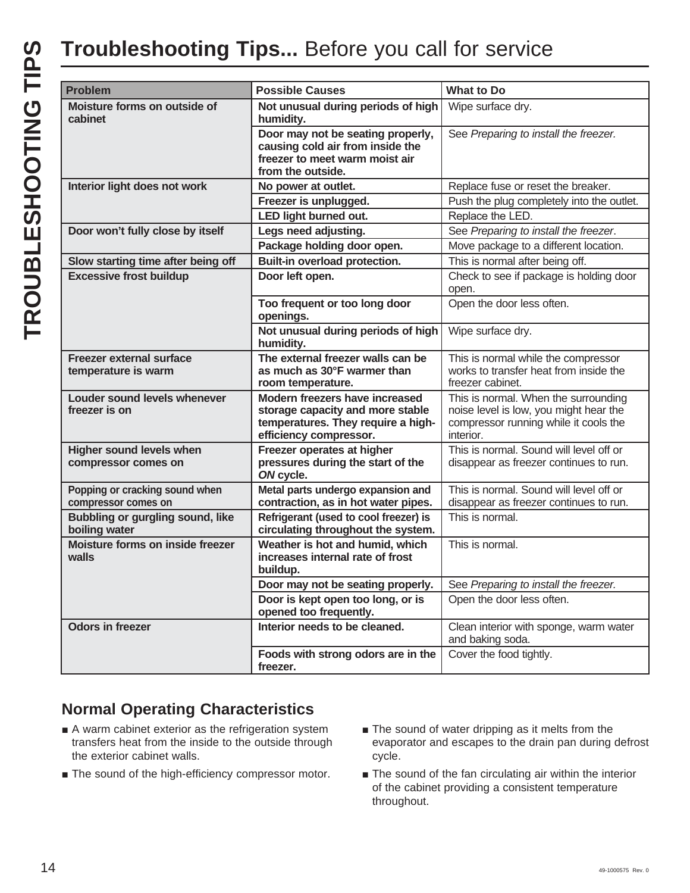# **Troubleshooting Tips...** Before you call for service

| Problem | Possible Causes | What to Do |
|---|---|---|
| **Moisture forms on outside of cabinet** | **Not unusual during periods of high humidity.** | Wipe surface dry. |
| | **Door may not be seating properly, causing cold air from inside the freezer to meet warm moist air from the outside.** | See *Preparing to install the freezer.* |
| **Interior light does not work** | **No power at outlet.** | Replace fuse or reset the breaker. |
| | **Freezer is unplugged.** | Push the plug completely into the outlet. |
| | **LED light burned out.** | Replace the LED. |
| **Door won't fully close by itself** | **Legs need adjusting.** | See *Preparing to install the freezer*. |
| | **Package holding door open.** | Move package to a different location. |
| **Slow starting time after being off** | **Built-in overload protection.** | This is normal after being off. |
| **Excessive frost buildup** | **Door left open.** | Check to see if package is holding door open. |
| | **Too frequent or too long door openings.** | Open the door less often. |
| | **Not unusual during periods of high humidity.** | Wipe surface dry. |
| **Freezer external surface temperature is warm** | **The external freezer walls can be as much as 30°F warmer than room temperature.** | This is normal while the compressor works to transfer heat from inside the freezer cabinet. |
| **Louder sound levels whenever freezer is on** | **Modern freezers have increased storage capacity and more stable temperatures. They require a high-efficiency compressor.** | This is normal. When the surrounding noise level is low, you might hear the compressor running while it cools the interior. |
| **Higher sound levels when compressor comes on** | **Freezer operates at higher pressures during the start of the *ON* cycle.** | This is normal. Sound will level off or disappear as freezer continues to run. |
| **Popping or cracking sound when compressor comes on** | **Metal parts undergo expansion and contraction, as in hot water pipes.** | This is normal. Sound will level off or disappear as freezer continues to run. |
| **Bubbling or gurgling sound, like boiling water** | **Refrigerant (used to cool freezer) is circulating throughout the system.** | This is normal. |
| **Moisture forms on inside freezer walls** | **Weather is hot and humid, which increases internal rate of frost buildup.** | This is normal. |
| | **Door may not be seating properly.** | See *Preparing to install the freezer.* |
| | **Door is kept open too long, or is opened too frequently.** | Open the door less often. |
| **Odors in freezer** | **Interior needs to be cleaned.** | Clean interior with sponge, warm water and baking soda. |
| | **Foods with strong odors are in the freezer.** | Cover the food tightly. |

## Normal Operating Characteristics

- A warm cabinet exterior as the refrigeration system transfers heat from the inside to the outside through the exterior cabinet walls.
- The sound of the high-efficiency compressor motor.
- The sound of water dripping as it melts from the evaporator and escapes to the drain pan during defrost cycle.
- The sound of the fan circulating air within the interior of the cabinet providing a consistent temperature throughout.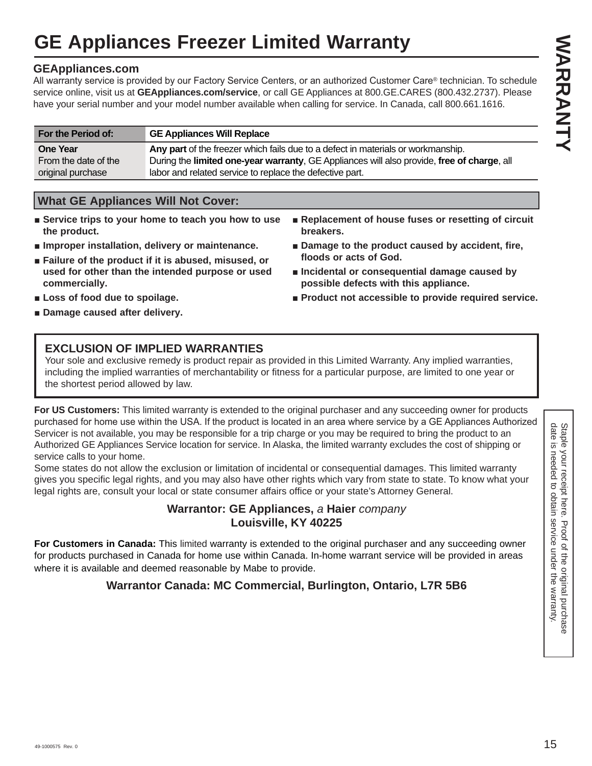# GE Appliances Freezer Limited Warranty

WARRANTY

## GEAppliances.com

All warranty service is provided by our Factory Service Centers, or an authorized Customer Care® technician. To schedule service online, visit us at **GEAppliances.com/service**, or call GE Appliances at 800.GE.CARES (800.432.2737). Please have your serial number and your model number available when calling for service. In Canada, call 800.661.1616.

| For the Period of: | GE Appliances Will Replace |
|---|---|
| **One Year**<br>From the date of the original purchase | **Any part** of the freezer which fails due to a defect in materials or workmanship.<br>During the **limited one-year warranty**, GE Appliances will also provide, **free of charge**, all labor and related service to replace the defective part. |

## What GE Appliances Will Not Cover:

- **Service trips to your home to teach you how to use the product.**
- **Improper installation, delivery or maintenance.**
- **Failure of the product if it is abused, misused, or used for other than the intended purpose or used commercially.**
- **Loss of food due to spoilage.**
- **Damage caused after delivery.**
- **Replacement of house fuses or resetting of circuit breakers.**
- **Damage to the product caused by accident, fire, floods or acts of God.**
- **Incidental or consequential damage caused by possible defects with this appliance.**
- **Product not accessible to provide required service.**

### EXCLUSION OF IMPLIED WARRANTIES

Your sole and exclusive remedy is product repair as provided in this Limited Warranty. Any implied warranties, including the implied warranties of merchantability or fitness for a particular purpose, are limited to one year or the shortest period allowed by law.

**For US Customers:** This limited warranty is extended to the original purchaser and any succeeding owner for products purchased for home use within the USA. If the product is located in an area where service by a GE Appliances Authorized Servicer is not available, you may be responsible for a trip charge or you may be required to bring the product to an Authorized GE Appliances Service location for service. In Alaska, the limited warranty excludes the cost of shipping or service calls to your home.

Some states do not allow the exclusion or limitation of incidental or consequential damages. This limited warranty gives you specific legal rights, and you may also have other rights which vary from state to state. To know what your legal rights are, consult your local or state consumer affairs office or your state's Attorney General.

**Warrantor: GE Appliances,** *a* **Haier** *company*
**Louisville, KY 40225**

**For Customers in Canada:** This limited warranty is extended to the original purchaser and any succeeding owner for products purchased in Canada for home use within Canada. In-home warrant service will be provided in areas where it is available and deemed reasonable by Mabe to provide.

**Warrantor Canada: MC Commercial, Burlington, Ontario, L7R 5B6**

Staple your receipt here. Proof of the original purchase date is needed to obtain service under the warranty.

49-1000575 Rev. 0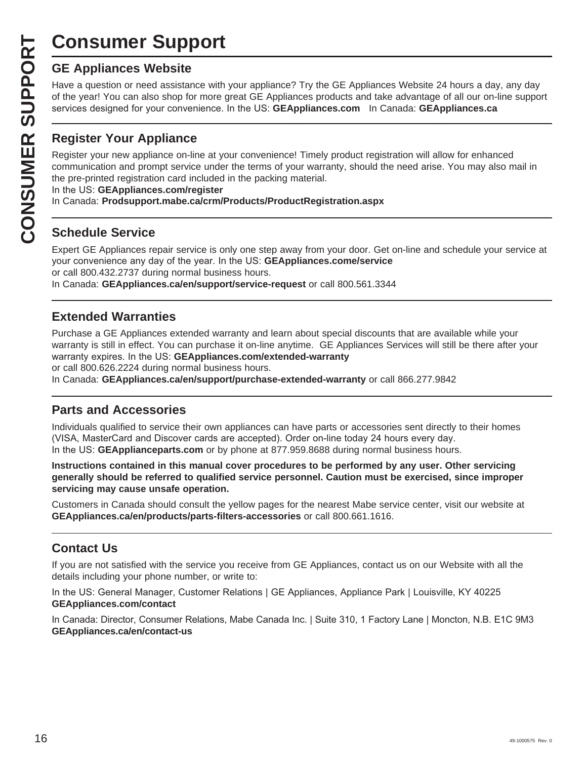# Consumer Support

## GE Appliances Website

Have a question or need assistance with your appliance? Try the GE Appliances Website 24 hours a day, any day of the year! You can also shop for more great GE Appliances products and take advantage of all our on-line support services designed for your convenience. In the US: **GEAppliances.com** In Canada: **GEAppliances.ca**

## Register Your Appliance

Register your new appliance on-line at your convenience! Timely product registration will allow for enhanced communication and prompt service under the terms of your warranty, should the need arise. You may also mail in the pre-printed registration card included in the packing material.
In the US: **GEAppliances.com/register**
In Canada: **Prodsupport.mabe.ca/crm/Products/ProductRegistration.aspx**

## Schedule Service

Expert GE Appliances repair service is only one step away from your door. Get on-line and schedule your service at your convenience any day of the year. In the US: **GEAppliances.come/service**
or call 800.432.2737 during normal business hours.
In Canada: **GEAppliances.ca/en/support/service-request** or call 800.561.3344

## Extended Warranties

Purchase a GE Appliances extended warranty and learn about special discounts that are available while your warranty is still in effect. You can purchase it on-line anytime. GE Appliances Services will still be there after your warranty expires. In the US: **GEAppliances.com/extended-warranty**
or call 800.626.2224 during normal business hours.
In Canada: **GEAppliances.ca/en/support/purchase-extended-warranty** or call 866.277.9842

## Parts and Accessories

Individuals qualified to service their own appliances can have parts or accessories sent directly to their homes (VISA, MasterCard and Discover cards are accepted). Order on-line today 24 hours every day.
In the US: **GEApplianceparts.com** or by phone at 877.959.8688 during normal business hours.

**Instructions contained in this manual cover procedures to be performed by any user. Other servicing generally should be referred to qualified service personnel. Caution must be exercised, since improper servicing may cause unsafe operation.**

Customers in Canada should consult the yellow pages for the nearest Mabe service center, visit our website at **GEAppliances.ca/en/products/parts-filters-accessories** or call 800.661.1616.

## Contact Us

If you are not satisfied with the service you receive from GE Appliances, contact us on our Website with all the details including your phone number, or write to:

In the US: General Manager, Customer Relations | GE Appliances, Appliance Park | Louisville, KY 40225
**GEAppliances.com/contact**

In Canada: Director, Consumer Relations, Mabe Canada Inc. | Suite 310, 1 Factory Lane | Moncton, N.B. E1C 9M3
**GEAppliances.ca/en/contact-us**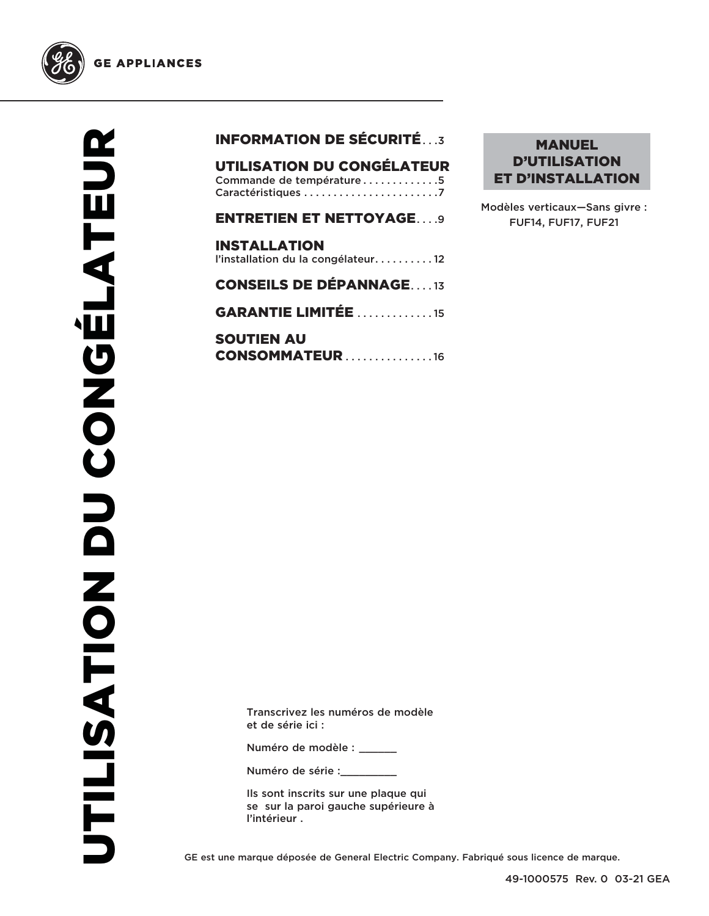GE APPLIANCES

# UTILISATION DU CONGÉLATEUR

**INFORMATION DE SÉCURITÉ** . . . 3

**UTILISATION DU CONGÉLATEUR**
Commande de température . . . . . . . . . . . . 5
Caractéristiques . . . . . . . . . . . . . . . . . . . . . . . 7

**ENTRETIEN ET NETTOYAGE** . . . . 9

**INSTALLATION**
l'installation du la congélateur. . . . . . . . . . 12

**CONSEILS DE DÉPANNAGE** . . . . 13

**GARANTIE LIMITÉE** . . . . . . . . . . . . . 15

**SOUTIEN AU CONSOMMATEUR** . . . . . . . . . . . . . . . 16

**MANUEL D'UTILISATION ET D'INSTALLATION**

Modèles verticaux—Sans givre :
FUF14, FUF17, FUF21

Transcrivez les numéros de modèle et de série ici :

Numéro de modèle : _______

Numéro de série :__________

Ils sont inscrits sur une plaque qui se sur la paroi gauche supérieure à l'intérieur .

GE est une marque déposée de General Electric Company. Fabriqué sous licence de marque.

49-1000575 Rev. 0 03-21 GEA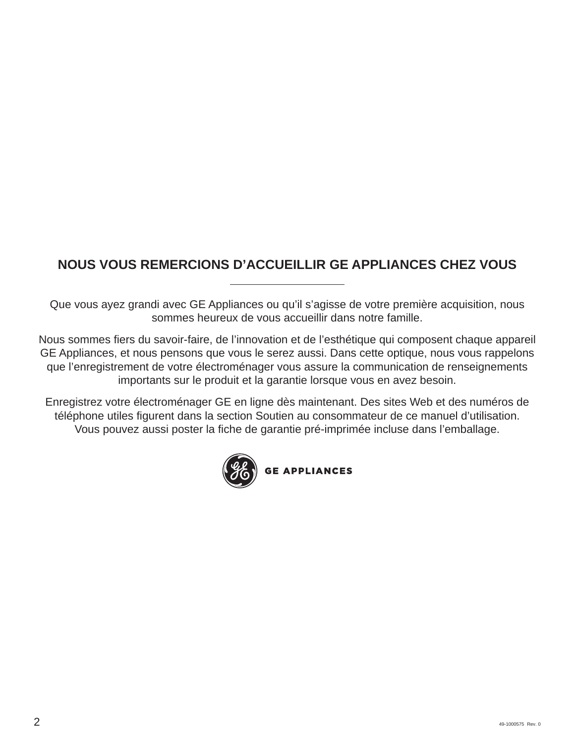# NOUS VOUS REMERCIONS D'ACCUEILLIR GE APPLIANCES CHEZ VOUS

---

Que vous ayez grandi avec GE Appliances ou qu'il s'agisse de votre première acquisition, nous sommes heureux de vous accueillir dans notre famille.

Nous sommes fiers du savoir-faire, de l'innovation et de l'esthétique qui composent chaque appareil GE Appliances, et nous pensons que vous le serez aussi. Dans cette optique, nous vous rappelons que l'enregistrement de votre électroménager vous assure la communication de renseignements importants sur le produit et la garantie lorsque vous en avez besoin.

Enregistrez votre électroménager GE en ligne dès maintenant. Des sites Web et des numéros de téléphone utiles figurent dans la section Soutien au consommateur de ce manuel d'utilisation. Vous pouvez aussi poster la fiche de garantie pré-imprimée incluse dans l'emballage.

GE APPLIANCES

49-1000575 Rev. 0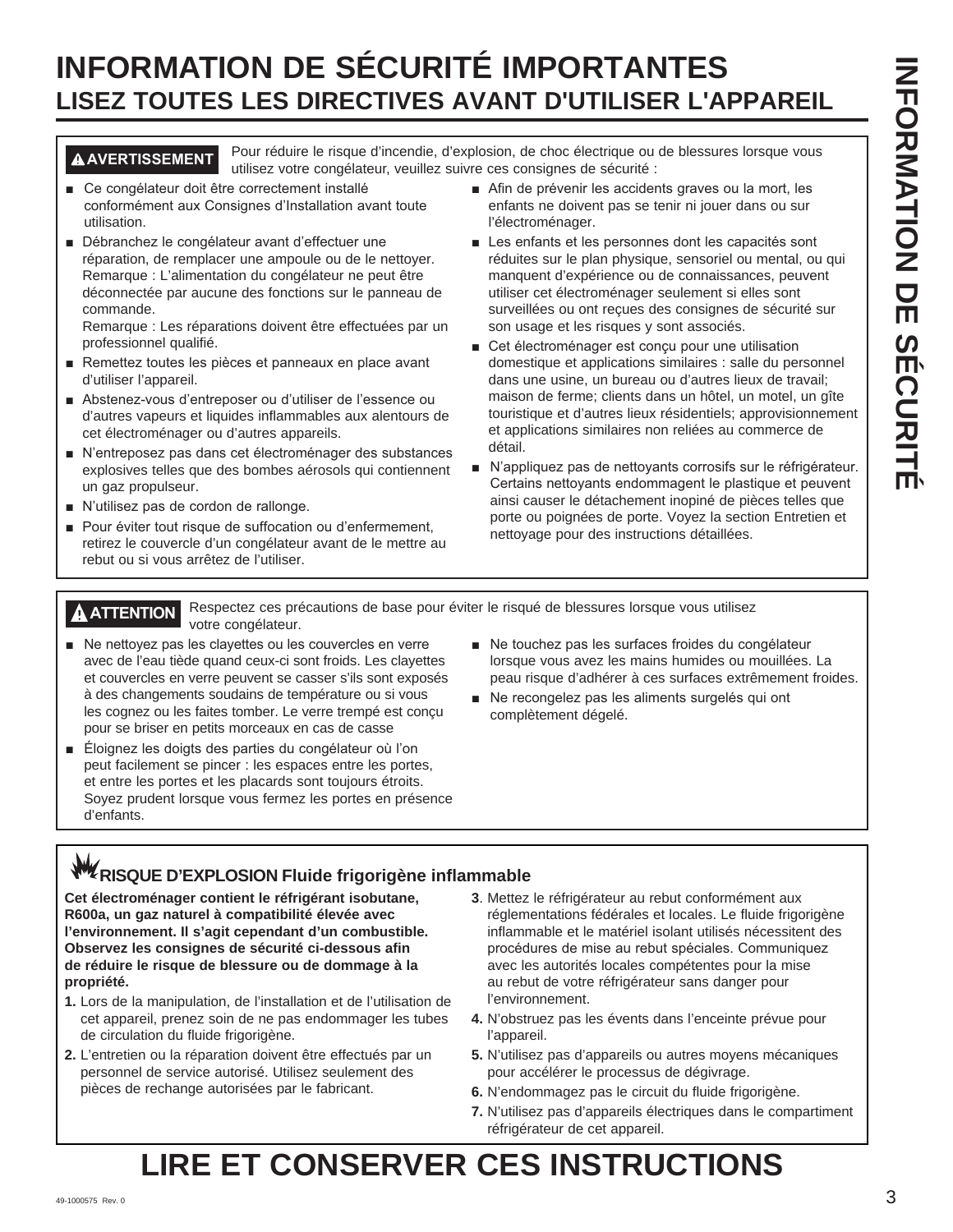# INFORMATION DE SÉCURITÉ IMPORTANTES
## LISEZ TOUTES LES DIRECTIVES AVANT D'UTILISER L'APPAREIL

**⚠ AVERTISSEMENT** Pour réduire le risque d'incendie, d'explosion, de choc électrique ou de blessures lorsque vous utilisez votre congélateur, veuillez suivre ces consignes de sécurité :

- Ce congélateur doit être correctement installé conformément aux Consignes d'Installation avant toute utilisation.
- Débranchez le congélateur avant d'effectuer une réparation, de remplacer une ampoule ou de le nettoyer.
  Remarque : L'alimentation du congélateur ne peut être déconnectée par aucune des fonctions sur le panneau de commande.
  Remarque : Les réparations doivent être effectuées par un professionnel qualifié.
- Remettez toutes les pièces et panneaux en place avant d'utiliser l'appareil.
- Abstenez-vous d'entreposer ou d'utiliser de l'essence ou d'autres vapeurs et liquides inflammables aux alentours de cet électroménager ou d'autres appareils.
- N'entreposez pas dans cet électroménager des substances explosives telles que des bombes aérosols qui contiennent un gaz propulseur.
- N'utilisez pas de cordon de rallonge.
- Pour éviter tout risque de suffocation ou d'enfermement, retirez le couvercle d'un congélateur avant de le mettre au rebut ou si vous arrêtez de l'utiliser.
- Afin de prévenir les accidents graves ou la mort, les enfants ne doivent pas se tenir ni jouer dans ou sur l'électroménager.
- Les enfants et les personnes dont les capacités sont réduites sur le plan physique, sensoriel ou mental, ou qui manquent d'expérience ou de connaissances, peuvent utiliser cet électroménager seulement si elles sont surveillées ou ont reçues des consignes de sécurité sur son usage et les risques y sont associés.
- Cet électroménager est conçu pour une utilisation domestique et applications similaires : salle du personnel dans une usine, un bureau ou d'autres lieux de travail; maison de ferme; clients dans un hôtel, un motel, un gîte touristique et d'autres lieux résidentiels; approvisionnement et applications similaires non reliées au commerce de détail.
- N'appliquez pas de nettoyants corrosifs sur le réfrigérateur. Certains nettoyants endommagent le plastique et peuvent ainsi causer le détachement inopiné de pièces telles que porte ou poignées de porte. Voyez la section Entretien et nettoyage pour des instructions détaillées.

**⚠ ATTENTION** Respectez ces précautions de base pour éviter le risqué de blessures lorsque vous utilisez votre congélateur.

- Ne nettoyez pas les clayettes ou les couvercles en verre avec de l'eau tiède quand ceux-ci sont froids. Les clayettes et couvercles en verre peuvent se casser s'ils sont exposés à des changements soudains de température ou si vous les cognez ou les faites tomber. Le verre trempé est conçu pour se briser en petits morceaux en cas de casse
- Éloignez les doigts des parties du congélateur où l'on peut facilement se pincer : les espaces entre les portes, et entre les portes et les placards sont toujours étroits. Soyez prudent lorsque vous fermez les portes en présence d'enfants.
- Ne touchez pas les surfaces froides du congélateur lorsque vous avez les mains humides ou mouillées. La peau risque d'adhérer à ces surfaces extrêmement froides.
- Ne recongelez pas les aliments surgelés qui ont complètement dégelé.

### RISQUE D'EXPLOSION Fluide frigorigène inflammable

**Cet électroménager contient le réfrigérant isobutane, R600a, un gaz naturel à compatibilité élevée avec l'environnement. Il s'agit cependant d'un combustible. Observez les consignes de sécurité ci-dessous afin de réduire le risque de blessure ou de dommage à la propriété.**

1. Lors de la manipulation, de l'installation et de l'utilisation de cet appareil, prenez soin de ne pas endommager les tubes de circulation du fluide frigorigène.
2. L'entretien ou la réparation doivent être effectués par un personnel de service autorisé. Utilisez seulement des pièces de rechange autorisées par le fabricant.
3. Mettez le réfrigérateur au rebut conformément aux réglementations fédérales et locales. Le fluide frigorigène inflammable et le matériel isolant utilisés nécessitent des procédures de mise au rebut spéciales. Communiquez avec les autorités locales compétentes pour la mise au rebut de votre réfrigérateur sans danger pour l'environnement.
4. N'obstruez pas les évents dans l'enceinte prévue pour l'appareil.
5. N'utilisez pas d'appareils ou autres moyens mécaniques pour accélérer le processus de dégivrage.
6. N'endommagez pas le circuit du fluide frigorigène.
7. N'utilisez pas d'appareils électriques dans le compartiment réfrigérateur de cet appareil.

# LIRE ET CONSERVER CES INSTRUCTIONS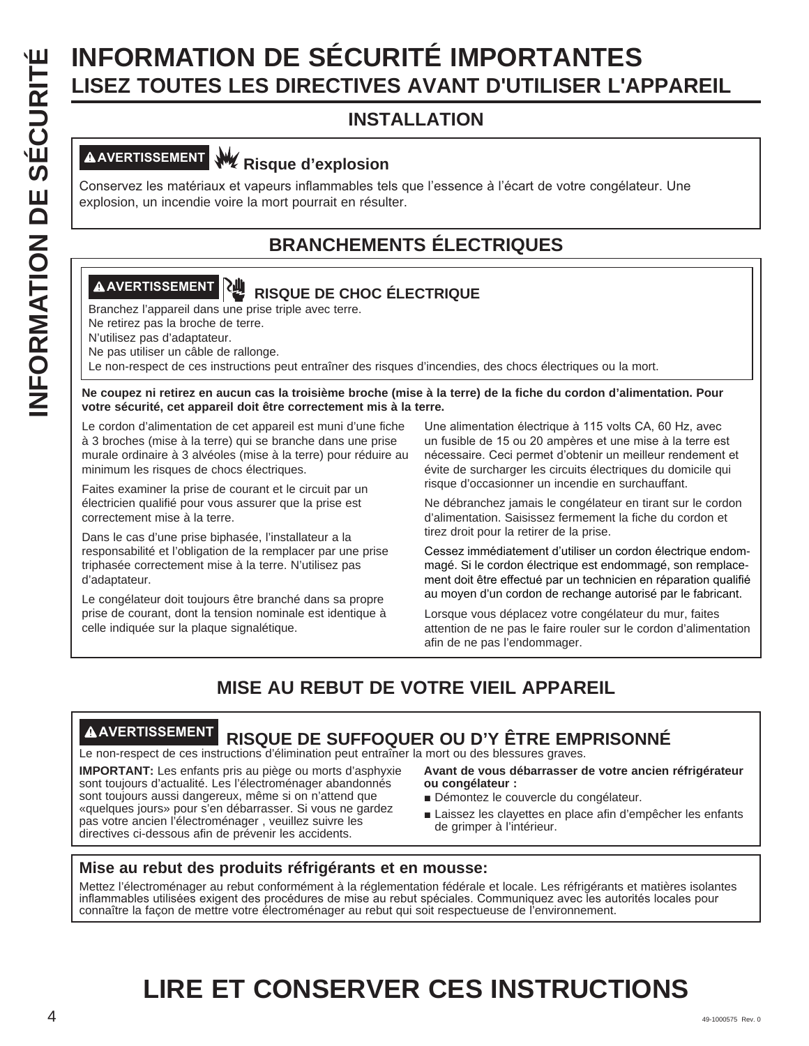# INFORMATION DE SÉCURITÉ IMPORTANTES

## LISEZ TOUTES LES DIRECTIVES AVANT D'UTILISER L'APPAREIL

### INSTALLATION

**AVERTISSEMENT** **Risque d'explosion**

Conservez les matériaux et vapeurs inflammables tels que l'essence à l'écart de votre congélateur. Une explosion, un incendie voire la mort pourrait en résulter.

### BRANCHEMENTS ÉLECTRIQUES

**AVERTISSEMENT** **RISQUE DE CHOC ÉLECTRIQUE**

Branchez l'appareil dans une prise triple avec terre.
Ne retirez pas la broche de terre.
N'utilisez pas d'adaptateur.
Ne pas utiliser un câble de rallonge.
Le non-respect de ces instructions peut entraîner des risques d'incendies, des chocs électriques ou la mort.

**Ne coupez ni retirez en aucun cas la troisième broche (mise à la terre) de la fiche du cordon d'alimentation. Pour votre sécurité, cet appareil doit être correctement mis à la terre.**

Le cordon d'alimentation de cet appareil est muni d'une fiche à 3 broches (mise à la terre) qui se branche dans une prise murale ordinaire à 3 alvéoles (mise à la terre) pour réduire au minimum les risques de chocs électriques.

Faites examiner la prise de courant et le circuit par un électricien qualifié pour vous assurer que la prise est correctement mise à la terre.

Dans le cas d'une prise biphasée, l'installateur a la responsabilité et l'obligation de la remplacer par une prise triphasée correctement mise à la terre. N'utilisez pas d'adaptateur.

Le congélateur doit toujours être branché dans sa propre prise de courant, dont la tension nominale est identique à celle indiquée sur la plaque signalétique.

Une alimentation électrique à 115 volts CA, 60 Hz, avec un fusible de 15 ou 20 ampères et une mise à la terre est nécessaire. Ceci permet d'obtenir un meilleur rendement et évite de surcharger les circuits électriques du domicile qui risque d'occasionner un incendie en surchauffant.

Ne débranchez jamais le congélateur en tirant sur le cordon d'alimentation. Saisissez fermement la fiche du cordon et tirez droit pour la retirer de la prise.

Cessez immédiatement d'utiliser un cordon électrique endommagé. Si le cordon électrique est endommagé, son remplacement doit être effectué par un technicien en réparation qualifié au moyen d'un cordon de rechange autorisé par le fabricant.

Lorsque vous déplacez votre congélateur du mur, faites attention de ne pas le faire rouler sur le cordon d'alimentation afin de ne pas l'endommager.

### MISE AU REBUT DE VOTRE VIEIL APPAREIL

**AVERTISSEMENT** **RISQUE DE SUFFOQUER OU D'Y ÊTRE EMPRISONNÉ**

Le non-respect de ces instructions d'élimination peut entraîner la mort ou des blessures graves.

**IMPORTANT:** Les enfants pris au piège ou morts d'asphyxie sont toujours d'actualité. Les l'électroménager abandonnés sont toujours aussi dangereux, même si on n'attend que «quelques jours» pour s'en débarrasser. Si vous ne gardez pas votre ancien l'électroménager , veuillez suivre les directives ci-dessous afin de prévenir les accidents.

**Avant de vous débarrasser de votre ancien réfrigérateur ou congélateur :**

- Démontez le couvercle du congélateur.
- Laissez les clayettes en place afin d'empêcher les enfants de grimper à l'intérieur.

**Mise au rebut des produits réfrigérants et en mousse:**

Mettez l'électroménager au rebut conformément à la réglementation fédérale et locale. Les réfrigérants et matières isolantes inflammables utilisées exigent des procédures de mise au rebut spéciales. Communiquez avec les autorités locales pour connaître la façon de mettre votre électroménager au rebut qui soit respectueuse de l'environnement.

# LIRE ET CONSERVER CES INSTRUCTIONS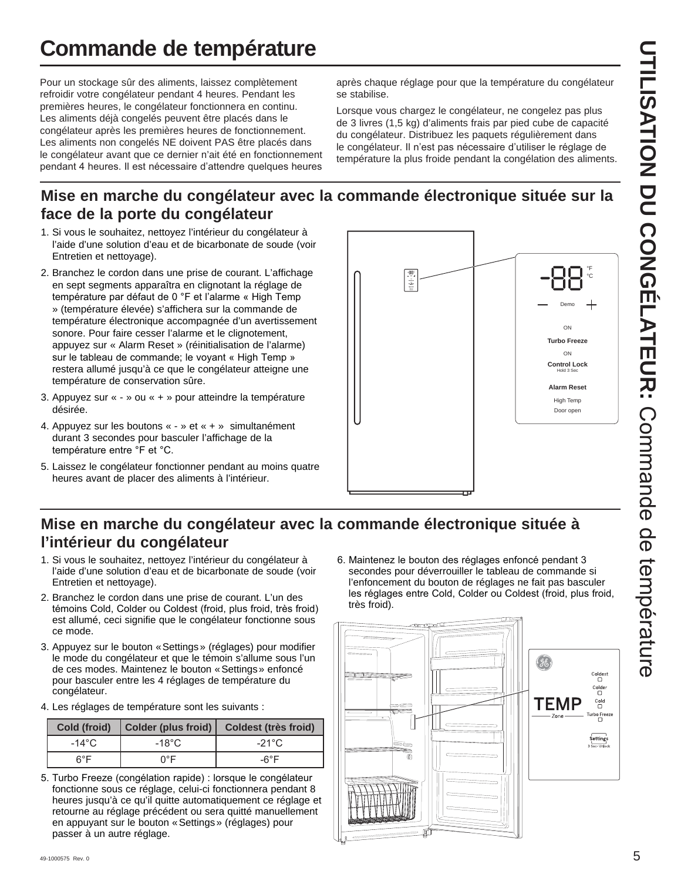# Commande de température

Pour un stockage sûr des aliments, laissez complètement refroidir votre congélateur pendant 4 heures. Pendant les premières heures, le congélateur fonctionnera en continu. Les aliments déjà congelés peuvent être placés dans le congélateur après les premières heures de fonctionnement. Les aliments non congelés NE doivent PAS être placés dans le congélateur avant que ce dernier n'ait été en fonctionnement pendant 4 heures. Il est nécessaire d'attendre quelques heures après chaque réglage pour que la température du congélateur se stabilise.

Lorsque vous chargez le congélateur, ne congelez pas plus de 3 livres (1,5 kg) d'aliments frais par pied cube de capacité du congélateur. Distribuez les paquets régulièrement dans le congélateur. Il n'est pas nécessaire d'utiliser le réglage de température la plus froide pendant la congélation des aliments.

## Mise en marche du congélateur avec la commande électronique située sur la face de la porte du congélateur

1. Si vous le souhaitez, nettoyez l'intérieur du congélateur à l'aide d'une solution d'eau et de bicarbonate de soude (voir Entretien et nettoyage).
2. Branchez le cordon dans une prise de courant. L'affichage en sept segments apparaîtra en clignotant la réglage de température par défaut de 0 °F et l'alarme « High Temp » (température élevée) s'affichera sur la commande de température électronique accompagnée d'un avertissement sonore. Pour faire cesser l'alarme et le clignotement, appuyez sur « Alarm Reset » (réinitialisation de l'alarme) sur le tableau de commande; le voyant « High Temp » restera allumé jusqu'à ce que le congélateur atteigne une température de conservation sûre.
3. Appuyez sur « - » ou « + » pour atteindre la température désirée.
4. Appuyez sur les boutons « - » et « + » simultanément durant 3 secondes pour basculer l'affichage de la température entre °F et °C.
5. Laissez le congélateur fonctionner pendant au moins quatre heures avant de placer des aliments à l'intérieur.

-88 °F °C
— Demo +
ON
Turbo Freeze
ON
Control Lock
Hold 3 Sec
Alarm Reset
High Temp
Door open

## Mise en marche du congélateur avec la commande électronique située à l'intérieur du congélateur

1. Si vous le souhaitez, nettoyez l'intérieur du congélateur à l'aide d'une solution d'eau et de bicarbonate de soude (voir Entretien et nettoyage).
2. Branchez le cordon dans une prise de courant. L'un des témoins Cold, Colder ou Coldest (froid, plus froid, très froid) est allumé, ceci signifie que le congélateur fonctionne sous ce mode.
3. Appuyez sur le bouton «Settings» (réglages) pour modifier le mode du congélateur et que le témoin s'allume sous l'un de ces modes. Maintenez le bouton «Settings» enfoncé pour basculer entre les 4 réglages de température du congélateur.
4. Les réglages de température sont les suivants :

| Cold (froid) | Colder (plus froid) | Coldest (très froid) |
|---|---|---|
| -14°C | -18°C | -21°C |
| 6°F | 0°F | -6°F |

5. Turbo Freeze (congélation rapide) : lorsque le congélateur fonctionne sous ce réglage, celui-ci fonctionnera pendant 8 heures jusqu'à ce qu'il quitte automatiquement ce réglage et retourne au réglage précédent ou sera quitté manuellement en appuyant sur le bouton «Settings» (réglages) pour passer à un autre réglage.
6. Maintenez le bouton des réglages enfoncé pendant 3 secondes pour déverrouiller le tableau de commande si l'enfoncement du bouton de réglages ne fait pas basculer les réglages entre Cold, Colder ou Coldest (froid, plus froid, très froid).

Coldest
Colder
Cold
Turbo Freeze
TEMP
Zone
Settings
3 Sec· Unlock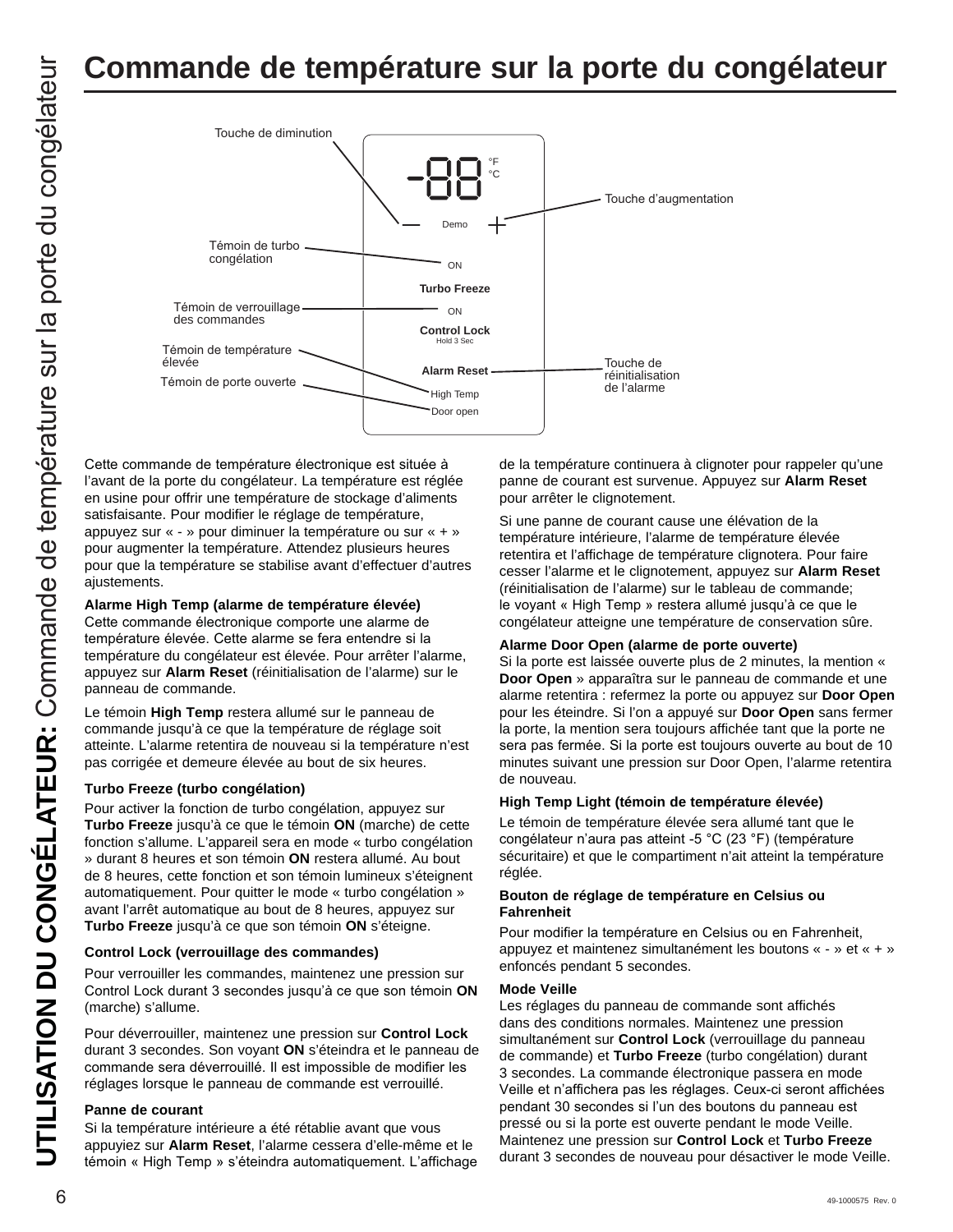# Commande de température sur la porte du congélateur

Touche de diminution

Touche d'augmentation

Témoin de turbo congélation

Témoin de verrouillage des commandes

Témoin de température élevée

Témoin de porte ouverte

Touche de réinitialisation de l'alarme

-88 °F °C

Demo

ON

Turbo Freeze

ON

Control Lock
Hold 3 Sec

Alarm Reset

High Temp

Door open

Cette commande de température électronique est située à l'avant de la porte du congélateur. La température est réglée en usine pour offrir une température de stockage d'aliments satisfaisante. Pour modifier le réglage de température, appuyez sur « - » pour diminuer la température ou sur « + » pour augmenter la température. Attendez plusieurs heures pour que la température se stabilise avant d'effectuer d'autres ajustements.

**Alarme High Temp (alarme de température élevée)**
Cette commande électronique comporte une alarme de température élevée. Cette alarme se fera entendre si la température du congélateur est élevée. Pour arrêter l'alarme, appuyez sur **Alarm Reset** (réinitialisation de l'alarme) sur le panneau de commande.

Le témoin **High Temp** restera allumé sur le panneau de commande jusqu'à ce que la température de réglage soit atteinte. L'alarme retentira de nouveau si la température n'est pas corrigée et demeure élevée au bout de six heures.

**Turbo Freeze (turbo congélation)**

Pour activer la fonction de turbo congélation, appuyez sur **Turbo Freeze** jusqu'à ce que le témoin **ON** (marche) de cette fonction s'allume. L'appareil sera en mode « turbo congélation » durant 8 heures et son témoin **ON** restera allumé. Au bout de 8 heures, cette fonction et son témoin lumineux s'éteignent automatiquement. Pour quitter le mode « turbo congélation » avant l'arrêt automatique au bout de 8 heures, appuyez sur **Turbo Freeze** jusqu'à ce que son témoin **ON** s'éteigne.

**Control Lock (verrouillage des commandes)**

Pour verrouiller les commandes, maintenez une pression sur Control Lock durant 3 secondes jusqu'à ce que son témoin **ON** (marche) s'allume.

Pour déverrouiller, maintenez une pression sur **Control Lock** durant 3 secondes. Son voyant **ON** s'éteindra et le panneau de commande sera déverrouillé. Il est impossible de modifier les réglages lorsque le panneau de commande est verrouillé.

**Panne de courant**
Si la température intérieure a été rétablie avant que vous appuyiez sur **Alarm Reset**, l'alarme cessera d'elle-même et le témoin « High Temp » s'éteindra automatiquement. L'affichage de la température continuera à clignoter pour rappeler qu'une panne de courant est survenue. Appuyez sur **Alarm Reset** pour arrêter le clignotement.

Si une panne de courant cause une élévation de la température intérieure, l'alarme de température élevée retentira et l'affichage de température clignotera. Pour faire cesser l'alarme et le clignotement, appuyez sur **Alarm Reset** (réinitialisation de l'alarme) sur le tableau de commande; le voyant « High Temp » restera allumé jusqu'à ce que le congélateur atteigne une température de conservation sûre.

**Alarme Door Open (alarme de porte ouverte)**
Si la porte est laissée ouverte plus de 2 minutes, la mention « **Door Open** » apparaîtra sur le panneau de commande et une alarme retentira : refermez la porte ou appuyez sur **Door Open** pour les éteindre. Si l'on a appuyé sur **Door Open** sans fermer la porte, la mention sera toujours affichée tant que la porte ne sera pas fermée. Si la porte est toujours ouverte au bout de 10 minutes suivant une pression sur Door Open, l'alarme retentira de nouveau.

**High Temp Light (témoin de température élevée)**

Le témoin de température élevée sera allumé tant que le congélateur n'aura pas atteint -5 °C (23 °F) (température sécuritaire) et que le compartiment n'ait atteint la température réglée.

**Bouton de réglage de température en Celsius ou Fahrenheit**

Pour modifier la température en Celsius ou en Fahrenheit, appuyez et maintenez simultanément les boutons « - » et « + » enfoncés pendant 5 secondes.

**Mode Veille**
Les réglages du panneau de commande sont affichés dans des conditions normales. Maintenez une pression simultanément sur **Control Lock** (verrouillage du panneau de commande) et **Turbo Freeze** (turbo congélation) durant 3 secondes. La commande électronique passera en mode Veille et n'affichera pas les réglages. Ceux-ci seront affichées pendant 30 secondes si l'un des boutons du panneau est pressé ou si la porte est ouverte pendant le mode Veille. Maintenez une pression sur **Control Lock** et **Turbo Freeze** durant 3 secondes de nouveau pour désactiver le mode Veille.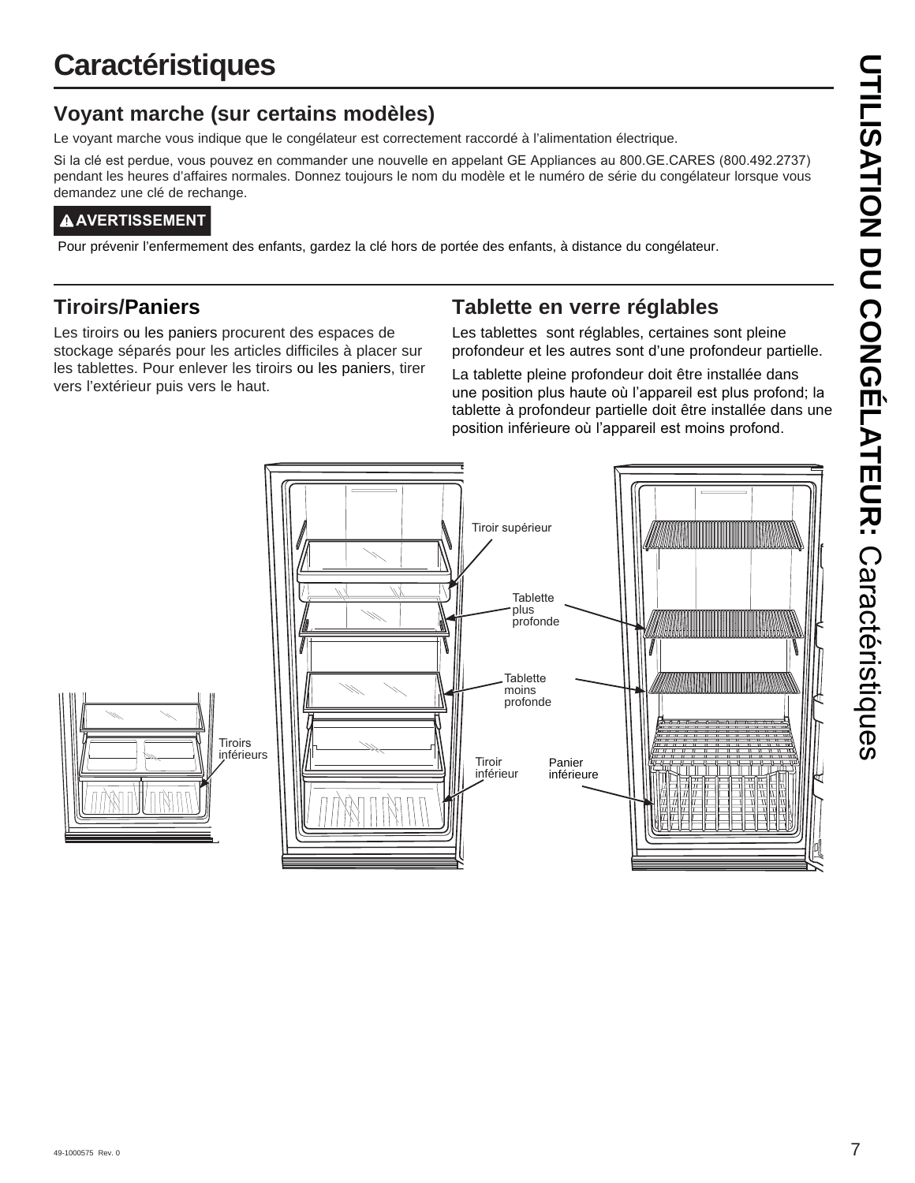# Caractéristiques

## Voyant marche (sur certains modèles)

Le voyant marche vous indique que le congélateur est correctement raccordé à l'alimentation électrique.

Si la clé est perdue, vous pouvez en commander une nouvelle en appelant GE Appliances au 800.GE.CARES (800.492.2737) pendant les heures d'affaires normales. Donnez toujours le nom du modèle et le numéro de série du congélateur lorsque vous demandez une clé de rechange.

**⚠AVERTISSEMENT**

Pour prévenir l'enfermement des enfants, gardez la clé hors de portée des enfants, à distance du congélateur.

## Tiroirs/Paniers

Les tiroirs ou les paniers procurent des espaces de stockage séparés pour les articles difficiles à placer sur les tablettes. Pour enlever les tiroirs ou les paniers, tirer vers l'extérieur puis vers le haut.

## Tablette en verre réglables

Les tablettes sont réglables, certaines sont pleine profondeur et les autres sont d'une profondeur partielle.

La tablette pleine profondeur doit être installée dans une position plus haute où l'appareil est plus profond; la tablette à profondeur partielle doit être installée dans une position inférieure où l'appareil est moins profond.

Tiroir supérieur

Tablette plus profonde

Tablette moins profonde

Tiroirs inférieurs

Tiroir inférieur

Panier inférieure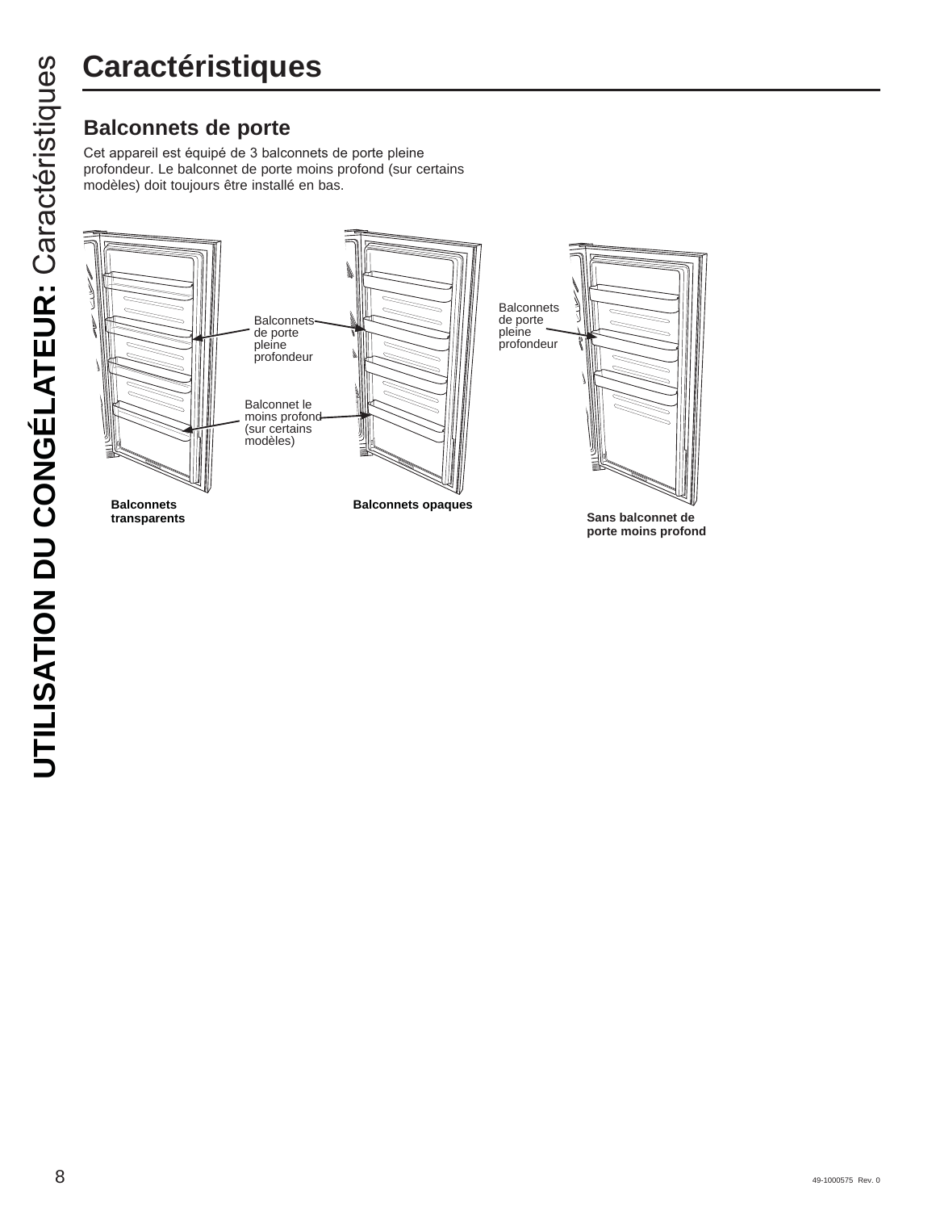# Caractéristiques

## Balconnets de porte

Cet appareil est équipé de 3 balconnets de porte pleine profondeur. Le balconnet de porte moins profond (sur certains modèles) doit toujours être installé en bas.

Balconnets de porte pleine profondeur

Balconnet le moins profond (sur certains modèles)

Balconnets de porte pleine profondeur

**Balconnets transparents**

**Balconnets opaques**

**Sans balconnet de porte moins profond**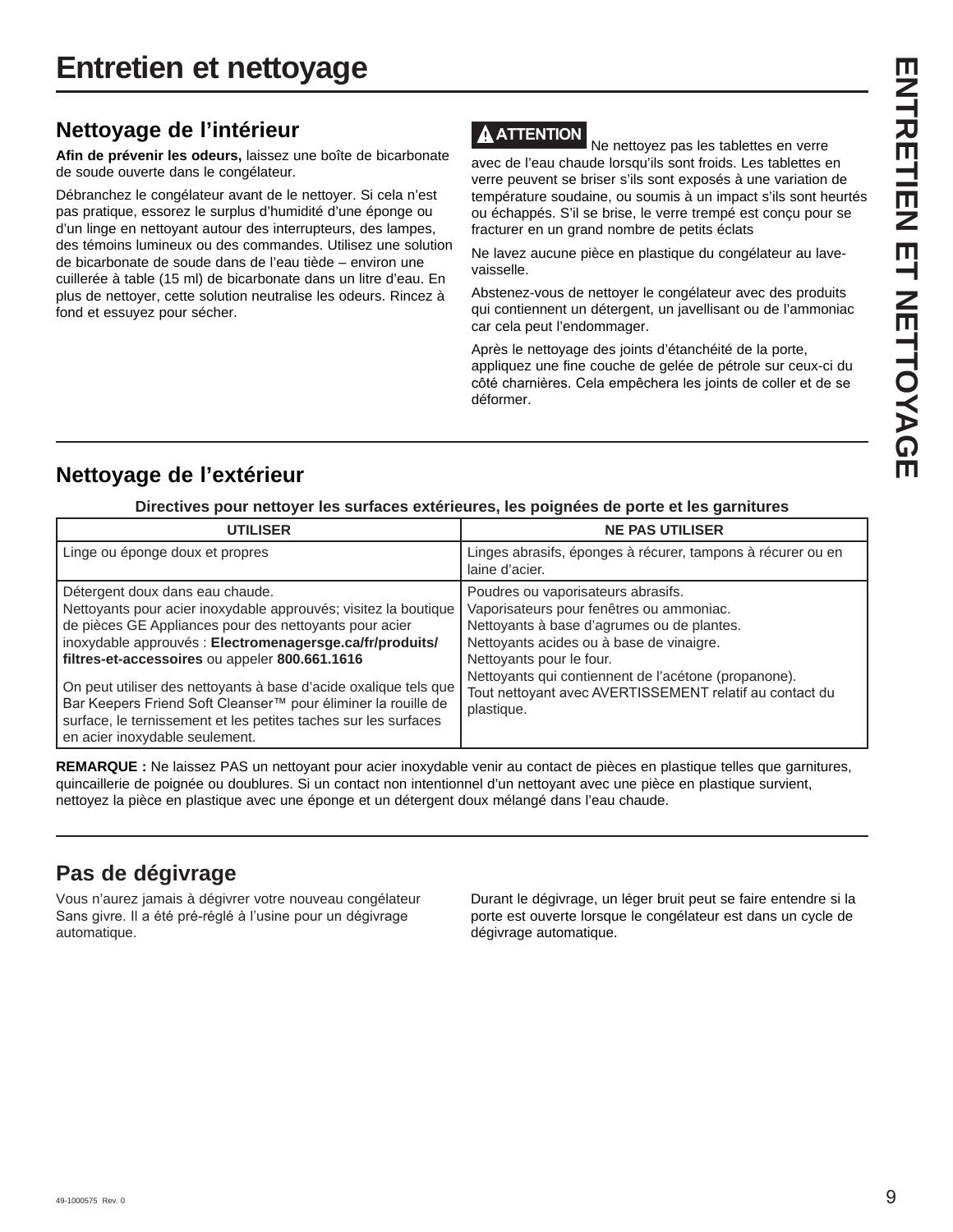# Entretien et nettoyage

## Nettoyage de l'intérieur

**Afin de prévenir les odeurs,** laissez une boîte de bicarbonate de soude ouverte dans le congélateur.

Débranchez le congélateur avant de le nettoyer. Si cela n'est pas pratique, essorez le surplus d'humidité d'une éponge ou d'un linge en nettoyant autour des interrupteurs, des lampes, des témoins lumineux ou des commandes. Utilisez une solution de bicarbonate de soude dans de l'eau tiède – environ une cuillerée à table (15 ml) de bicarbonate dans un litre d'eau. En plus de nettoyer, cette solution neutralise les odeurs. Rincez à fond et essuyez pour sécher.

**⚠ ATTENTION** Ne nettoyez pas les tablettes en verre avec de l'eau chaude lorsqu'ils sont froids. Les tablettes en verre peuvent se briser s'ils sont exposés à une variation de température soudaine, ou soumis à un impact s'ils sont heurtés ou échappés. S'il se brise, le verre trempé est conçu pour se fracturer en un grand nombre de petits éclats

Ne lavez aucune pièce en plastique du congélateur au lave-vaisselle.

Abstenez-vous de nettoyer le congélateur avec des produits qui contiennent un détergent, un javellisant ou de l'ammoniac car cela peut l'endommager.

Après le nettoyage des joints d'étanchéité de la porte, appliquez une fine couche de gelée de pétrole sur ceux-ci du côté charnières. Cela empêchera les joints de coller et de se déformer.

## Nettoyage de l'extérieur

**Directives pour nettoyer les surfaces extérieures, les poignées de porte et les garnitures**

| UTILISER | NE PAS UTILISER |
|---|---|
| Linge ou éponge doux et propres | Linges abrasifs, éponges à récurer, tampons à récurer ou en laine d'acier. |
| Détergent doux dans eau chaude.<br>Nettoyants pour acier inoxydable approuvés; visitez la boutique de pièces GE Appliances pour des nettoyants pour acier inoxydable approuvés : **Electromenagersge.ca/fr/produits/filtres-et-accessoires** ou appeler **800.661.1616**<br><br>On peut utiliser des nettoyants à base d'acide oxalique tels que Bar Keepers Friend Soft Cleanser™ pour éliminer la rouille de surface, le ternissement et les petites taches sur les surfaces en acier inoxydable seulement. | Poudres ou vaporisateurs abrasifs.<br>Vaporisateurs pour fenêtres ou ammoniac.<br>Nettoyants à base d'agrumes ou de plantes.<br>Nettoyants acides ou à base de vinaigre.<br>Nettoyants pour le four.<br>Nettoyants qui contiennent de l'acétone (propanone).<br>Tout nettoyant avec AVERTISSEMENT relatif au contact du plastique. |

**REMARQUE :** Ne laissez PAS un nettoyant pour acier inoxydable venir au contact de pièces en plastique telles que garnitures, quincaillerie de poignée ou doublures. Si un contact non intentionnel d'un nettoyant avec une pièce en plastique survient, nettoyez la pièce en plastique avec une éponge et un détergent doux mélangé dans l'eau chaude.

## Pas de dégivrage

Vous n'aurez jamais à dégivrer votre nouveau congélateur Sans givre. Il a été pré-réglé à l'usine pour un dégivrage automatique.

Durant le dégivrage, un léger bruit peut se faire entendre si la porte est ouverte lorsque le congélateur est dans un cycle de dégivrage automatique.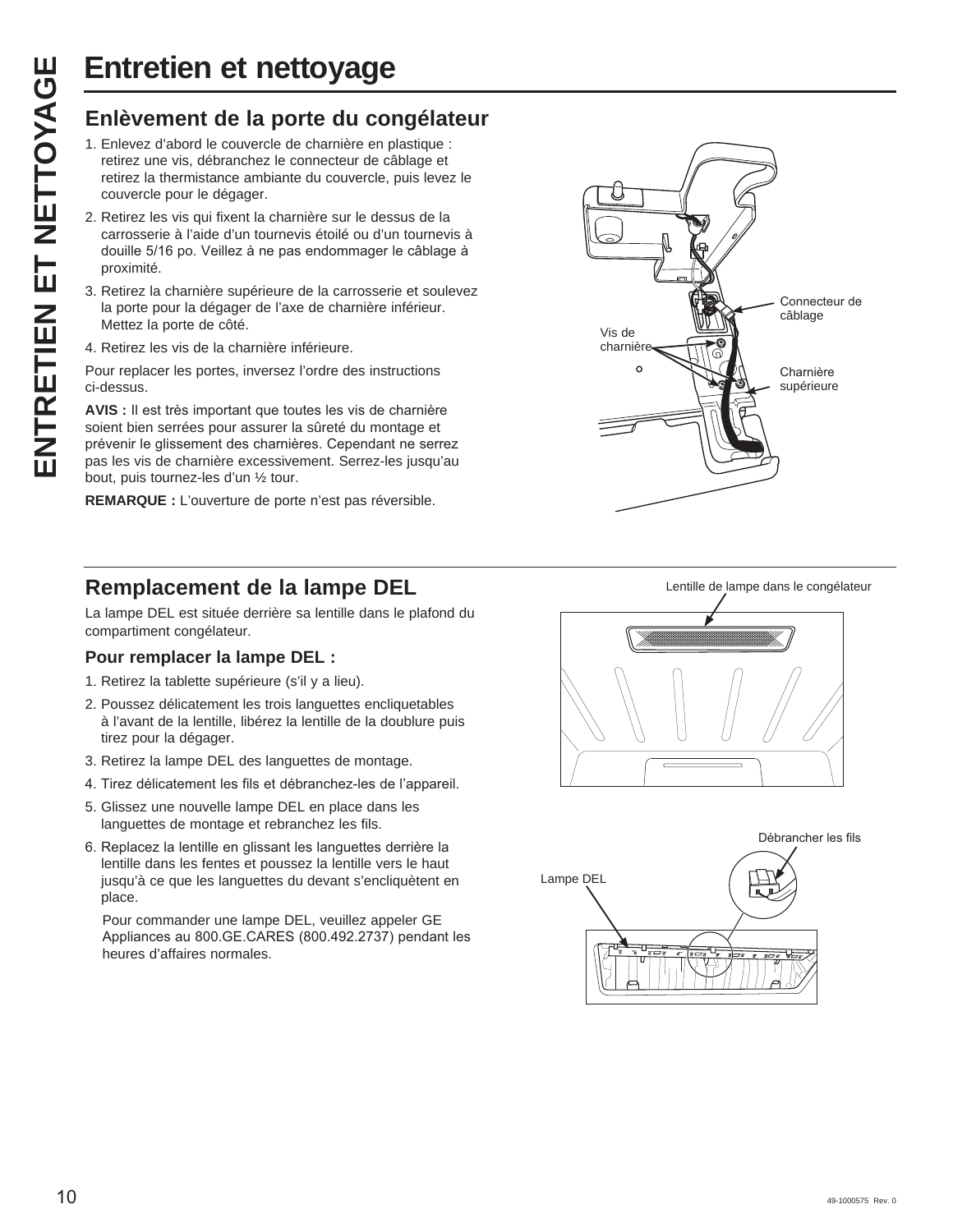# Entretien et nettoyage

## Enlèvement de la porte du congélateur

1. Enlevez d'abord le couvercle de charnière en plastique : retirez une vis, débranchez le connecteur de câblage et retirez la thermistance ambiante du couvercle, puis levez le couvercle pour le dégager.
2. Retirez les vis qui fixent la charnière sur le dessus de la carrosserie à l'aide d'un tournevis étoilé ou d'un tournevis à douille 5/16 po. Veillez à ne pas endommager le câblage à proximité.
3. Retirez la charnière supérieure de la carrosserie et soulevez la porte pour la dégager de l'axe de charnière inférieur. Mettez la porte de côté.
4. Retirez les vis de la charnière inférieure.

Pour replacer les portes, inversez l'ordre des instructions ci-dessus.

**AVIS :** Il est très important que toutes les vis de charnière soient bien serrées pour assurer la sûreté du montage et prévenir le glissement des charnières. Cependant ne serrez pas les vis de charnière excessivement. Serrez-les jusqu'au bout, puis tournez-les d'un ½ tour.

**REMARQUE :** L'ouverture de porte n'est pas réversible.

Connecteur de câblage

Vis de charnière

Charnière supérieure

## Remplacement de la lampe DEL

La lampe DEL est située derrière sa lentille dans le plafond du compartiment congélateur.

### Pour remplacer la lampe DEL :

1. Retirez la tablette supérieure (s'il y a lieu).
2. Poussez délicatement les trois languettes encliquetables à l'avant de la lentille, libérez la lentille de la doublure puis tirez pour la dégager.
3. Retirez la lampe DEL des languettes de montage.
4. Tirez délicatement les fils et débranchez-les de l'appareil.
5. Glissez une nouvelle lampe DEL en place dans les languettes de montage et rebranchez les fils.
6. Replacez la lentille en glissant les languettes derrière la lentille dans les fentes et poussez la lentille vers le haut jusqu'à ce que les languettes du devant s'encliquètent en place.

   Pour commander une lampe DEL, veuillez appeler GE Appliances au 800.GE.CARES (800.492.2737) pendant les heures d'affaires normales.

Lentille de lampe dans le congélateur

Débrancher les fils

Lampe DEL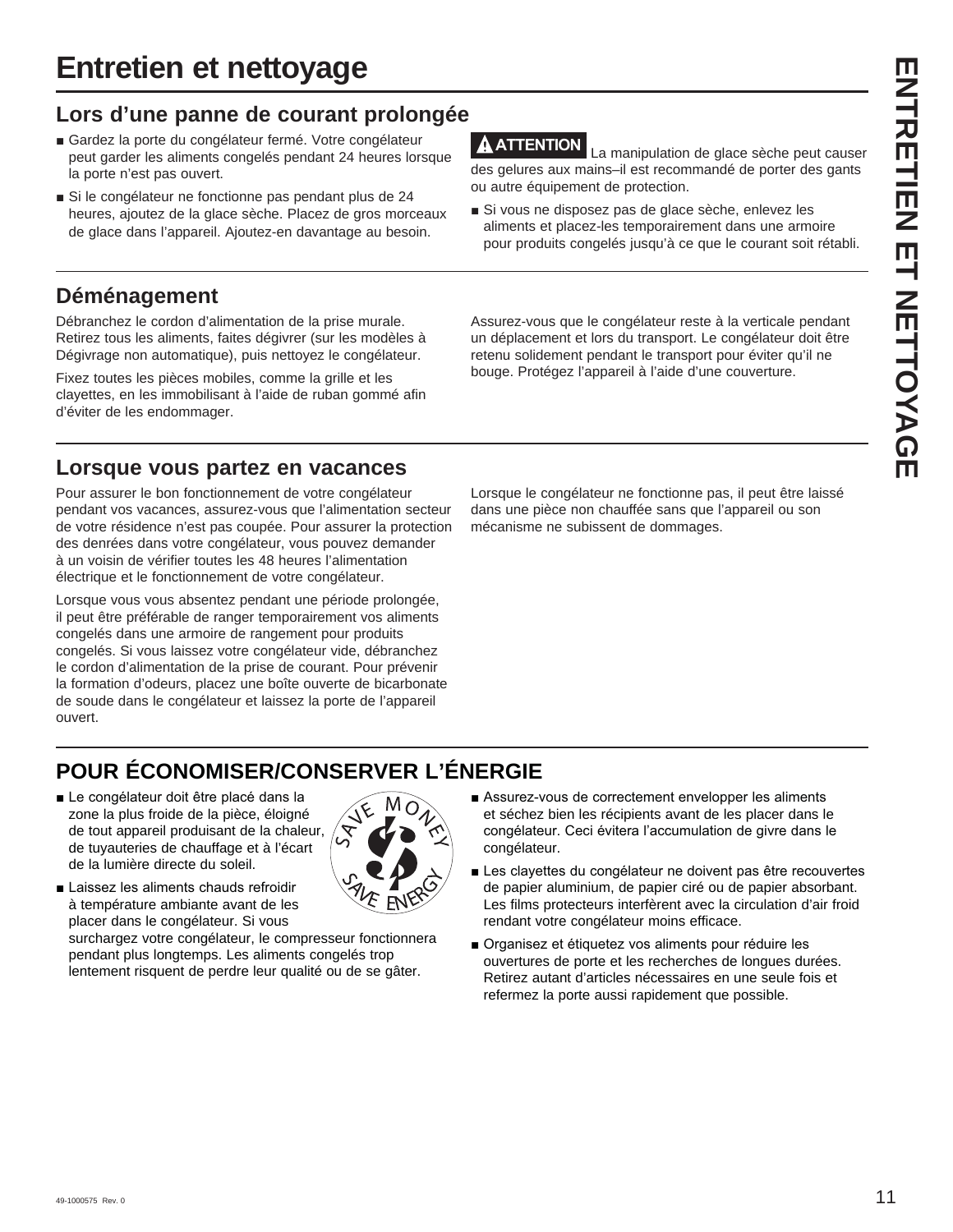# Entretien et nettoyage

## Lors d'une panne de courant prolongée

- Gardez la porte du congélateur fermé. Votre congélateur peut garder les aliments congelés pendant 24 heures lorsque la porte n'est pas ouvert.
- Si le congélateur ne fonctionne pas pendant plus de 24 heures, ajoutez de la glace sèche. Placez de gros morceaux de glace dans l'appareil. Ajoutez-en davantage au besoin.

**⚠ ATTENTION** La manipulation de glace sèche peut causer des gelures aux mains–il est recommandé de porter des gants ou autre équipement de protection.

- Si vous ne disposez pas de glace sèche, enlevez les aliments et placez-les temporairement dans une armoire pour produits congelés jusqu'à ce que le courant soit rétabli.

## Déménagement

Débranchez le cordon d'alimentation de la prise murale. Retirez tous les aliments, faites dégivrer (sur les modèles à Dégivrage non automatique), puis nettoyez le congélateur.

Fixez toutes les pièces mobiles, comme la grille et les clayettes, en les immobilisant à l'aide de ruban gommé afin d'éviter de les endommager.

Assurez-vous que le congélateur reste à la verticale pendant un déplacement et lors du transport. Le congélateur doit être retenu solidement pendant le transport pour éviter qu'il ne bouge. Protégez l'appareil à l'aide d'une couverture.

## Lorsque vous partez en vacances

Pour assurer le bon fonctionnement de votre congélateur pendant vos vacances, assurez-vous que l'alimentation secteur de votre résidence n'est pas coupée. Pour assurer la protection des denrées dans votre congélateur, vous pouvez demander à un voisin de vérifier toutes les 48 heures l'alimentation électrique et le fonctionnement de votre congélateur.

Lorsque vous vous absentez pendant une période prolongée, il peut être préférable de ranger temporairement vos aliments congelés dans une armoire de rangement pour produits congelés. Si vous laissez votre congélateur vide, débranchez le cordon d'alimentation de la prise de courant. Pour prévenir la formation d'odeurs, placez une boîte ouverte de bicarbonate de soude dans le congélateur et laissez la porte de l'appareil ouvert.

Lorsque le congélateur ne fonctionne pas, il peut être laissé dans une pièce non chauffée sans que l'appareil ou son mécanisme ne subissent de dommages.

## POUR ÉCONOMISER/CONSERVER L'ÉNERGIE

- Le congélateur doit être placé dans la zone la plus froide de la pièce, éloigné de tout appareil produisant de la chaleur, de tuyauteries de chauffage et à l'écart de la lumière directe du soleil.
- Laissez les aliments chauds refroidir à température ambiante avant de les placer dans le congélateur. Si vous surchargez votre congélateur, le compresseur fonctionnera pendant plus longtemps. Les aliments congelés trop lentement risquent de perdre leur qualité ou de se gâter.
- Assurez-vous de correctement envelopper les aliments et séchez bien les récipients avant de les placer dans le congélateur. Ceci évitera l'accumulation de givre dans le congélateur.
- Les clayettes du congélateur ne doivent pas être recouvertes de papier aluminium, de papier ciré ou de papier absorbant. Les films protecteurs interfèrent avec la circulation d'air froid rendant votre congélateur moins efficace.
- Organisez et étiquetez vos aliments pour réduire les ouvertures de porte et les recherches de longues durées. Retirez autant d'articles nécessaires en une seule fois et refermez la porte aussi rapidement que possible.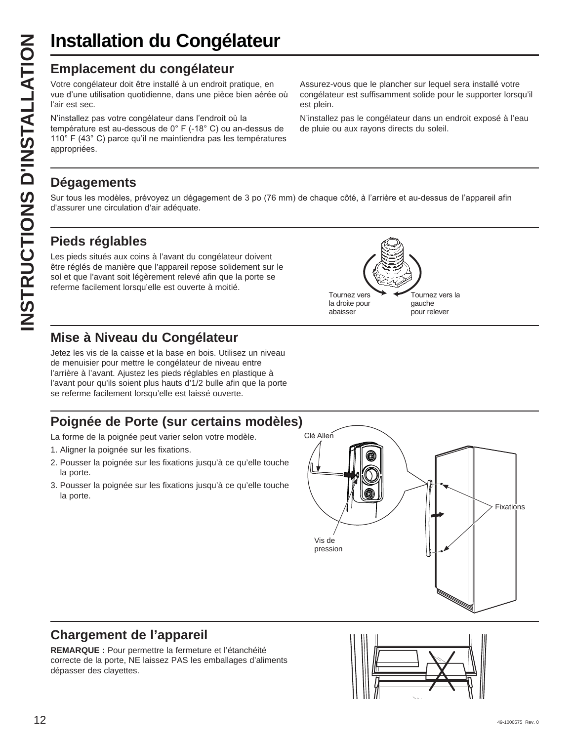# Installation du Congélateur

## Emplacement du congélateur

Votre congélateur doit être installé à un endroit pratique, en vue d'une utilisation quotidienne, dans une pièce bien aérée où l'air est sec.

N'installez pas votre congélateur dans l'endroit où la température est au-dessous de 0° F (-18° C) ou an-dessus de 110° F (43° C) parce qu'il ne maintiendra pas les températures appropriées.

Assurez-vous que le plancher sur lequel sera installé votre congélateur est suffisamment solide pour le supporter lorsqu'il est plein.

N'installez pas le congélateur dans un endroit exposé à l'eau de pluie ou aux rayons directs du soleil.

## Dégagements

Sur tous les modèles, prévoyez un dégagement de 3 po (76 mm) de chaque côté, à l'arrière et au-dessus de l'appareil afin d'assurer une circulation d'air adéquate.

## Pieds réglables

Les pieds situés aux coins à l'avant du congélateur doivent être réglés de manière que l'appareil repose solidement sur le sol et que l'avant soit légèrement relevé afin que la porte se referme facilement lorsqu'elle est ouverte à moitié.

Tournez vers la droite pour abaisser

Tournez vers la gauche pour relever

## Mise à Niveau du Congélateur

Jetez les vis de la caisse et la base en bois. Utilisez un niveau de menuisier pour mettre le congélateur de niveau entre l'arrière à l'avant. Ajustez les pieds réglables en plastique à l'avant pour qu'ils soient plus hauts d'1/2 bulle afin que la porte se referme facilement lorsqu'elle est laissé ouverte.

## Poignée de Porte (sur certains modèles)

La forme de la poignée peut varier selon votre modèle.

1. Aligner la poignée sur les fixations.
2. Pousser la poignée sur les fixations jusqu'à ce qu'elle touche la porte.
3. Pousser la poignée sur les fixations jusqu'à ce qu'elle touche la porte.

Clé Allen

Fixations

Vis de pression

## Chargement de l'appareil

**REMARQUE :** Pour permettre la fermeture et l'étanchéité correcte de la porte, NE laissez PAS les emballages d'aliments dépasser des clayettes.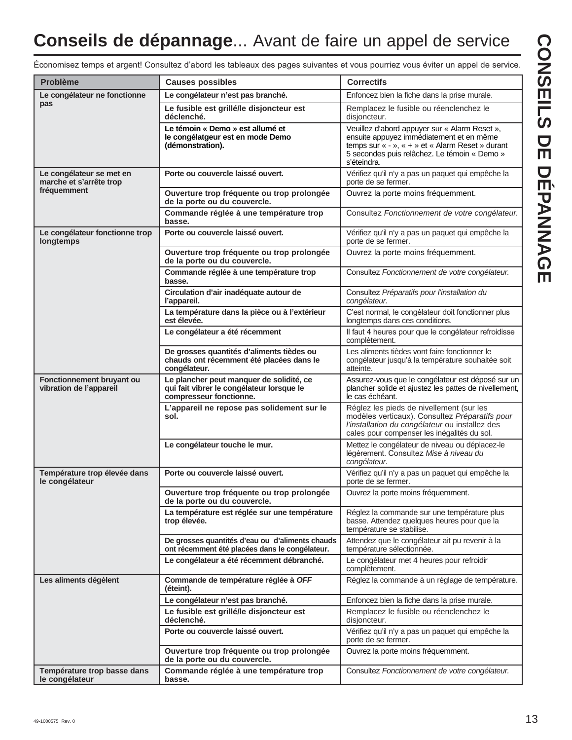# **Conseils de dépannage**... Avant de faire un appel de service

Économisez temps et argent! Consultez d'abord les tableaux des pages suivantes et vous pourriez vous éviter un appel de service.

| Problème | Causes possibles | Correctifs |
|---|---|---|
| **Le congélateur ne fonctionne pas** | **Le congélateur n'est pas branché.** | Enfoncez bien la fiche dans la prise murale. |
| | **Le fusible est grillé/le disjoncteur est déclenché.** | Remplacez le fusible ou réenclenchez le disjoncteur. |
| | **Le témoin « Demo » est allumé et le congélatgeur est en mode Demo (démonstration).** | Veuillez d'abord appuyer sur « Alarm Reset », ensuite appuyez immédiatement et en même temps sur « - », « + » et « Alarm Reset » durant 5 secondes puis relâchez. Le témoin « Demo » s'éteindra. |
| **Le congélateur se met en marche et s'arrête trop fréquemment** | **Porte ou couvercle laissé ouvert.** | Vérifiez qu'il n'y a pas un paquet qui empêche la porte de se fermer. |
| | **Ouverture trop fréquente ou trop prolongée de la porte ou du couvercle.** | Ouvrez la porte moins fréquemment. |
| | **Commande réglée à une température trop basse.** | Consultez *Fonctionnement de votre congélateur.* |
| **Le congélateur fonctionne trop longtemps** | **Porte ou couvercle laissé ouvert.** | Vérifiez qu'il n'y a pas un paquet qui empêche la porte de se fermer. |
| | **Ouverture trop fréquente ou trop prolongée de la porte ou du couvercle.** | Ouvrez la porte moins fréquemment. |
| | **Commande réglée à une température trop basse.** | Consultez *Fonctionnement de votre congélateur.* |
| | **Circulation d'air inadéquate autour de l'appareil.** | Consultez *Préparatifs pour l'installation du congélateur.* |
| | **La température dans la pièce ou à l'extérieur est élevée.** | C'est normal, le congélateur doit fonctionner plus longtemps dans ces conditions. |
| | **Le congélateur a été récemment** | Il faut 4 heures pour que le congélateur refroidisse complètement. |
| | **De grosses quantités d'aliments tièdes ou chauds ont récemment été placées dans le congélateur.** | Les aliments tièdes vont faire fonctionner le congélateur jusqu'à la température souhaitée soit atteinte. |
| **Fonctionnement bruyant ou vibration de l'appareil** | **Le plancher peut manquer de solidité, ce qui fait vibrer le congélateur lorsque le compresseur fonctionne.** | Assurez-vous que le congélateur est déposé sur un plancher solide et ajustez les pattes de nivellement, le cas échéant. |
| | **L'appareil ne repose pas solidement sur le sol.** | Réglez les pieds de nivellement (sur les modèles verticaux). Consultez *Préparatifs pour l'installation du congélateur* ou installez des cales pour compenser les inégalités du sol. |
| | **Le congélateur touche le mur.** | Mettez le congélateur de niveau ou déplacez-le légèrement. Consultez *Mise à niveau du congélateur*. |
| **Température trop élevée dans le congélateur** | **Porte ou couvercle laissé ouvert.** | Vérifiez qu'il n'y a pas un paquet qui empêche la porte de se fermer. |
| | **Ouverture trop fréquente ou trop prolongée de la porte ou du couvercle.** | Ouvrez la porte moins fréquemment. |
| | **La température est réglée sur une température trop élevée.** | Réglez la commande sur une température plus basse. Attendez quelques heures pour que la température se stabilise. |
| | **De grosses quantités d'eau ou d'aliments chauds ont récemment été placées dans le congélateur.** | Attendez que le congélateur ait pu revenir à la température sélectionnée. |
| | **Le congélateur a été récemment débranché.** | Le congélateur met 4 heures pour refroidir complètement. |
| **Les aliments dégèlent** | **Commande de température réglée à *OFF* (éteint).** | Réglez la commande à un réglage de température. |
| | **Le congélateur n'est pas branché.** | Enfoncez bien la fiche dans la prise murale. |
| | **Le fusible est grillé/le disjoncteur est déclenché.** | Remplacez le fusible ou réenclenchez le disjoncteur. |
| | **Porte ou couvercle laissé ouvert.** | Vérifiez qu'il n'y a pas un paquet qui empêche la porte de se fermer. |
| | **Ouverture trop fréquente ou trop prolongée de la porte ou du couvercle.** | Ouvrez la porte moins fréquemment. |
| **Température trop basse dans le congélateur** | **Commande réglée à une température trop basse.** | Consultez *Fonctionnement de votre congélateur.* |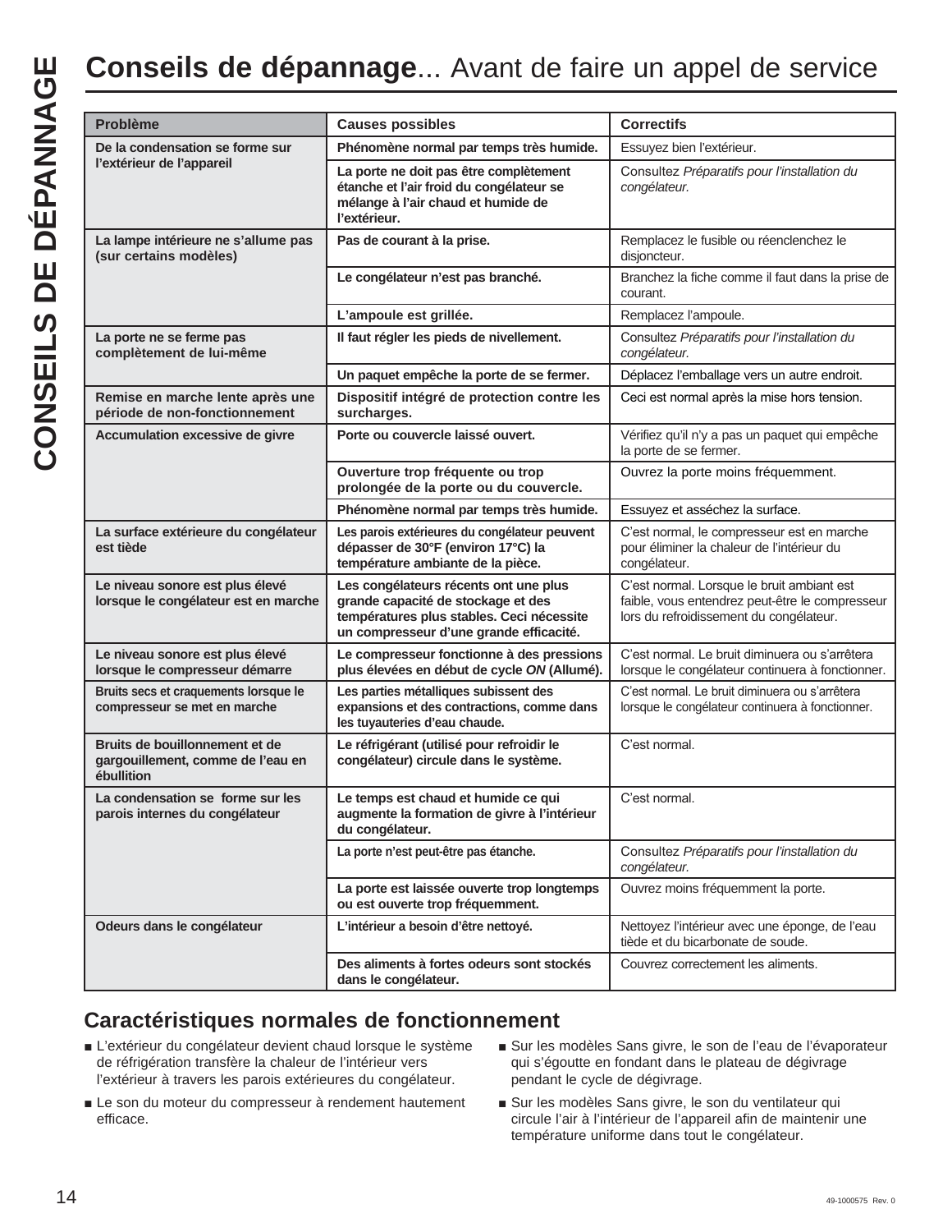# **Conseils de dépannage**... Avant de faire un appel de service

| Problème | Causes possibles | Correctifs |
|---|---|---|
| **De la condensation se forme sur l'extérieur de l'appareil** | **Phénomène normal par temps très humide.** | Essuyez bien l'extérieur. |
| | **La porte ne doit pas être complètement étanche et l'air froid du congélateur se mélange à l'air chaud et humide de l'extérieur.** | Consultez *Préparatifs pour l'installation du congélateur.* |
| **La lampe intérieure ne s'allume pas (sur certains modèles)** | **Pas de courant à la prise.** | Remplacez le fusible ou réenclenchez le disjoncteur. |
| | **Le congélateur n'est pas branché.** | Branchez la fiche comme il faut dans la prise de courant. |
| | **L'ampoule est grillée.** | Remplacez l'ampoule. |
| **La porte ne se ferme pas complètement de lui-même** | **Il faut régler les pieds de nivellement.** | Consultez *Préparatifs pour l'installation du congélateur.* |
| | **Un paquet empêche la porte de se fermer.** | Déplacez l'emballage vers un autre endroit. |
| **Remise en marche lente après une période de non-fonctionnement** | **Dispositif intégré de protection contre les surcharges.** | Ceci est normal après la mise hors tension. |
| **Accumulation excessive de givre** | **Porte ou couvercle laissé ouvert.** | Vérifiez qu'il n'y a pas un paquet qui empêche la porte de se fermer. |
| | **Ouverture trop fréquente ou trop prolongée de la porte ou du couvercle.** | Ouvrez la porte moins fréquemment. |
| | **Phénomène normal par temps très humide.** | Essuyez et asséchez la surface. |
| **La surface extérieure du congélateur est tiède** | **Les parois extérieures du congélateur peuvent dépasser de 30°F (environ 17°C) la température ambiante de la pièce.** | C'est normal, le compresseur est en marche pour éliminer la chaleur de l'intérieur du congélateur. |
| **Le niveau sonore est plus élevé lorsque le congélateur est en marche** | **Les congélateurs récents ont une plus grande capacité de stockage et des températures plus stables. Ceci nécessite un compresseur d'une grande efficacité.** | C'est normal. Lorsque le bruit ambiant est faible, vous entendrez peut-être le compresseur lors du refroidissement du congélateur. |
| **Le niveau sonore est plus élevé lorsque le compresseur démarre** | **Le compresseur fonctionne à des pressions plus élevées en début de cycle *ON* (Allumé).** | C'est normal. Le bruit diminuera ou s'arrêtera lorsque le congélateur continuera à fonctionner. |
| **Bruits secs et craquements lorsque le compresseur se met en marche** | **Les parties métalliques subissent des expansions et des contractions, comme dans les tuyauteries d'eau chaude.** | C'est normal. Le bruit diminuera ou s'arrêtera lorsque le congélateur continuera à fonctionner. |
| **Bruits de bouillonnement et de gargouillement, comme de l'eau en ébullition** | **Le réfrigérant (utilisé pour refroidir le congélateur) circule dans le système.** | C'est normal. |
| **La condensation se forme sur les parois internes du congélateur** | **Le temps est chaud et humide ce qui augmente la formation de givre à l'intérieur du congélateur.** | C'est normal. |
| | **La porte n'est peut-être pas étanche.** | Consultez *Préparatifs pour l'installation du congélateur.* |
| | **La porte est laissée ouverte trop longtemps ou est ouverte trop fréquemment.** | Ouvrez moins fréquemment la porte. |
| **Odeurs dans le congélateur** | **L'intérieur a besoin d'être nettoyé.** | Nettoyez l'intérieur avec une éponge, de l'eau tiède et du bicarbonate de soude. |
| | **Des aliments à fortes odeurs sont stockés dans le congélateur.** | Couvrez correctement les aliments. |

## Caractéristiques normales de fonctionnement

- L'extérieur du congélateur devient chaud lorsque le système de réfrigération transfère la chaleur de l'intérieur vers l'extérieur à travers les parois extérieures du congélateur.
- Le son du moteur du compresseur à rendement hautement efficace.
- Sur les modèles Sans givre, le son de l'eau de l'évaporateur qui s'égoutte en fondant dans le plateau de dégivrage pendant le cycle de dégivrage.
- Sur les modèles Sans givre, le son du ventilateur qui circule l'air à l'intérieur de l'appareil afin de maintenir une température uniforme dans tout le congélateur.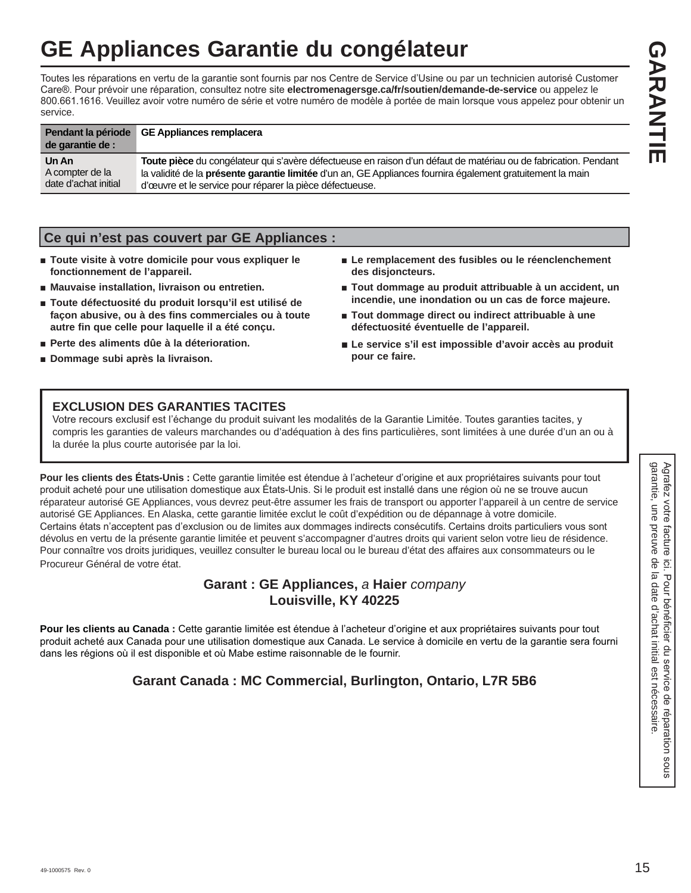# GE Appliances Garantie du congélateur

**GARANTIE**

Toutes les réparations en vertu de la garantie sont fournis par nos Centre de Service d'Usine ou par un technicien autorisé Customer Care®. Pour prévoir une réparation, consultez notre site **electromenagersge.ca/fr/soutien/demande-de-service** ou appelez le 800.661.1616. Veuillez avoir votre numéro de série et votre numéro de modèle à portée de main lorsque vous appelez pour obtenir un service.

| **Pendant la période de garantie de :** | **GE Appliances remplacera** |
|---|---|
| **Un An** A compter de la date d'achat initial | **Toute pièce** du congélateur qui s'avère défectueuse en raison d'un défaut de matériau ou de fabrication. Pendant la validité de la **présente garantie limitée** d'un an, GE Appliances fournira également gratuitement la main d'œuvre et le service pour réparer la pièce défectueuse. |

## Ce qui n'est pas couvert par GE Appliances :

- **Toute visite à votre domicile pour vous expliquer le fonctionnement de l'appareil.**
- **Mauvaise installation, livraison ou entretien.**
- **Toute défectuosité du produit lorsqu'il est utilisé de façon abusive, ou à des fins commerciales ou à toute autre fin que celle pour laquelle il a été conçu.**
- **Perte des aliments dûe à la déterioration.**
- **Dommage subi après la livraison.**
- **Le remplacement des fusibles ou le réenclenchement des disjoncteurs.**
- **Tout dommage au produit attribuable à un accident, un incendie, une inondation ou un cas de force majeure.**
- **Tout dommage direct ou indirect attribuable à une défectuosité éventuelle de l'appareil.**
- **Le service s'il est impossible d'avoir accès au produit pour ce faire.**

**EXCLUSION DES GARANTIES TACITES**
Votre recours exclusif est l'échange du produit suivant les modalités de la Garantie Limitée. Toutes garanties tacites, y compris les garanties de valeurs marchandes ou d'adéquation à des fins particulières, sont limitées à une durée d'un an ou à la durée la plus courte autorisée par la loi.

**Pour les clients des États-Unis :** Cette garantie limitée est étendue à l'acheteur d'origine et aux propriétaires suivants pour tout produit acheté pour une utilisation domestique aux États-Unis. Si le produit est installé dans une région où ne se trouve aucun réparateur autorisé GE Appliances, vous devrez peut-être assumer les frais de transport ou apporter l'appareil à un centre de service autorisé GE Appliances. En Alaska, cette garantie limitée exclut le coût d'expédition ou de dépannage à votre domicile.
Certains états n'acceptent pas d'exclusion ou de limites aux dommages indirects consécutifs. Certains droits particuliers vous sont dévolus en vertu de la présente garantie limitée et peuvent s'accompagner d'autres droits qui varient selon votre lieu de résidence. Pour connaître vos droits juridiques, veuillez consulter le bureau local ou le bureau d'état des affaires aux consommateurs ou le Procureur Général de votre état.

**Garant : GE Appliances,** *a* **Haier** *company*
**Louisville, KY 40225**

**Pour les clients au Canada :** Cette garantie limitée est étendue à l'acheteur d'origine et aux propriétaires suivants pour tout produit acheté aux Canada pour une utilisation domestique aux Canada. Le service à domicile en vertu de la garantie sera fourni dans les régions où il est disponible et où Mabe estime raisonnable de le fournir.

**Garant Canada : MC Commercial, Burlington, Ontario, L7R 5B6**

Agrafez votre facture ici. Pour bénéficier du service de réparation sous garantie, une preuve de la date d'achat initial est nécessaire.

49-1000575 Rev. 0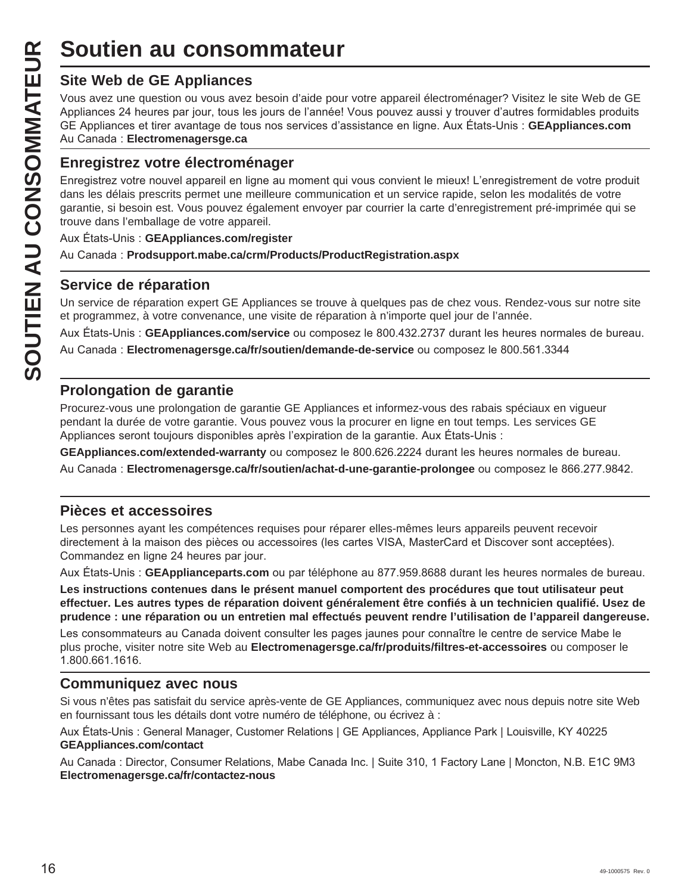# Soutien au consommateur

## Site Web de GE Appliances

Vous avez une question ou vous avez besoin d'aide pour votre appareil électroménager? Visitez le site Web de GE Appliances 24 heures par jour, tous les jours de l'année! Vous pouvez aussi y trouver d'autres formidables produits GE Appliances et tirer avantage de tous nos services d'assistance en ligne. Aux États-Unis : **GEAppliances.com**
Au Canada : **Electromenagersge.ca**

## Enregistrez votre électroménager

Enregistrez votre nouvel appareil en ligne au moment qui vous convient le mieux! L'enregistrement de votre produit dans les délais prescrits permet une meilleure communication et un service rapide, selon les modalités de votre garantie, si besoin est. Vous pouvez également envoyer par courrier la carte d'enregistrement pré-imprimée qui se trouve dans l'emballage de votre appareil.

Aux États-Unis : **GEAppliances.com/register**

Au Canada : **Prodsupport.mabe.ca/crm/Products/ProductRegistration.aspx**

## Service de réparation

Un service de réparation expert GE Appliances se trouve à quelques pas de chez vous. Rendez-vous sur notre site et programmez, à votre convenance, une visite de réparation à n'importe quel jour de l'année.

Aux États-Unis : **GEAppliances.com/service** ou composez le 800.432.2737 durant les heures normales de bureau.

Au Canada : **Electromenagersge.ca/fr/soutien/demande-de-service** ou composez le 800.561.3344

## Prolongation de garantie

Procurez-vous une prolongation de garantie GE Appliances et informez-vous des rabais spéciaux en vigueur pendant la durée de votre garantie. Vous pouvez vous la procurer en ligne en tout temps. Les services GE Appliances seront toujours disponibles après l'expiration de la garantie. Aux États-Unis :

**GEAppliances.com/extended-warranty** ou composez le 800.626.2224 durant les heures normales de bureau.

Au Canada : **Electromenagersge.ca/fr/soutien/achat-d-une-garantie-prolongee** ou composez le 866.277.9842.

## Pièces et accessoires

Les personnes ayant les compétences requises pour réparer elles-mêmes leurs appareils peuvent recevoir directement à la maison des pièces ou accessoires (les cartes VISA, MasterCard et Discover sont acceptées). Commandez en ligne 24 heures par jour.

Aux États-Unis : **GEApplianceparts.com** ou par téléphone au 877.959.8688 durant les heures normales de bureau.

**Les instructions contenues dans le présent manuel comportent des procédures que tout utilisateur peut effectuer. Les autres types de réparation doivent généralement être confiés à un technicien qualifié. Usez de prudence : une réparation ou un entretien mal effectués peuvent rendre l'utilisation de l'appareil dangereuse.**

Les consommateurs au Canada doivent consulter les pages jaunes pour connaître le centre de service Mabe le plus proche, visiter notre site Web au **Electromenagersge.ca/fr/produits/filtres-et-accessoires** ou composer le 1.800.661.1616.

## Communiquez avec nous

Si vous n'êtes pas satisfait du service après-vente de GE Appliances, communiquez avec nous depuis notre site Web en fournissant tous les détails dont votre numéro de téléphone, ou écrivez à :

Aux États-Unis : General Manager, Customer Relations | GE Appliances, Appliance Park | Louisville, KY 40225
**GEAppliances.com/contact**

Au Canada : Director, Consumer Relations, Mabe Canada Inc. | Suite 310, 1 Factory Lane | Moncton, N.B. E1C 9M3
**Electromenagersge.ca/fr/contactez-nous**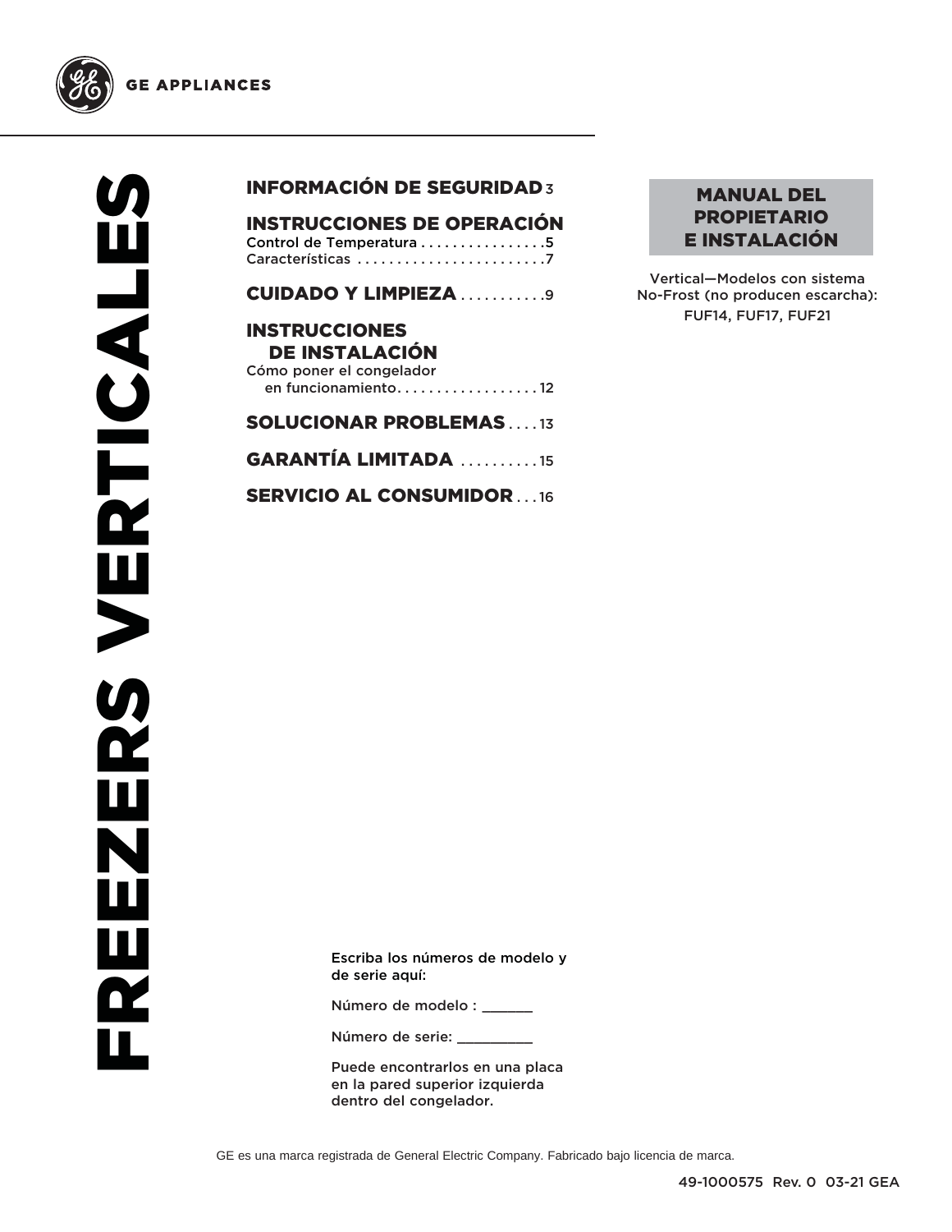GE APPLIANCES

# FREEZERS VERTICALES

## MANUAL DEL PROPIETARIO E INSTALACIÓN

Vertical—Modelos con sistema No-Frost (no producen escarcha): FUF14, FUF17, FUF21

**INFORMACIÓN DE SEGURIDAD** 3

**INSTRUCCIONES DE OPERACIÓN**
Control de Temperatura . . . . . . . . . . . . . . . .5
Características . . . . . . . . . . . . . . . . . . . . . . . .7

**CUIDADO Y LIMPIEZA** . . . . . . . . . . .9

**INSTRUCCIONES DE INSTALACIÓN**
Cómo poner el congelador en funcionamiento. . . . . . . . . . . . . . . . . . 12

**SOLUCIONAR PROBLEMAS** . . . . 13

**GARANTÍA LIMITADA** . . . . . . . . . . 15

**SERVICIO AL CONSUMIDOR** . . . 16

Escriba los números de modelo y de serie aquí:

Número de modelo : ______

Número de serie: _________

Puede encontrarlos en una placa en la pared superior izquierda dentro del congelador.

GE es una marca registrada de General Electric Company. Fabricado bajo licencia de marca.

49-1000575 Rev. 0 03-21 GEA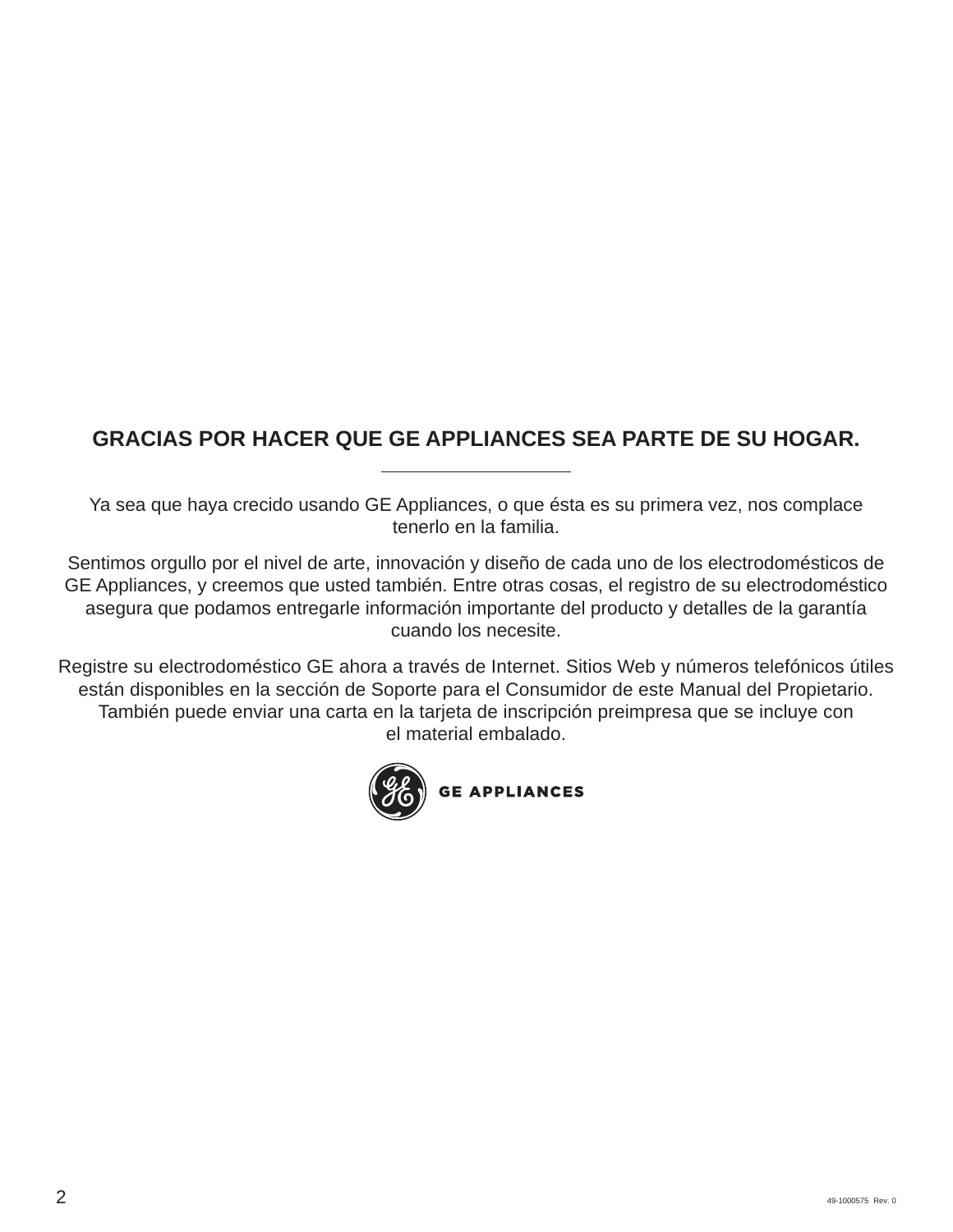## GRACIAS POR HACER QUE GE APPLIANCES SEA PARTE DE SU HOGAR.

---

Ya sea que haya crecido usando GE Appliances, o que ésta es su primera vez, nos complace tenerlo en la familia.

Sentimos orgullo por el nivel de arte, innovación y diseño de cada uno de los electrodomésticos de GE Appliances, y creemos que usted también. Entre otras cosas, el registro de su electrodoméstico asegura que podamos entregarle información importante del producto y detalles de la garantía cuando los necesite.

Registre su electrodoméstico GE ahora a través de Internet. Sitios Web y números telefónicos útiles están disponibles en la sección de Soporte para el Consumidor de este Manual del Propietario. También puede enviar una carta en la tarjeta de inscripción preimpresa que se incluye con el material embalado.

GE APPLIANCES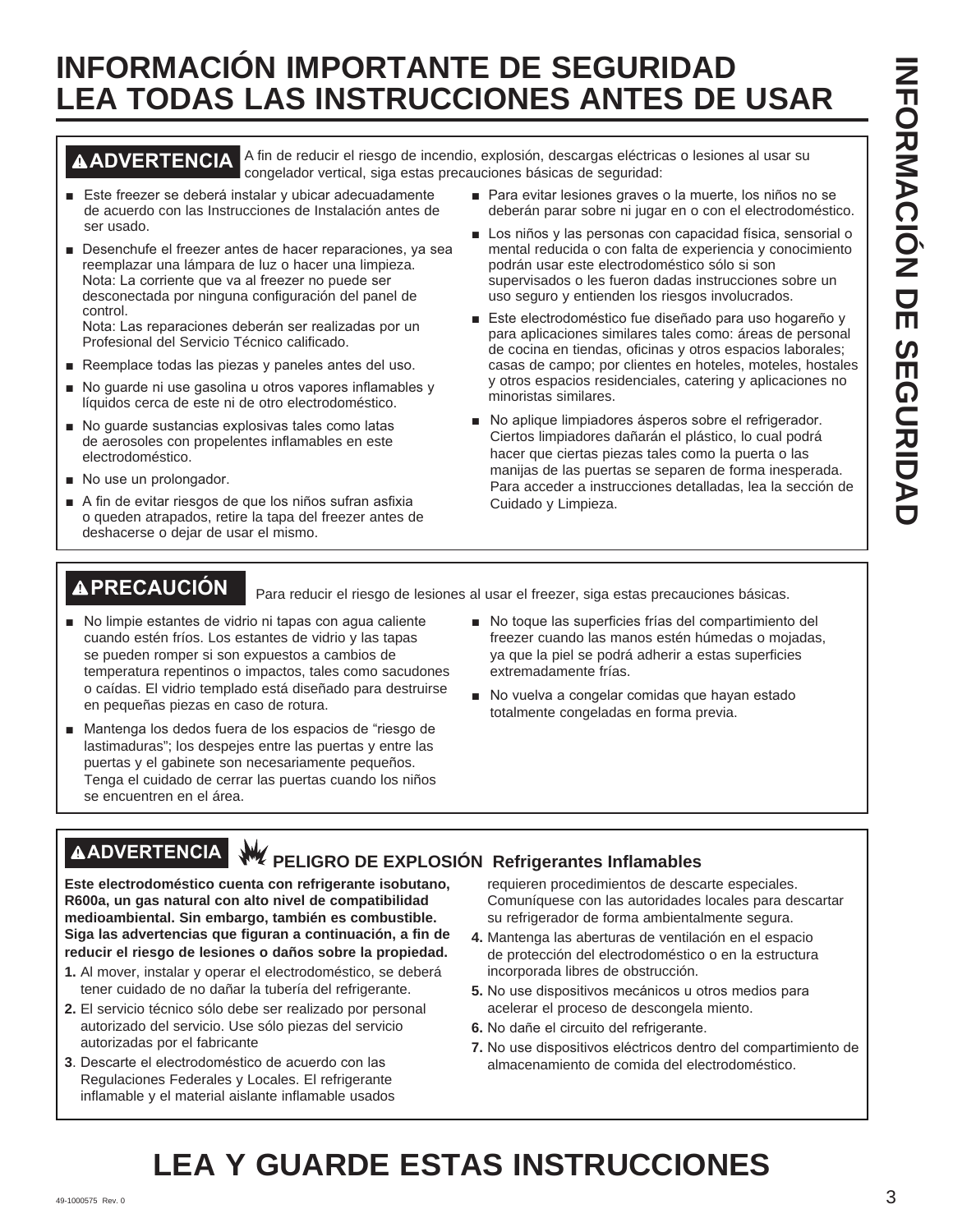# INFORMACIÓN IMPORTANTE DE SEGURIDAD
# LEA TODAS LAS INSTRUCCIONES ANTES DE USAR

**⚠ADVERTENCIA** A fin de reducir el riesgo de incendio, explosión, descargas eléctricas o lesiones al usar su congelador vertical, siga estas precauciones básicas de seguridad:

- Este freezer se deberá instalar y ubicar adecuadamente de acuerdo con las Instrucciones de Instalación antes de ser usado.
- Desenchufe el freezer antes de hacer reparaciones, ya sea reemplazar una lámpara de luz o hacer una limpieza. Nota: La corriente que va al freezer no puede ser desconectada por ninguna configuración del panel de control.
  Nota: Las reparaciones deberán ser realizadas por un Profesional del Servicio Técnico calificado.
- Reemplace todas las piezas y paneles antes del uso.
- No guarde ni use gasolina u otros vapores inflamables y líquidos cerca de este ni de otro electrodoméstico.
- No guarde sustancias explosivas tales como latas de aerosoles con propelentes inflamables en este electrodoméstico.
- No use un prolongador.
- A fin de evitar riesgos de que los niños sufran asfixia o queden atrapados, retire la tapa del freezer antes de deshacerse o dejar de usar el mismo.
- Para evitar lesiones graves o la muerte, los niños no se deberán parar sobre ni jugar en o con el electrodoméstico.
- Los niños y las personas con capacidad física, sensorial o mental reducida o con falta de experiencia y conocimiento podrán usar este electrodoméstico sólo si son supervisados o les fueron dadas instrucciones sobre un uso seguro y entienden los riesgos involucrados.
- Este electrodoméstico fue diseñado para uso hogareño y para aplicaciones similares tales como: áreas de personal de cocina en tiendas, oficinas y otros espacios laborales; casas de campo; por clientes en hoteles, moteles, hostales y otros espacios residenciales, catering y aplicaciones no minoristas similares.
- No aplique limpiadores ásperos sobre el refrigerador. Ciertos limpiadores dañarán el plástico, lo cual podrá hacer que ciertas piezas tales como la puerta o las manijas de las puertas se separen de forma inesperada. Para acceder a instrucciones detalladas, lea la sección de Cuidado y Limpieza.

**⚠PRECAUCIÓN** Para reducir el riesgo de lesiones al usar el freezer, siga estas precauciones básicas.

- No limpie estantes de vidrio ni tapas con agua caliente cuando estén fríos. Los estantes de vidrio y las tapas se pueden romper si son expuestos a cambios de temperatura repentinos o impactos, tales como sacudones o caídas. El vidrio templado está diseñado para destruirse en pequeñas piezas en caso de rotura.
- Mantenga los dedos fuera de los espacios de "riesgo de lastimaduras"; los despejes entre las puertas y entre las puertas y el gabinete son necesariamente pequeños. Tenga el cuidado de cerrar las puertas cuando los niños se encuentren en el área.
- No toque las superficies frías del compartimiento del freezer cuando las manos estén húmedas o mojadas, ya que la piel se podrá adherir a estas superficies extremadamente frías.
- No vuelva a congelar comidas que hayan estado totalmente congeladas en forma previa.

**⚠ADVERTENCIA** **PELIGRO DE EXPLOSIÓN Refrigerantes Inflamables**

**Este electrodoméstico cuenta con refrigerante isobutano, R600a, un gas natural con alto nivel de compatibilidad medioambiental. Sin embargo, también es combustible. Siga las advertencias que figuran a continuación, a fin de reducir el riesgo de lesiones o daños sobre la propiedad.**

1. Al mover, instalar y operar el electrodoméstico, se deberá tener cuidado de no dañar la tubería del refrigerante.
2. El servicio técnico sólo debe ser realizado por personal autorizado del servicio. Use sólo piezas del servicio autorizadas por el fabricante
3. Descarte el electrodoméstico de acuerdo con las Regulaciones Federales y Locales. El refrigerante inflamable y el material aislante inflamable usados requieren procedimientos de descarte especiales. Comuníquese con las autoridades locales para descartar su refrigerador de forma ambientalmente segura.
4. Mantenga las aberturas de ventilación en el espacio de protección del electrodoméstico o en la estructura incorporada libres de obstrucción.
5. No use dispositivos mecánicos u otros medios para acelerar el proceso de descongela miento.
6. No dañe el circuito del refrigerante.
7. No use dispositivos eléctricos dentro del compartimiento de almacenamiento de comida del electrodoméstico.

# LEA Y GUARDE ESTAS INSTRUCCIONES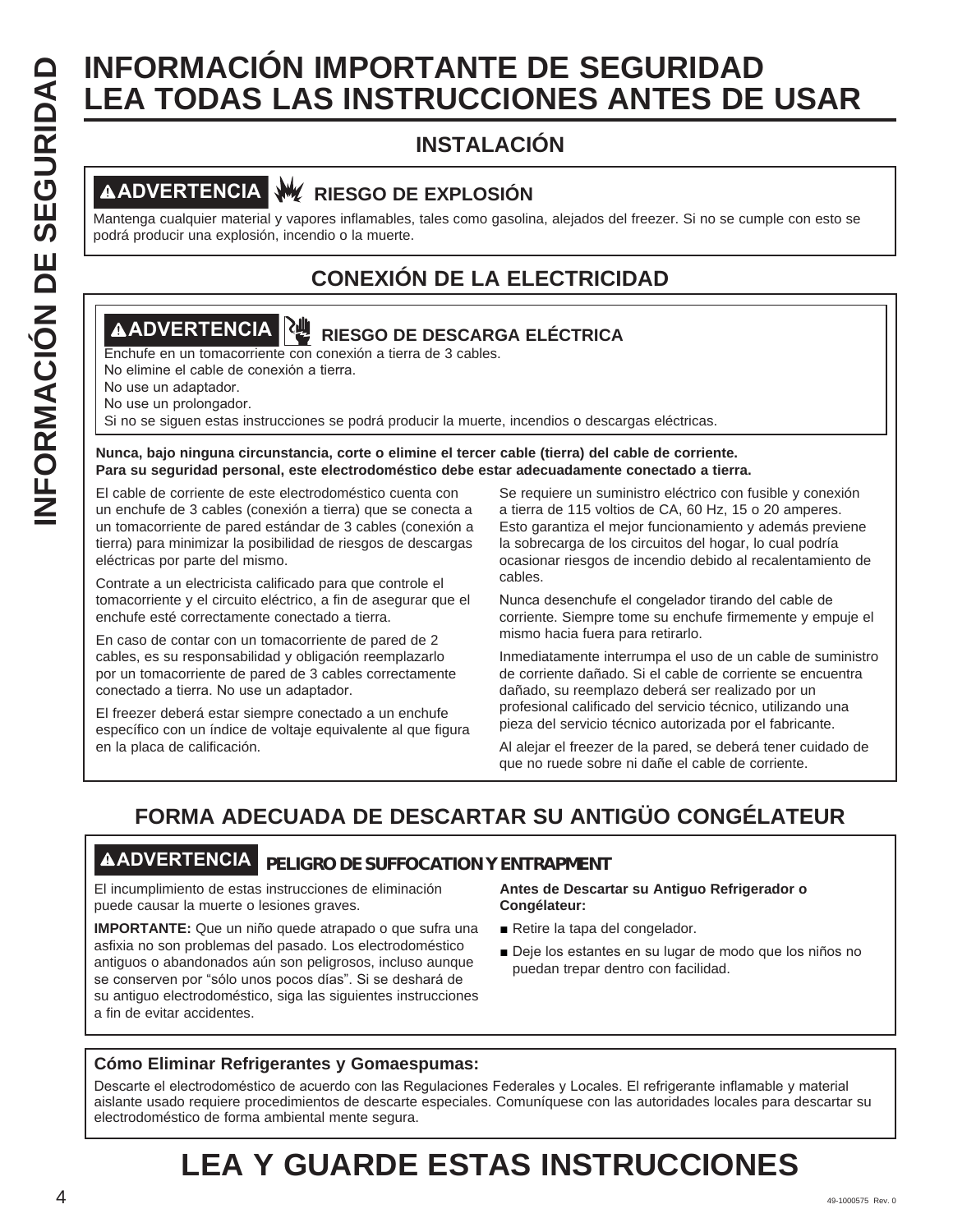# INFORMACIÓN IMPORTANTE DE SEGURIDAD LEA TODAS LAS INSTRUCCIONES ANTES DE USAR

## INSTALACIÓN

**⚠ADVERTENCIA** **RIESGO DE EXPLOSIÓN**

Mantenga cualquier material y vapores inflamables, tales como gasolina, alejados del freezer. Si no se cumple con esto se podrá producir una explosión, incendio o la muerte.

## CONEXIÓN DE LA ELECTRICIDAD

**⚠ADVERTENCIA** **RIESGO DE DESCARGA ELÉCTRICA**

Enchufe en un tomacorriente con conexión a tierra de 3 cables.
No elimine el cable de conexión a tierra.
No use un adaptador.
No use un prolongador.
Si no se siguen estas instrucciones se podrá producir la muerte, incendios o descargas eléctricas.

**Nunca, bajo ninguna circunstancia, corte o elimine el tercer cable (tierra) del cable de corriente. Para su seguridad personal, este electrodoméstico debe estar adecuadamente conectado a tierra.**

El cable de corriente de este electrodoméstico cuenta con un enchufe de 3 cables (conexión a tierra) que se conecta a un tomacorriente de pared estándar de 3 cables (conexión a tierra) para minimizar la posibilidad de riesgos de descargas eléctricas por parte del mismo.

Contrate a un electricista calificado para que controle el tomacorriente y el circuito eléctrico, a fin de asegurar que el enchufe esté correctamente conectado a tierra.

En caso de contar con un tomacorriente de pared de 2 cables, es su responsabilidad y obligación reemplazarlo por un tomacorriente de pared de 3 cables correctamente conectado a tierra. No use un adaptador.

El freezer deberá estar siempre conectado a un enchufe específico con un índice de voltaje equivalente al que figura en la placa de calificación.

Se requiere un suministro eléctrico con fusible y conexión a tierra de 115 voltios de CA, 60 Hz, 15 o 20 amperes. Esto garantiza el mejor funcionamiento y además previene la sobrecarga de los circuitos del hogar, lo cual podría ocasionar riesgos de incendio debido al recalentamiento de cables.

Nunca desenchufe el congelador tirando del cable de corriente. Siempre tome su enchufe firmemente y empuje el mismo hacia fuera para retirarlo.

Inmediatamente interrumpa el uso de un cable de suministro de corriente dañado. Si el cable de corriente se encuentra dañado, su reemplazo deberá ser realizado por un profesional calificado del servicio técnico, utilizando una pieza del servicio técnico autorizada por el fabricante.

Al alejar el freezer de la pared, se deberá tener cuidado de que no ruede sobre ni dañe el cable de corriente.

## FORMA ADECUADA DE DESCARTAR SU ANTIGÜO CONGÉLATEUR

**⚠ADVERTENCIA** **PELIGRO DE SUFFOCATION Y ENTRAPMENT**

El incumplimiento de estas instrucciones de eliminación puede causar la muerte o lesiones graves.

**IMPORTANTE:** Que un niño quede atrapado o que sufra una asfixia no son problemas del pasado. Los electrodoméstico antiguos o abandonados aún son peligrosos, incluso aunque se conserven por "sólo unos pocos días". Si se deshará de su antiguo electrodoméstico, siga las siguientes instrucciones a fin de evitar accidentes.

**Antes de Descartar su Antiguo Refrigerador o Congélateur:**

- Retire la tapa del congelador.
- Deje los estantes en su lugar de modo que los niños no puedan trepar dentro con facilidad.

**Cómo Eliminar Refrigerantes y Gomaespumas:**

Descarte el electrodoméstico de acuerdo con las Regulaciones Federales y Locales. El refrigerante inflamable y material aislante usado requiere procedimientos de descarte especiales. Comuníquese con las autoridades locales para descartar su electrodoméstico de forma ambiental mente segura.

# LEA Y GUARDE ESTAS INSTRUCCIONES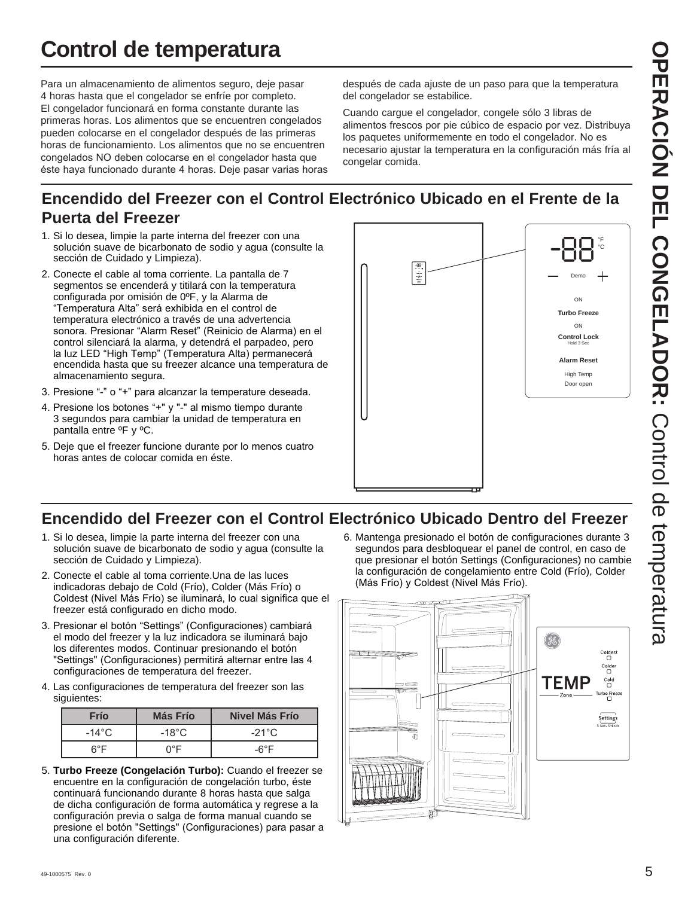# Control de temperatura

Para un almacenamiento de alimentos seguro, deje pasar 4 horas hasta que el congelador se enfríe por completo. El congelador funcionará en forma constante durante las primeras horas. Los alimentos que se encuentren congelados pueden colocarse en el congelador después de las primeras horas de funcionamiento. Los alimentos que no se encuentren congelados NO deben colocarse en el congelador hasta que éste haya funcionado durante 4 horas. Deje pasar varias horas después de cada ajuste de un paso para que la temperatura del congelador se estabilice.

Cuando cargue el congelador, congele sólo 3 libras de alimentos frescos por pie cúbico de espacio por vez. Distribuya los paquetes uniformemente en todo el congelador. No es necesario ajustar la temperatura en la configuración más fría al congelar comida.

## Encendido del Freezer con el Control Electrónico Ubicado en el Frente de la Puerta del Freezer

1. Si lo desea, limpie la parte interna del freezer con una solución suave de bicarbonato de sodio y agua (consulte la sección de Cuidado y Limpieza).
2. Conecte el cable al toma corriente. La pantalla de 7 segmentos se encenderá y titilará con la temperatura configurada por omisión de 0ºF, y la Alarma de "Temperatura Alta" será exhibida en el control de temperatura electrónico a través de una advertencia sonora. Presionar "Alarm Reset" (Reinicio de Alarma) en el control silenciará la alarma, y detendrá el parpadeo, pero la luz LED "High Temp" (Temperatura Alta) permanecerá encendida hasta que su freezer alcance une temperatura de almacenamiento segura.
3. Presione "-" o "+" para alcanzar la temperature deseada.
4. Presione los botones "+" y "-" al mismo tiempo durante 3 segundos para cambiar la unidad de temperatura en pantalla entre ºF y ºC.
5. Deje que el freezer funcione durante por lo menos cuatro horas antes de colocar comida en éste.

-88 °F °C
— Demo +
ON
Turbo Freeze
ON
Control Lock
Hold 3 Sec
Alarm Reset
High Temp
Door open

## Encendido del Freezer con el Control Electrónico Ubicado Dentro del Freezer

1. Si lo desea, limpie la parte interna del freezer con una solución suave de bicarbonato de sodio y agua (consulte la sección de Cuidado y Limpieza).
2. Conecte el cable al toma corriente.Una de las luces indicadoras debajo de Cold (Frío), Colder (Más Frío) o Coldest (Nivel Más Frío) se iluminará, lo cual significa que el freezer está configurado en dicho modo.
3. Presionar el botón "Settings" (Configuraciones) cambiará el modo del freezer y la luz indicadora se iluminará bajo los diferentes modos. Continuar presionando el botón "Settings" (Configuraciones) permitirá alternar entre las 4 configuraciones de temperatura del freezer.
4. Las configuraciones de temperatura del freezer son las siguientes:

| Frío | Más Frío | Nivel Más Frío |
|---|---|---|
| -14°C | -18°C | -21°C |
| 6°F | 0°F | -6°F |

5. **Turbo Freeze (Congelación Turbo):** Cuando el freezer se encuentre en la configuración de congelación turbo, éste continuará funcionando durante 8 horas hasta que salga de dicha configuración de forma automática y regrese a la configuración previa o salga de forma manual cuando se presione el botón "Settings" (Configuraciones) para pasar a una configuración diferente.
6. Mantenga presionado el botón de configuraciones durante 3 segundos para desbloquear el panel de control, en caso de que presionar el botón Settings (Configuraciones) no cambie la configuración de congelamiento entre Cold (Frío), Colder (Más Frío) y Coldest (Nivel Más Frío).

TEMP Zone
Coldest
Colder
Cold
Turbo Freeze
Settings
3 Sec Unlock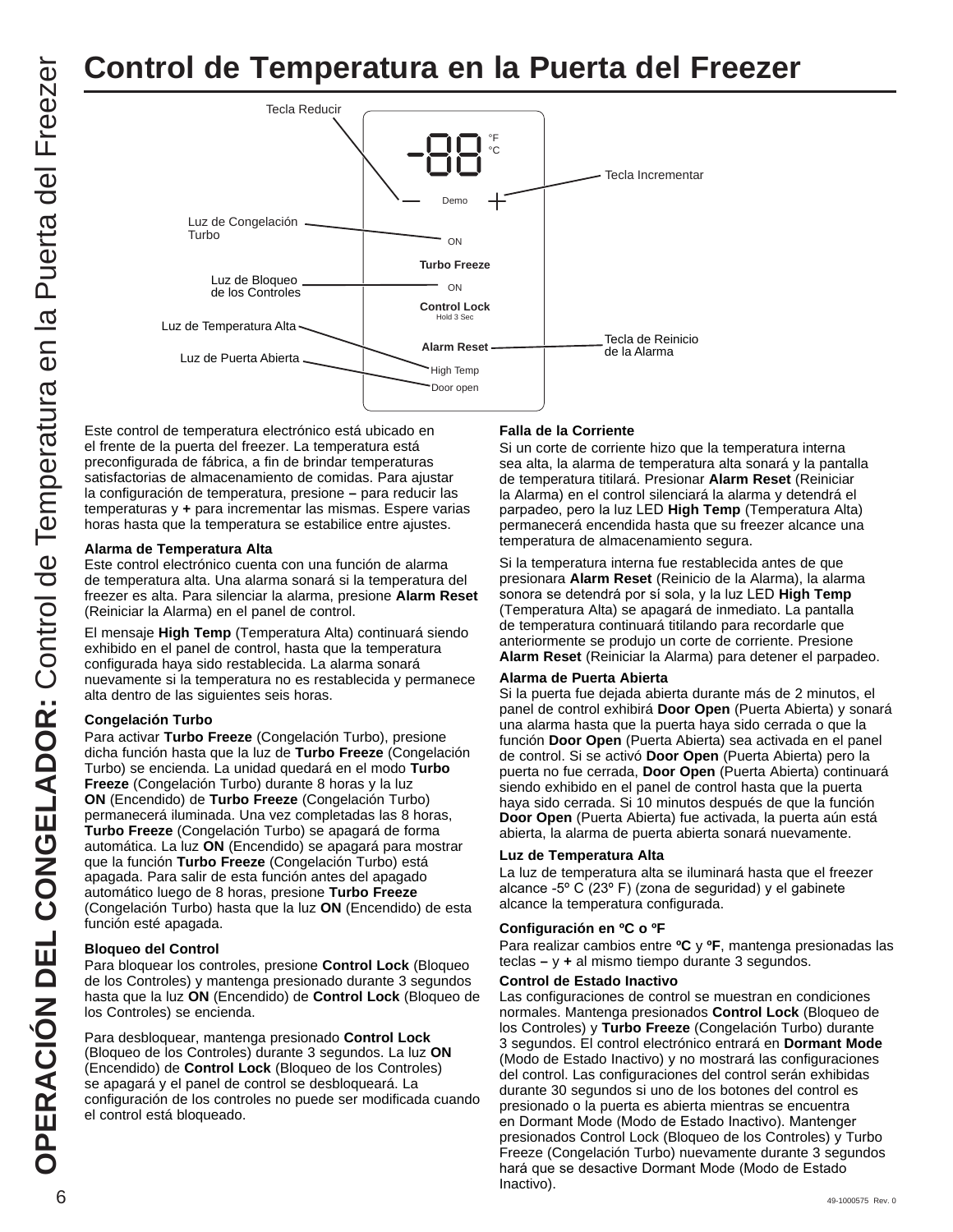# Control de Temperatura en la Puerta del Freezer

Tecla Reducir

-88 °F °C

Tecla Incrementar

Demo

Luz de Congelación Turbo — ON — Turbo Freeze

Luz de Bloqueo de los Controles — ON — Control Lock Hold 3 Sec

Luz de Temperatura Alta

Tecla de Reinicio de la Alarma — Alarm Reset

Luz de Puerta Abierta

High Temp

Door open

Este control de temperatura electrónico está ubicado en el frente de la puerta del freezer. La temperatura está preconfigurada de fábrica, a fin de brindar temperaturas satisfactorias de almacenamiento de comidas. Para ajustar la configuración de temperatura, presione **–** para reducir las temperaturas y **+** para incrementar las mismas. Espere varias horas hasta que la temperatura se estabilice entre ajustes.

**Alarma de Temperatura Alta**

Este control electrónico cuenta con una función de alarma de temperatura alta. Una alarma sonará si la temperatura del freezer es alta. Para silenciar la alarma, presione **Alarm Reset** (Reiniciar la Alarma) en el panel de control.

El mensaje **High Temp** (Temperatura Alta) continuará siendo exhibido en el panel de control, hasta que la temperatura configurada haya sido restablecida. La alarma sonará nuevamente si la temperatura no es restablecida y permanece alta dentro de las siguientes seis horas.

**Congelación Turbo**

Para activar **Turbo Freeze** (Congelación Turbo), presione dicha función hasta que la luz de **Turbo Freeze** (Congelación Turbo) se encienda. La unidad quedará en el modo **Turbo Freeze** (Congelación Turbo) durante 8 horas y la luz **ON** (Encendido) de **Turbo Freeze** (Congelación Turbo) permanecerá iluminada. Una vez completadas las 8 horas, **Turbo Freeze** (Congelación Turbo) se apagará de forma automática. La luz **ON** (Encendido) se apagará para mostrar que la función **Turbo Freeze** (Congelación Turbo) está apagada. Para salir de esta función antes del apagado automático luego de 8 horas, presione **Turbo Freeze** (Congelación Turbo) hasta que la luz **ON** (Encendido) de esta función esté apagada.

**Bloqueo del Control**

Para bloquear los controles, presione **Control Lock** (Bloqueo de los Controles) y mantenga presionado durante 3 segundos hasta que la luz **ON** (Encendido) de **Control Lock** (Bloqueo de los Controles) se encienda.

Para desbloquear, mantenga presionado **Control Lock** (Bloqueo de los Controles) durante 3 segundos. La luz **ON** (Encendido) de **Control Lock** (Bloqueo de los Controles) se apagará y el panel de control se desbloqueará. La configuración de los controles no puede ser modificada cuando el control está bloqueado.

**Falla de la Corriente**

Si un corte de corriente hizo que la temperatura interna sea alta, la alarma de temperatura alta sonará y la pantalla de temperatura titilará. Presionar **Alarm Reset** (Reiniciar la Alarma) en el control silenciará la alarma y detendrá el parpadeo, pero la luz LED **High Temp** (Temperatura Alta) permanecerá encendida hasta que su freezer alcance una temperatura de almacenamiento segura.

Si la temperatura interna fue restablecida antes de que presionara **Alarm Reset** (Reinicio de la Alarma), la alarma sonora se detendrá por sí sola, y la luz LED **High Temp** (Temperatura Alta) se apagará de inmediato. La pantalla de temperatura continuará titilando para recordarle que anteriormente se produjo un corte de corriente. Presione **Alarm Reset** (Reiniciar la Alarma) para detener el parpadeo.

**Alarma de Puerta Abierta**

Si la puerta fue dejada abierta durante más de 2 minutos, el panel de control exhibirá **Door Open** (Puerta Abierta) y sonará una alarma hasta que la puerta haya sido cerrada o que la función **Door Open** (Puerta Abierta) sea activada en el panel de control. Si se activó **Door Open** (Puerta Abierta) pero la puerta no fue cerrada, **Door Open** (Puerta Abierta) continuará siendo exhibido en el panel de control hasta que la puerta haya sido cerrada. Si 10 minutos después de que la función **Door Open** (Puerta Abierta) fue activada, la puerta aún está abierta, la alarma de puerta abierta sonará nuevamente.

**Luz de Temperatura Alta**

La luz de temperatura alta se iluminará hasta que el freezer alcance -5º C (23º F) (zona de seguridad) y el gabinete alcance la temperatura configurada.

**Configuración en ºC o ºF**

Para realizar cambios entre **ºC** y **ºF**, mantenga presionadas las teclas **–** y **+** al mismo tiempo durante 3 segundos.

**Control de Estado Inactivo**

Las configuraciones de control se muestran en condiciones normales. Mantenga presionados **Control Lock** (Bloqueo de los Controles) y **Turbo Freeze** (Congelación Turbo) durante 3 segundos. El control electrónico entrará en **Dormant Mode** (Modo de Estado Inactivo) y no mostrará las configuraciones del control. Las configuraciones del control serán exhibidas durante 30 segundos si uno de los botones del control es presionado o la puerta es abierta mientras se encuentra en Dormant Mode (Modo de Estado Inactivo). Mantenger presionados Control Lock (Bloqueo de los Controles) y Turbo Freeze (Congelación Turbo) nuevamente durante 3 segundos hará que se desactive Dormant Mode (Modo de Estado Inactivo).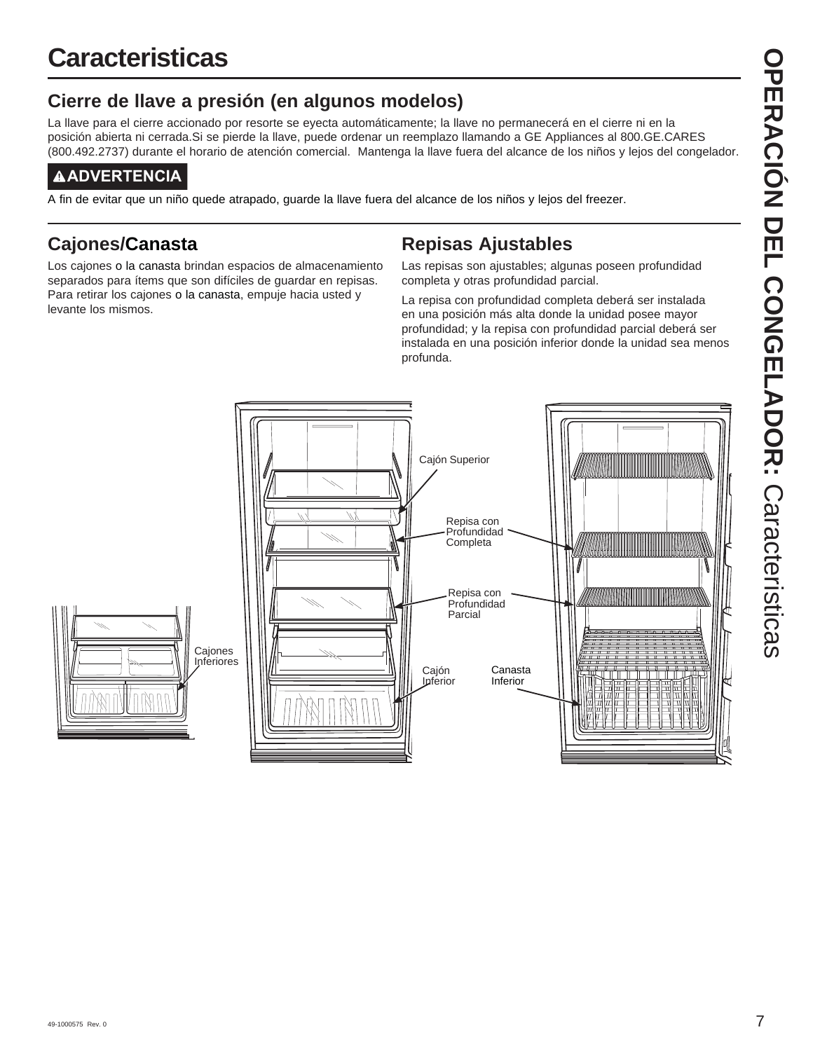# Caracteristicas

## Cierre de llave a presión (en algunos modelos)

La llave para el cierre accionado por resorte se eyecta automáticamente; la llave no permanecerá en el cierre ni en la posición abierta ni cerrada.Si se pierde la llave, puede ordenar un reemplazo llamando a GE Appliances al 800.GE.CARES (800.492.2737) durante el horario de atención comercial. Mantenga la llave fuera del alcance de los niños y lejos del congelador.

**⚠ADVERTENCIA**

A fin de evitar que un niño quede atrapado, guarde la llave fuera del alcance de los niños y lejos del freezer.

## Cajones/Canasta

Los cajones o la canasta brindan espacios de almacenamiento separados para ítems que son difíciles de guardar en repisas. Para retirar los cajones o la canasta, empuje hacia usted y levante los mismos.

## Repisas Ajustables

Las repisas son ajustables; algunas poseen profundidad completa y otras profundidad parcial.

La repisa con profundidad completa deberá ser instalada en una posición más alta donde la unidad posee mayor profundidad; y la repisa con profundidad parcial deberá ser instalada en una posición inferior donde la unidad sea menos profunda.

Cajón Superior

Repisa con Profundidad Completa

Repisa con Profundidad Parcial

Cajones Inferiores

Cajón Inferior

Canasta Inferior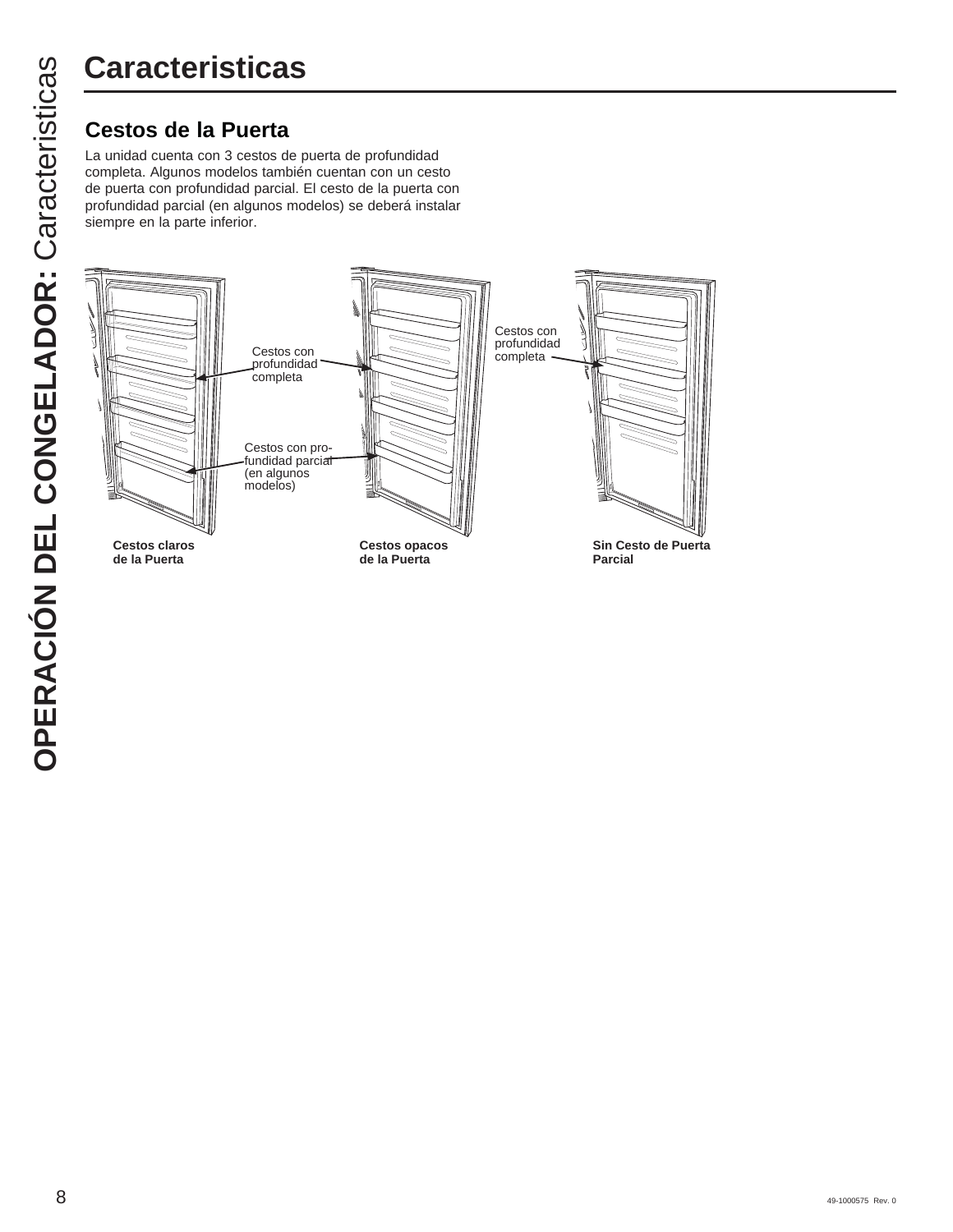# Caracteristicas

## Cestos de la Puerta

La unidad cuenta con 3 cestos de puerta de profundidad completa. Algunos modelos también cuentan con un cesto de puerta con profundidad parcial. El cesto de la puerta con profundidad parcial (en algunos modelos) se deberá instalar siempre en la parte inferior.

Cestos con profundidad completa

Cestos con profundidad completa

Cestos con profundidad parcial (en algunos modelos)

**Cestos claros de la Puerta**

**Cestos opacos de la Puerta**

**Sin Cesto de Puerta Parcial**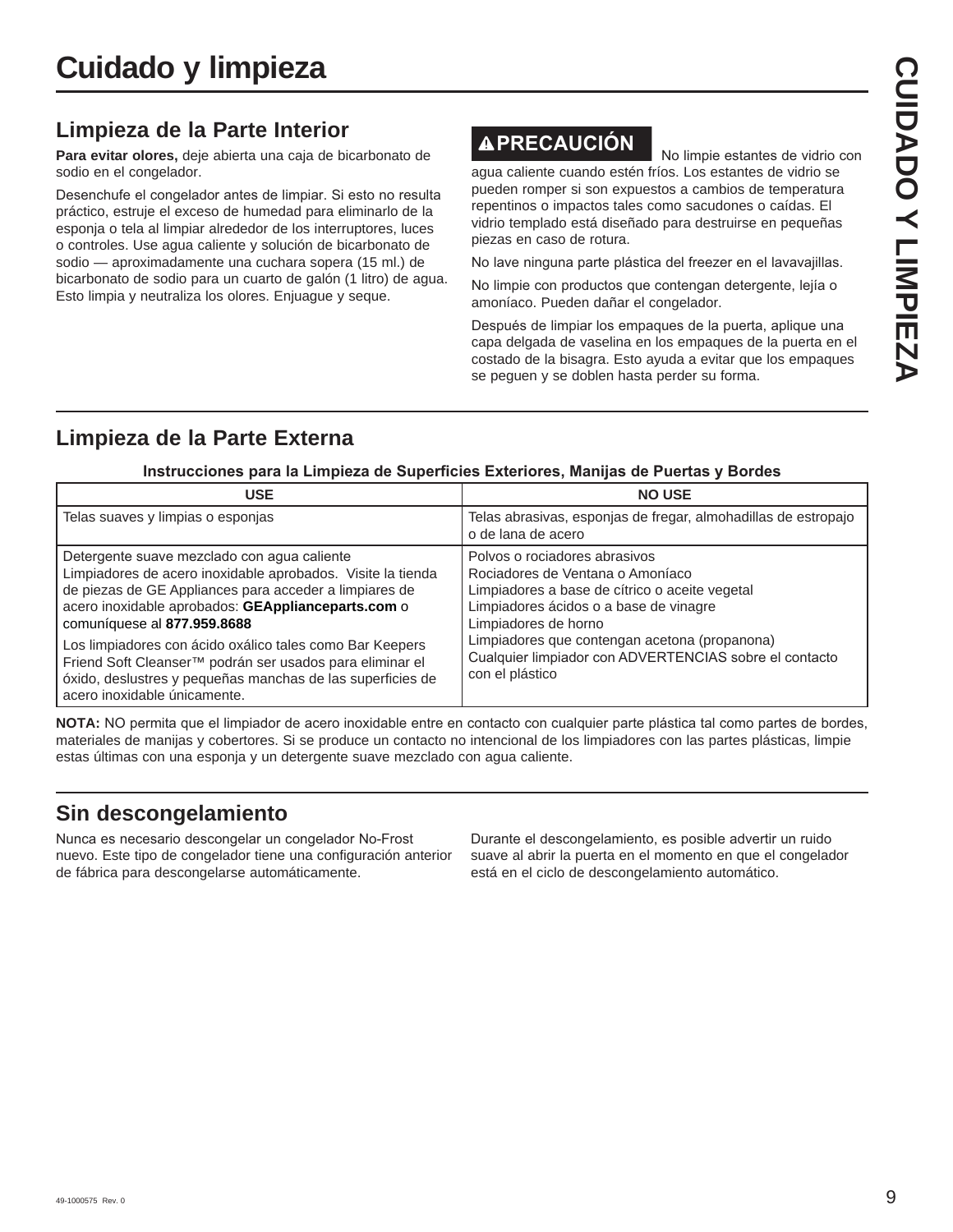# Cuidado y limpieza

## Limpieza de la Parte Interior

**Para evitar olores,** deje abierta una caja de bicarbonato de sodio en el congelador.

Desenchufe el congelador antes de limpiar. Si esto no resulta práctico, estruje el exceso de humedad para eliminarlo de la esponja o tela al limpiar alrededor de los interruptores, luces o controles. Use agua caliente y solución de bicarbonato de sodio — aproximadamente una cuchara sopera (15 ml.) de bicarbonato de sodio para un cuarto de galón (1 litro) de agua. Esto limpia y neutraliza los olores. Enjuague y seque.

**⚠PRECAUCIÓN** No limpie estantes de vidrio con agua caliente cuando estén fríos. Los estantes de vidrio se pueden romper si son expuestos a cambios de temperatura repentinos o impactos tales como sacudones o caídas. El vidrio templado está diseñado para destruirse en pequeñas piezas en caso de rotura.

No lave ninguna parte plástica del freezer en el lavavajillas.

No limpie con productos que contengan detergente, lejía o amoníaco. Pueden dañar el congelador.

Después de limpiar los empaques de la puerta, aplique una capa delgada de vaselina en los empaques de la puerta en el costado de la bisagra. Esto ayuda a evitar que los empaques se peguen y se doblen hasta perder su forma.

## Limpieza de la Parte Externa

**Instrucciones para la Limpieza de Superficies Exteriores, Manijas de Puertas y Bordes**

| USE | NO USE |
|---|---|
| Telas suaves y limpias o esponjas | Telas abrasivas, esponjas de fregar, almohadillas de estropajo o de lana de acero |
| Detergente suave mezclado con agua caliente<br>Limpiadores de acero inoxidable aprobados. Visite la tienda de piezas de GE Appliances para acceder a limpiares de acero inoxidable aprobados: **GEApplianceparts.com** o comuníquese al **877.959.8688**<br><br>Los limpiadores con ácido oxálico tales como Bar Keepers Friend Soft Cleanser™ podrán ser usados para eliminar el óxido, deslustres y pequeñas manchas de las superficies de acero inoxidable únicamente. | Polvos o rociadores abrasivos<br>Rociadores de Ventana o Amoníaco<br>Limpiadores a base de cítrico o aceite vegetal<br>Limpiadores ácidos o a base de vinagre<br>Limpiadores de horno<br>Limpiadores que contengan acetona (propanona)<br>Cualquier limpiador con ADVERTENCIAS sobre el contacto con el plástico |

**NOTA:** NO permita que el limpiador de acero inoxidable entre en contacto con cualquier parte plástica tal como partes de bordes, materiales de manijas y cobertores. Si se produce un contacto no intencional de los limpiadores con las partes plásticas, limpie estas últimas con una esponja y un detergente suave mezclado con agua caliente.

## Sin descongelamiento

Nunca es necesario descongelar un congelador No-Frost nuevo. Este tipo de congelador tiene una configuración anterior de fábrica para descongelarse automáticamente.

Durante el descongelamiento, es posible advertir un ruido suave al abrir la puerta en el momento en que el congelador está en el ciclo de descongelamiento automático.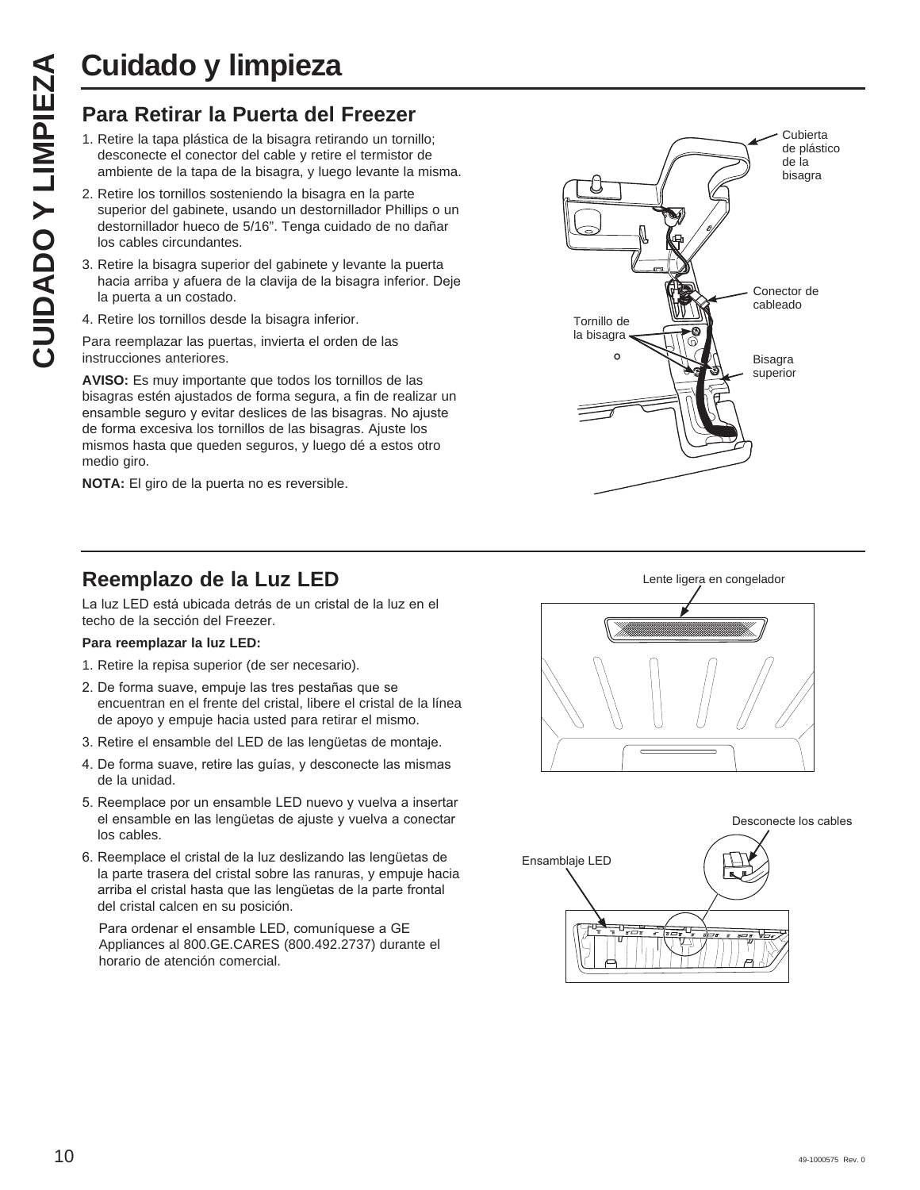# Cuidado y limpieza

## Para Retirar la Puerta del Freezer

1. Retire la tapa plástica de la bisagra retirando un tornillo; desconecte el conector del cable y retire el termistor de ambiente de la tapa de la bisagra, y luego levante la misma.
2. Retire los tornillos sosteniendo la bisagra en la parte superior del gabinete, usando un destornillador Phillips o un destornillador hueco de 5/16". Tenga cuidado de no dañar los cables circundantes.
3. Retire la bisagra superior del gabinete y levante la puerta hacia arriba y afuera de la clavija de la bisagra inferior. Deje la puerta a un costado.
4. Retire los tornillos desde la bisagra inferior.

Para reemplazar las puertas, invierta el orden de las instrucciones anteriores.

**AVISO:** Es muy importante que todos los tornillos de las bisagras estén ajustados de forma segura, a fin de realizar un ensamble seguro y evitar deslices de las bisagras. No ajuste de forma excesiva los tornillos de las bisagras. Ajuste los mismos hasta que queden seguros, y luego dé a estos otro medio giro.

**NOTA:** El giro de la puerta no es reversible.

Cubierta de plástico de la bisagra

Conector de cableado

Tornillo de la bisagra

Bisagra superior

## Reemplazo de la Luz LED

La luz LED está ubicada detrás de un cristal de la luz en el techo de la sección del Freezer.

**Para reemplazar la luz LED:**

1. Retire la repisa superior (de ser necesario).
2. De forma suave, empuje las tres pestañas que se encuentran en el frente del cristal, libere el cristal de la línea de apoyo y empuje hacia usted para retirar el mismo.
3. Retire el ensamble del LED de las lengüetas de montaje.
4. De forma suave, retire las guías, y desconecte las mismas de la unidad.
5. Reemplace por un ensamble LED nuevo y vuelva a insertar el ensamble en las lengüetas de ajuste y vuelva a conectar los cables.
6. Reemplace el cristal de la luz deslizando las lengüetas de la parte trasera del cristal sobre las ranuras, y empuje hacia arriba el cristal hasta que las lengüetas de la parte frontal del cristal calcen en su posición.

   Para ordenar el ensamble LED, comuníquese a GE Appliances al 800.GE.CARES (800.492.2737) durante el horario de atención comercial.

Lente ligera en congelador

Desconecte los cables

Ensamblaje LED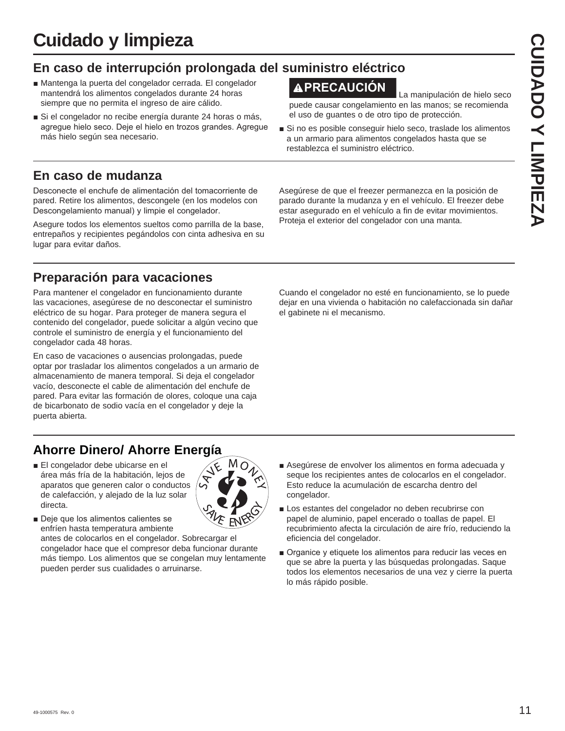# Cuidado y limpieza

## En caso de interrupción prolongada del suministro eléctrico

- Mantenga la puerta del congelador cerrada. El congelador mantendrá los alimentos congelados durante 24 horas siempre que no permita el ingreso de aire cálido.
- Si el congelador no recibe energía durante 24 horas o más, agregue hielo seco. Deje el hielo en trozos grandes. Agregue más hielo según sea necesario.

**⚠PRECAUCIÓN** La manipulación de hielo seco puede causar congelamiento en las manos; se recomienda el uso de guantes o de otro tipo de protección.

- Si no es posible conseguir hielo seco, traslade los alimentos a un armario para alimentos congelados hasta que se restablezca el suministro eléctrico.

## En caso de mudanza

Desconecte el enchufe de alimentación del tomacorriente de pared. Retire los alimentos, descongele (en los modelos con Descongelamiento manual) y limpie el congelador.

Asegure todos los elementos sueltos como parrilla de la base, entrepaños y recipientes pegándolos con cinta adhesiva en su lugar para evitar daños.

Asegúrese de que el freezer permanezca en la posición de parado durante la mudanza y en el vehículo. El freezer debe estar asegurado en el vehículo a fin de evitar movimientos. Proteja el exterior del congelador con una manta.

## Preparación para vacaciones

Para mantener el congelador en funcionamiento durante las vacaciones, asegúrese de no desconectar el suministro eléctrico de su hogar. Para proteger de manera segura el contenido del congelador, puede solicitar a algún vecino que controle el suministro de energía y el funcionamiento del congelador cada 48 horas.

En caso de vacaciones o ausencias prolongadas, puede optar por trasladar los alimentos congelados a un armario de almacenamiento de manera temporal. Si deja el congelador vacío, desconecte el cable de alimentación del enchufe de pared. Para evitar las formación de olores, coloque una caja de bicarbonato de sodio vacía en el congelador y deje la puerta abierta.

Cuando el congelador no esté en funcionamiento, se lo puede dejar en una vivienda o habitación no calefaccionada sin dañar el gabinete ni el mecanismo.

## Ahorre Dinero/ Ahorre Energía

- El congelador debe ubicarse en el área más fría de la habitación, lejos de aparatos que generen calor o conductos de calefacción, y alejado de la luz solar directa.
- Deje que los alimentos calientes se enfríen hasta temperatura ambiente antes de colocarlos en el congelador. Sobrecargar el congelador hace que el compresor deba funcionar durante más tiempo. Los alimentos que se congelan muy lentamente pueden perder sus cualidades o arruinarse.
- Asegúrese de envolver los alimentos en forma adecuada y seque los recipientes antes de colocarlos en el congelador. Esto reduce la acumulación de escarcha dentro del congelador.
- Los estantes del congelador no deben recubrirse con papel de aluminio, papel encerado o toallas de papel. El recubrimiento afecta la circulación de aire frío, reduciendo la eficiencia del congelador.
- Organice y etiquete los alimentos para reducir las veces en que se abre la puerta y las búsquedas prolongadas. Saque todos los elementos necesarios de una vez y cierre la puerta lo más rápido posible.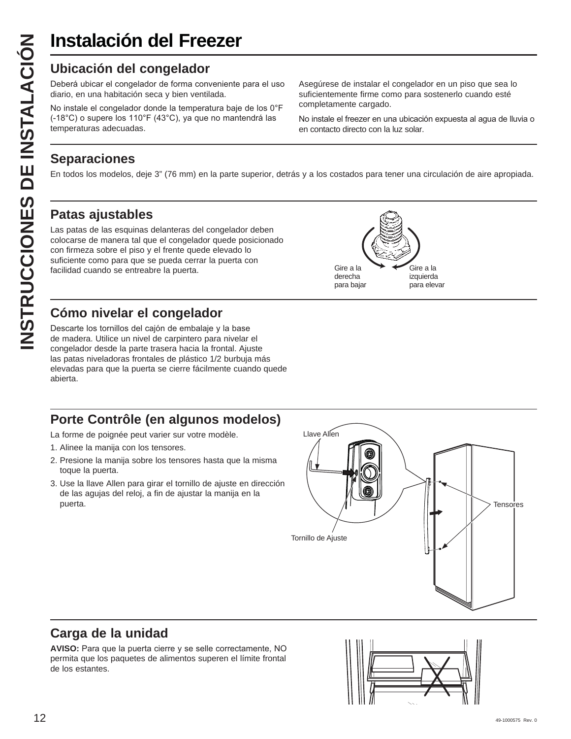# Instalación del Freezer

## Ubicación del congelador

Deberá ubicar el congelador de forma conveniente para el uso diario, en una habitación seca y bien ventilada.

No instale el congelador donde la temperatura baje de los 0°F (-18°C) o supere los 110°F (43°C), ya que no mantendrá las temperaturas adecuadas.

Asegúrese de instalar el congelador en un piso que sea lo suficientemente firme como para sostenerlo cuando esté completamente cargado.

No instale el freezer en una ubicación expuesta al agua de lluvia o en contacto directo con la luz solar.

## Separaciones

En todos los modelos, deje 3" (76 mm) en la parte superior, detrás y a los costados para tener una circulación de aire apropiada.

## Patas ajustables

Las patas de las esquinas delanteras del congelador deben colocarse de manera tal que el congelador quede posicionado con firmeza sobre el piso y el frente quede elevado lo suficiente como para que se pueda cerrar la puerta con facilidad cuando se entreabre la puerta.

Gire a la derecha para bajar

Gire a la izquierda para elevar

## Cómo nivelar el congelador

Descarte los tornillos del cajón de embalaje y la base de madera. Utilice un nivel de carpintero para nivelar el congelador desde la parte trasera hacia la frontal. Ajuste las patas niveladoras frontales de plástico 1/2 burbuja más elevadas para que la puerta se cierre fácilmente cuando quede abierta.

## Porte Contrôle (en algunos modelos)

La forme de poignée peut varier sur votre modèle.

1. Alinee la manija con los tensores.
2. Presione la manija sobre los tensores hasta que la misma toque la puerta.
3. Use la llave Allen para girar el tornillo de ajuste en dirección de las agujas del reloj, a fin de ajustar la manija en la puerta.

Llave Allen

Tensores

Tornillo de Ajuste

## Carga de la unidad

**AVISO:** Para que la puerta cierre y se selle correctamente, NO permita que los paquetes de alimentos superen el límite frontal de los estantes.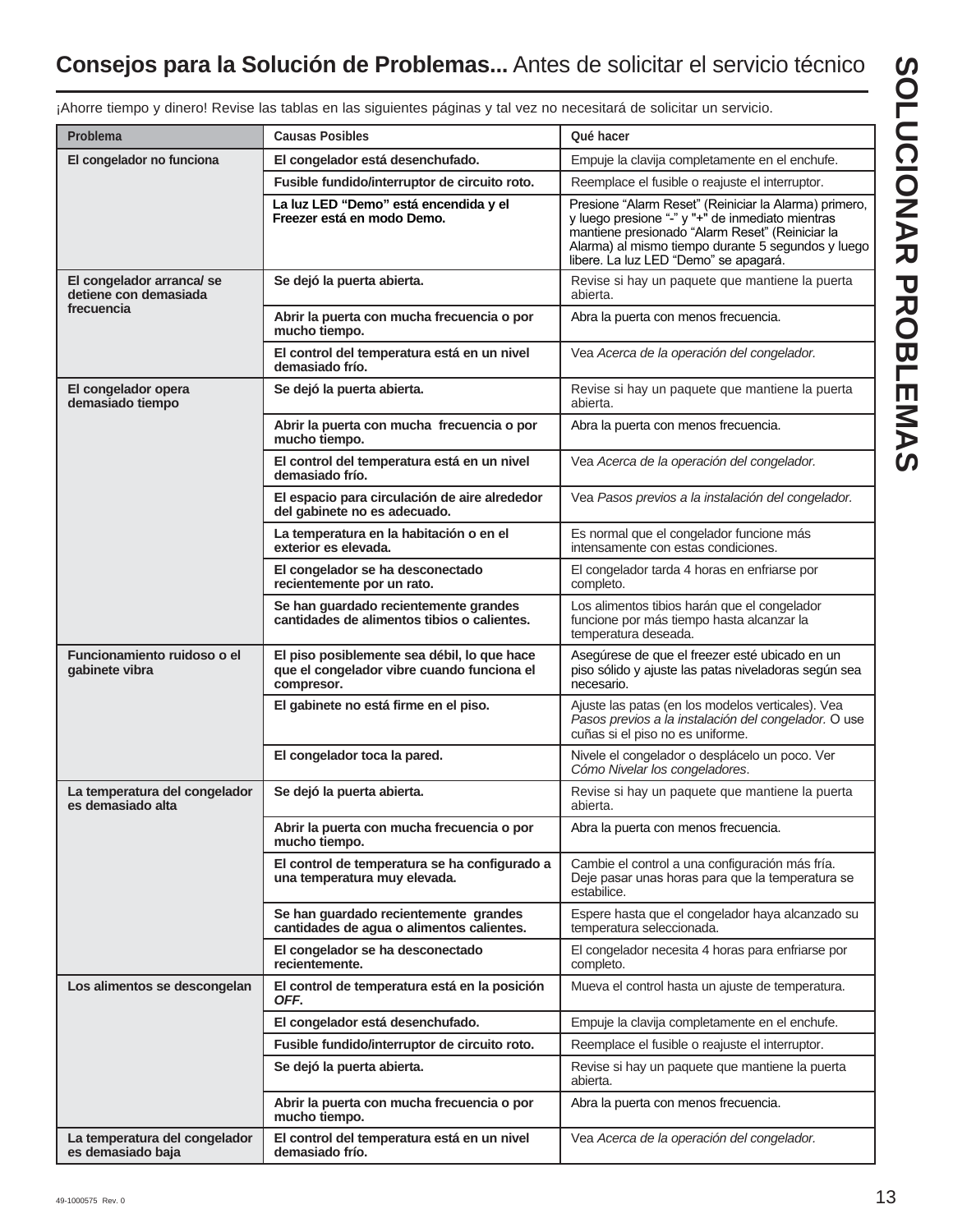## **Consejos para la Solución de Problemas...** Antes de solicitar el servicio técnico

**SOLUCIONAR PROBLEMAS**

¡Ahorre tiempo y dinero! Revise las tablas en las siguientes páginas y tal vez no necesitará de solicitar un servicio.

| Problema | Causas Posibles | Qué hacer |
|---|---|---|
| **El congelador no funciona** | **El congelador está desenchufado.** | Empuje la clavija completamente en el enchufe. |
| | **Fusible fundido/interruptor de circuito roto.** | Reemplace el fusible o reajuste el interruptor. |
| | **La luz LED “Demo” está encendida y el Freezer está en modo Demo.** | Presione “Alarm Reset” (Reiniciar la Alarma) primero, y luego presione “-” y "+" de inmediato mientras mantiene presionado “Alarm Reset” (Reiniciar la Alarma) al mismo tiempo durante 5 segundos y luego libere. La luz LED “Demo” se apagará. |
| **El congelador arranca/ se detiene con demasiada frecuencia** | **Se dejó la puerta abierta.** | Revise si hay un paquete que mantiene la puerta abierta. |
| | **Abrir la puerta con mucha frecuencia o por mucho tiempo.** | Abra la puerta con menos frecuencia. |
| | **El control del temperatura está en un nivel demasiado frío.** | Vea *Acerca de la operación del congelador.* |
| **El congelador opera demasiado tiempo** | **Se dejó la puerta abierta.** | Revise si hay un paquete que mantiene la puerta abierta. |
| | **Abrir la puerta con mucha frecuencia o por mucho tiempo.** | Abra la puerta con menos frecuencia. |
| | **El control del temperatura está en un nivel demasiado frío.** | Vea *Acerca de la operación del congelador.* |
| | **El espacio para circulación de aire alrededor del gabinete no es adecuado.** | Vea *Pasos previos a la instalación del congelador.* |
| | **La temperatura en la habitación o en el exterior es elevada.** | Es normal que el congelador funcione más intensamente con estas condiciones. |
| | **El congelador se ha desconectado recientemente por un rato.** | El congelador tarda 4 horas en enfriarse por completo. |
| | **Se han guardado recientemente grandes cantidades de alimentos tibios o calientes.** | Los alimentos tibios harán que el congelador funcione por más tiempo hasta alcanzar la temperatura deseada. |
| **Funcionamiento ruidoso o el gabinete vibra** | **El piso posiblemente sea débil, lo que hace que el congelador vibre cuando funciona el compresor.** | Asegúrese de que el freezer esté ubicado en un piso sólido y ajuste las patas niveladoras según sea necesario. |
| | **El gabinete no está firme en el piso.** | Ajuste las patas (en los modelos verticales). Vea *Pasos previos a la instalación del congelador.* O use cuñas si el piso no es uniforme. |
| | **El congelador toca la pared.** | Nivele el congelador o desplácelo un poco. Ver *Cómo Nivelar los congeladores*. |
| **La temperatura del congelador es demasiado alta** | **Se dejó la puerta abierta.** | Revise si hay un paquete que mantiene la puerta abierta. |
| | **Abrir la puerta con mucha frecuencia o por mucho tiempo.** | Abra la puerta con menos frecuencia. |
| | **El control de temperatura se ha configurado a una temperatura muy elevada.** | Cambie el control a una configuración más fría. Deje pasar unas horas para que la temperatura se estabilice. |
| | **Se han guardado recientemente grandes cantidades de agua o alimentos calientes.** | Espere hasta que el congelador haya alcanzado su temperatura seleccionada. |
| | **El congelador se ha desconectado recientemente.** | El congelador necesita 4 horas para enfriarse por completo. |
| **Los alimentos se descongelan** | **El control de temperatura está en la posición *OFF*.** | Mueva el control hasta un ajuste de temperatura. |
| | **El congelador está desenchufado.** | Empuje la clavija completamente en el enchufe. |
| | **Fusible fundido/interruptor de circuito roto.** | Reemplace el fusible o reajuste el interruptor. |
| | **Se dejó la puerta abierta.** | Revise si hay un paquete que mantiene la puerta abierta. |
| | **Abrir la puerta con mucha frecuencia o por mucho tiempo.** | Abra la puerta con menos frecuencia. |
| **La temperatura del congelador es demasiado baja** | **El control del temperatura está en un nivel demasiado frío.** | Vea *Acerca de la operación del congelador.* |

49-1000575 Rev. 0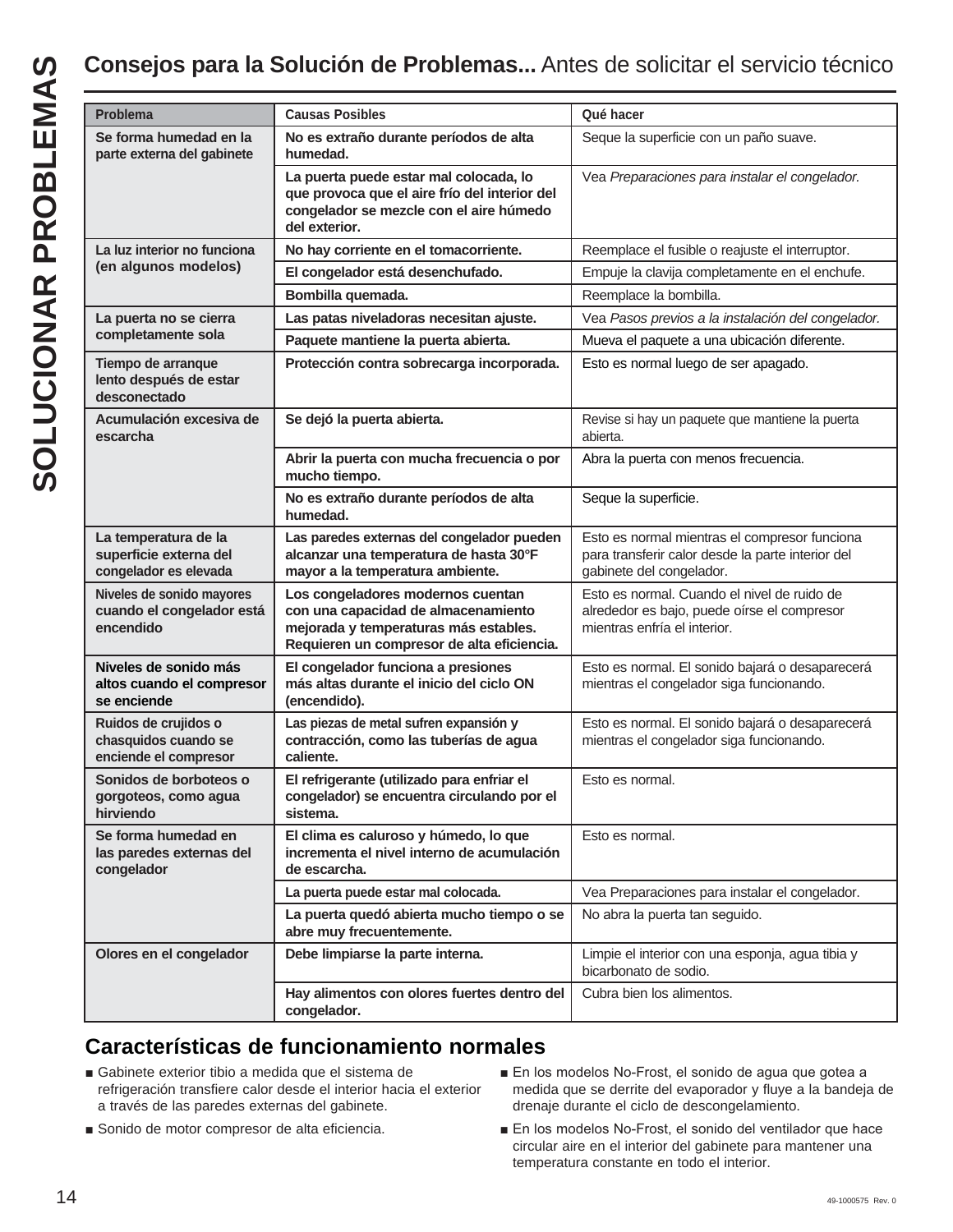## **Consejos para la Solución de Problemas...** Antes de solicitar el servicio técnico

| Problema | Causas Posibles | Qué hacer |
| --- | --- | --- |
| **Se forma humedad en la parte externa del gabinete** | **No es extraño durante períodos de alta humedad.** | Seque la superficie con un paño suave. |
| | **La puerta puede estar mal colocada, lo que provoca que el aire frío del interior del congelador se mezcle con el aire húmedo del exterior.** | Vea *Preparaciones para instalar el congelador.* |
| **La luz interior no funciona (en algunos modelos)** | **No hay corriente en el tomacorriente.** | Reemplace el fusible o reajuste el interruptor. |
| | **El congelador está desenchufado.** | Empuje la clavija completamente en el enchufe. |
| | **Bombilla quemada.** | Reemplace la bombilla. |
| **La puerta no se cierra completamente sola** | **Las patas niveladoras necesitan ajuste.** | Vea *Pasos previos a la instalación del congelador.* |
| | **Paquete mantiene la puerta abierta.** | Mueva el paquete a una ubicación diferente. |
| **Tiempo de arranque lento después de estar desconectado** | **Protección contra sobrecarga incorporada.** | Esto es normal luego de ser apagado. |
| **Acumulación excesiva de escarcha** | **Se dejó la puerta abierta.** | Revise si hay un paquete que mantiene la puerta abierta. |
| | **Abrir la puerta con mucha frecuencia o por mucho tiempo.** | Abra la puerta con menos frecuencia. |
| | **No es extraño durante períodos de alta humedad.** | Seque la superficie. |
| **La temperatura de la superficie externa del congelador es elevada** | **Las paredes externas del congelador pueden alcanzar una temperatura de hasta 30°F mayor a la temperatura ambiente.** | Esto es normal mientras el compresor funciona para transferir calor desde la parte interior del gabinete del congelador. |
| **Niveles de sonido mayores cuando el congelador está encendido** | **Los congeladores modernos cuentan con una capacidad de almacenamiento mejorada y temperaturas más estables. Requieren un compresor de alta eficiencia.** | Esto es normal. Cuando el nivel de ruido de alrededor es bajo, puede oírse el compresor mientras enfría el interior. |
| **Niveles de sonido más altos cuando el compresor se enciende** | **El congelador funciona a presiones más altas durante el inicio del ciclo ON (encendido).** | Esto es normal. El sonido bajará o desaparecerá mientras el congelador siga funcionando. |
| **Ruidos de crujidos o chasquidos cuando se enciende el compresor** | **Las piezas de metal sufren expansión y contracción, como las tuberías de agua caliente.** | Esto es normal. El sonido bajará o desaparecerá mientras el congelador siga funcionando. |
| **Sonidos de borboteos o gorgoteos, como agua hirviendo** | **El refrigerante (utilizado para enfriar el congelador) se encuentra circulando por el sistema.** | Esto es normal. |
| **Se forma humedad en las paredes externas del congelador** | **El clima es caluroso y húmedo, lo que incrementa el nivel interno de acumulación de escarcha.** | Esto es normal. |
| | **La puerta puede estar mal colocada.** | Vea Preparaciones para instalar el congelador. |
| | **La puerta quedó abierta mucho tiempo o se abre muy frecuentemente.** | No abra la puerta tan seguido. |
| **Olores en el congelador** | **Debe limpiarse la parte interna.** | Limpie el interior con una esponja, agua tibia y bicarbonato de sodio. |
| | **Hay alimentos con olores fuertes dentro del congelador.** | Cubra bien los alimentos. |

## Características de funcionamiento normales

- Gabinete exterior tibio a medida que el sistema de refrigeración transfiere calor desde el interior hacia el exterior a través de las paredes externas del gabinete.
- Sonido de motor compresor de alta eficiencia.
- En los modelos No-Frost, el sonido de agua que gotea a medida que se derrite del evaporador y fluye a la bandeja de drenaje durante el ciclo de descongelamiento.
- En los modelos No-Frost, el sonido del ventilador que hace circular aire en el interior del gabinete para mantener una temperatura constante en todo el interior.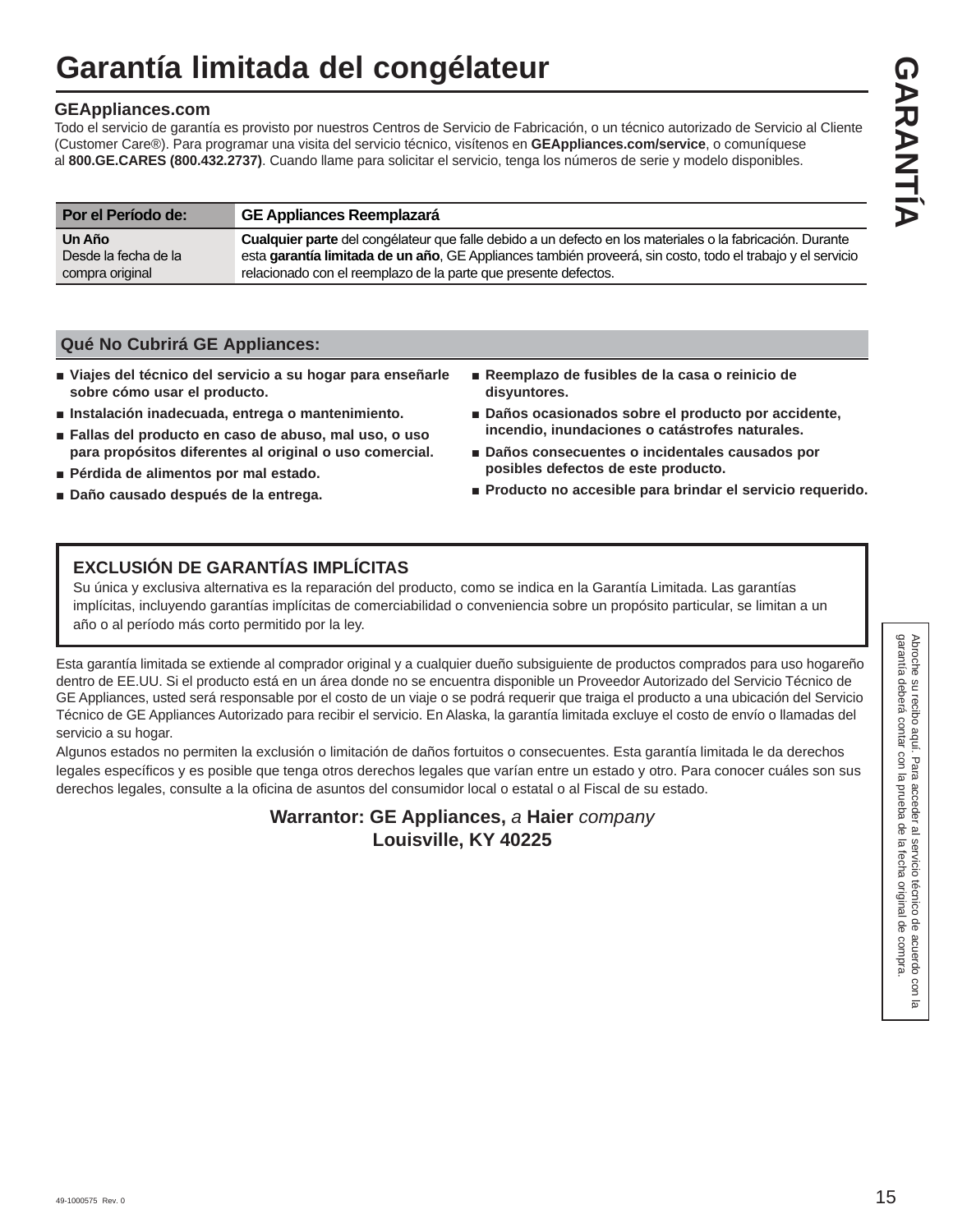# Garantía limitada del congélateur

**GARANTÍA**

**GEAppliances.com**

Todo el servicio de garantía es provisto por nuestros Centros de Servicio de Fabricación, o un técnico autorizado de Servicio al Cliente (Customer Care®). Para programar una visita del servicio técnico, visítenos en **GEAppliances.com/service**, o comuníquese al **800.GE.CARES (800.432.2737)**. Cuando llame para solicitar el servicio, tenga los números de serie y modelo disponibles.

| Por el Período de: | GE Appliances Reemplazará |
| --- | --- |
| **Un Año**<br>Desde la fecha de la compra original | **Cualquier parte** del congélateur que falle debido a un defecto en los materiales o la fabricación. Durante esta **garantía limitada de un año**, GE Appliances también proveerá, sin costo, todo el trabajo y el servicio relacionado con el reemplazo de la parte que presente defectos. |

## Qué No Cubrirá GE Appliances:

- **Viajes del técnico del servicio a su hogar para enseñarle sobre cómo usar el producto.**
- **Instalación inadecuada, entrega o mantenimiento.**
- **Fallas del producto en caso de abuso, mal uso, o uso para propósitos diferentes al original o uso comercial.**
- **Pérdida de alimentos por mal estado.**
- **Daño causado después de la entrega.**
- **Reemplazo de fusibles de la casa o reinicio de disyuntores.**
- **Daños ocasionados sobre el producto por accidente, incendio, inundaciones o catástrofes naturales.**
- **Daños consecuentes o incidentales causados por posibles defectos de este producto.**
- **Producto no accesible para brindar el servicio requerido.**

### EXCLUSIÓN DE GARANTÍAS IMPLÍCITAS

Su única y exclusiva alternativa es la reparación del producto, como se indica en la Garantía Limitada. Las garantías implícitas, incluyendo garantías implícitas de comerciabilidad o conveniencia sobre un propósito particular, se limitan a un año o al período más corto permitido por la ley.

Esta garantía limitada se extiende al comprador original y a cualquier dueño subsiguiente de productos comprados para uso hogareño dentro de EE.UU. Si el producto está en un área donde no se encuentra disponible un Proveedor Autorizado del Servicio Técnico de GE Appliances, usted será responsable por el costo de un viaje o se podrá requerir que traiga el producto a una ubicación del Servicio Técnico de GE Appliances Autorizado para recibir el servicio. En Alaska, la garantía limitada excluye el costo de envío o llamadas del servicio a su hogar.

Algunos estados no permiten la exclusión o limitación de daños fortuitos o consecuentes. Esta garantía limitada le da derechos legales específicos y es posible que tenga otros derechos legales que varían entre un estado y otro. Para conocer cuáles son sus derechos legales, consulte a la oficina de asuntos del consumidor local o estatal o al Fiscal de su estado.

**Warrantor: GE Appliances,** *a* **Haier** *company*
**Louisville, KY 40225**

Abroche su recibo aquí. Para acceder al servicio técnico de acuerdo con la garantía deberá contar con la prueba de la fecha original de compra.

49-1000575 Rev. 0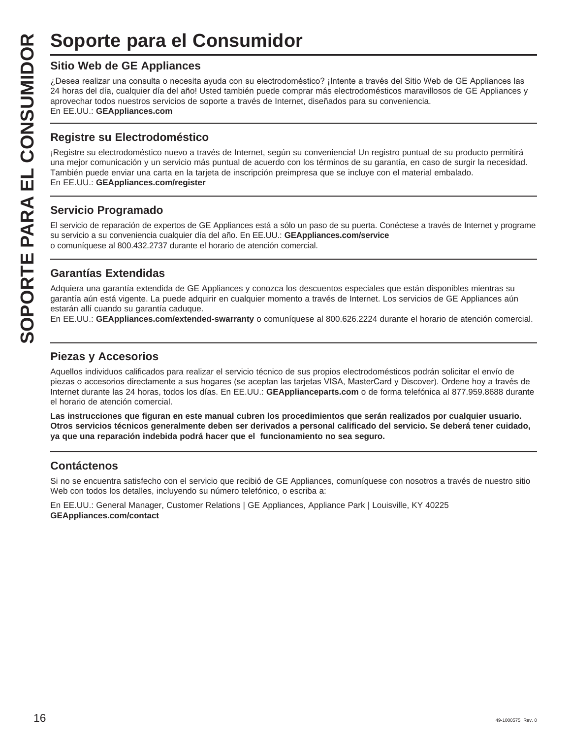# Soporte para el Consumidor

## Sitio Web de GE Appliances

¿Desea realizar una consulta o necesita ayuda con su electrodoméstico? ¡Intente a través del Sitio Web de GE Appliances las 24 horas del día, cualquier día del año! Usted también puede comprar más electrodomésticos maravillosos de GE Appliances y aprovechar todos nuestros servicios de soporte a través de Internet, diseñados para su conveniencia.
En EE.UU.: **GEAppliances.com**

## Registre su Electrodoméstico

¡Registre su electrodoméstico nuevo a través de Internet, según su conveniencia! Un registro puntual de su producto permitirá una mejor comunicación y un servicio más puntual de acuerdo con los términos de su garantía, en caso de surgir la necesidad. También puede enviar una carta en la tarjeta de inscripción preimpresa que se incluye con el material embalado.
En EE.UU.: **GEAppliances.com/register**

## Servicio Programado

El servicio de reparación de expertos de GE Appliances está a sólo un paso de su puerta. Conéctese a través de Internet y programe su servicio a su conveniencia cualquier día del año. En EE.UU.: **GEAppliances.com/service**
o comuníquese al 800.432.2737 durante el horario de atención comercial.

## Garantías Extendidas

Adquiera una garantía extendida de GE Appliances y conozca los descuentos especiales que están disponibles mientras su garantía aún está vigente. La puede adquirir en cualquier momento a través de Internet. Los servicios de GE Appliances aún estarán allí cuando su garantía caduque.
En EE.UU.: **GEAppliances.com/extended-swarranty** o comuníquese al 800.626.2224 durante el horario de atención comercial.

## Piezas y Accesorios

Aquellos individuos calificados para realizar el servicio técnico de sus propios electrodomésticos podrán solicitar el envío de piezas o accesorios directamente a sus hogares (se aceptan las tarjetas VISA, MasterCard y Discover). Ordene hoy a través de Internet durante las 24 horas, todos los días. En EE.UU.: **GEApplianceparts.com** o de forma telefónica al 877.959.8688 durante el horario de atención comercial.

**Las instrucciones que figuran en este manual cubren los procedimientos que serán realizados por cualquier usuario. Otros servicios técnicos generalmente deben ser derivados a personal calificado del servicio. Se deberá tener cuidado, ya que una reparación indebida podrá hacer que el funcionamiento no sea seguro.**

## Contáctenos

Si no se encuentra satisfecho con el servicio que recibió de GE Appliances, comuníquese con nosotros a través de nuestro sitio Web con todos los detalles, incluyendo su número telefónico, o escriba a:

En EE.UU.: General Manager, Customer Relations | GE Appliances, Appliance Park | Louisville, KY 40225
**GEAppliances.com/contact**

49-1000575 Rev. 0